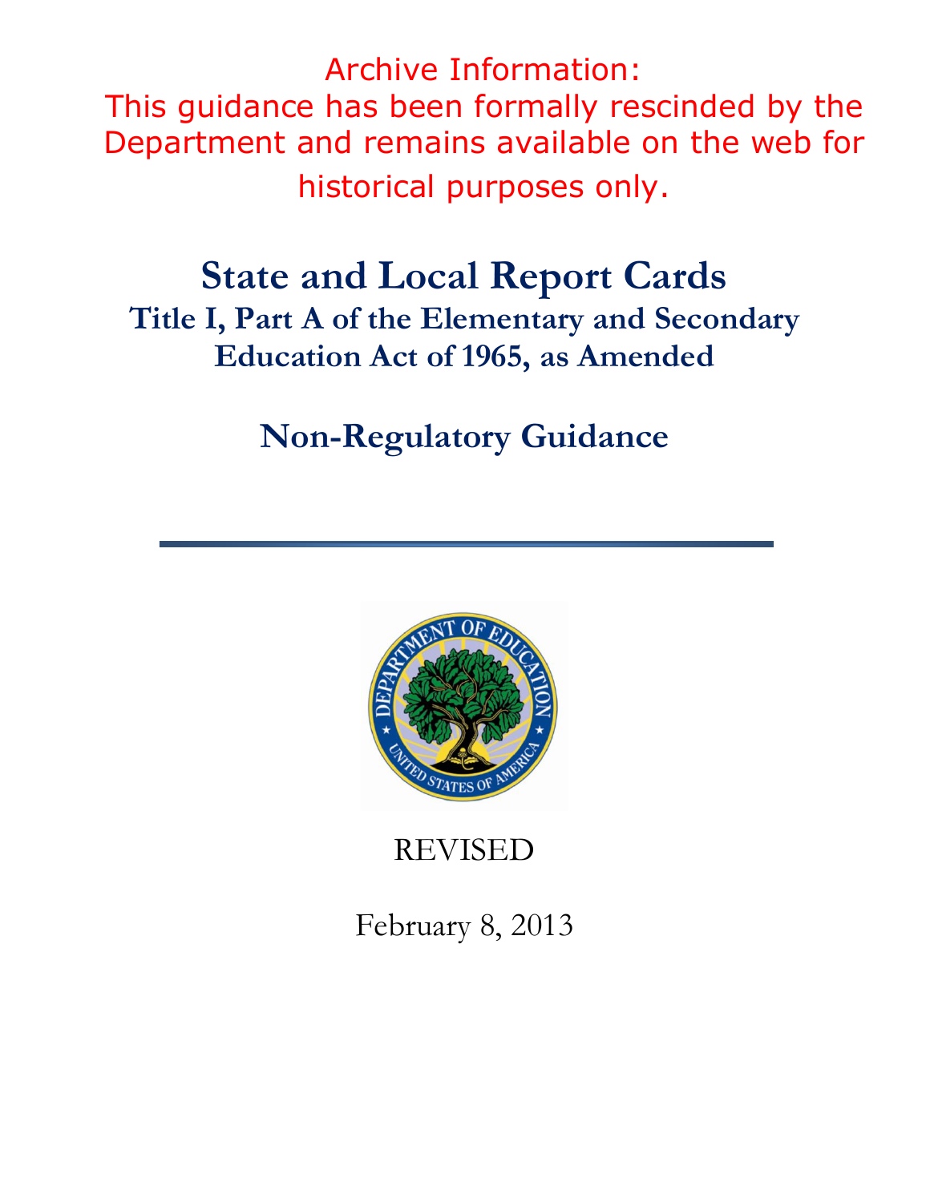Archive Information:
This guidance has been formally rescinded by the Department and remains available on the web for historical purposes only.

# State and Local Report Cards

## Title I, Part A of the Elementary and Secondary Education Act of 1965, as Amended

## Non-Regulatory Guidance

REVISED

February 8, 2013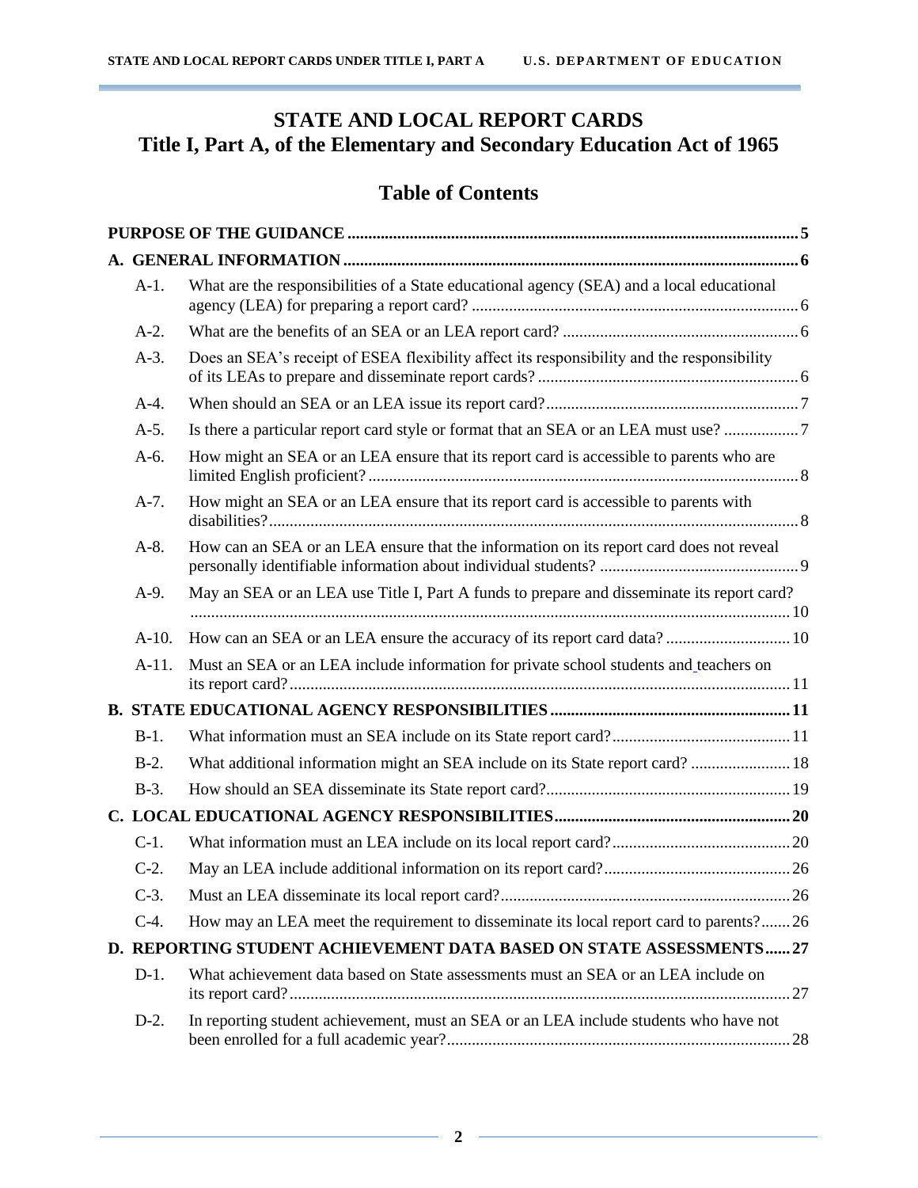# STATE AND LOCAL REPORT CARDS
# Title I, Part A, of the Elementary and Secondary Education Act of 1965

## Table of Contents

**PURPOSE OF THE GUIDANCE** ........................................ 5

**A. GENERAL INFORMATION** ........................................ 6

- A-1. What are the responsibilities of a State educational agency (SEA) and a local educational agency (LEA) for preparing a report card? ........................................ 6
- A-2. What are the benefits of an SEA or an LEA report card? ........................................ 6
- A-3. Does an SEA's receipt of ESEA flexibility affect its responsibility and the responsibility of its LEAs to prepare and disseminate report cards? ........................................ 6
- A-4. When should an SEA or an LEA issue its report card? ........................................ 7
- A-5. Is there a particular report card style or format that an SEA or an LEA must use? ........................................ 7
- A-6. How might an SEA or an LEA ensure that its report card is accessible to parents who are limited English proficient? ........................................ 8
- A-7. How might an SEA or an LEA ensure that its report card is accessible to parents with disabilities? ........................................ 8
- A-8. How can an SEA or an LEA ensure that the information on its report card does not reveal personally identifiable information about individual students? ........................................ 9
- A-9. May an SEA or an LEA use Title I, Part A funds to prepare and disseminate its report card? ........................................ 10
- A-10. How can an SEA or an LEA ensure the accuracy of its report card data? ........................................ 10
- A-11. Must an SEA or an LEA include information for private school students and teachers on its report card? ........................................ 11

**B. STATE EDUCATIONAL AGENCY RESPONSIBILITIES** ........................................ 11

- B-1. What information must an SEA include on its State report card? ........................................ 11
- B-2. What additional information might an SEA include on its State report card? ........................................ 18
- B-3. How should an SEA disseminate its State report card? ........................................ 19

**C. LOCAL EDUCATIONAL AGENCY RESPONSIBILITIES** ........................................ 20

- C-1. What information must an LEA include on its local report card? ........................................ 20
- C-2. May an LEA include additional information on its report card? ........................................ 26
- C-3. Must an LEA disseminate its local report card? ........................................ 26
- C-4. How may an LEA meet the requirement to disseminate its local report card to parents? ........................................ 26

**D. REPORTING STUDENT ACHIEVEMENT DATA BASED ON STATE ASSESSMENTS** ........................................ 27

- D-1. What achievement data based on State assessments must an SEA or an LEA include on its report card? ........................................ 27
- D-2. In reporting student achievement, must an SEA or an LEA include students who have not been enrolled for a full academic year? ........................................ 28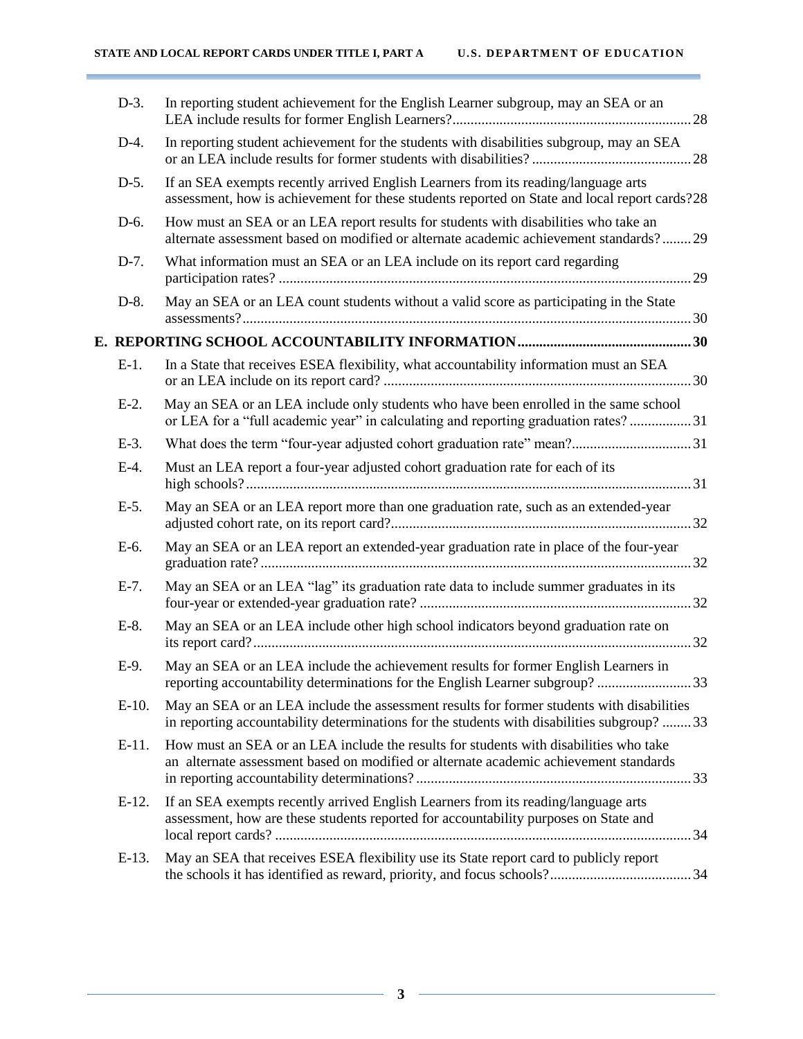| | | |
|---|---|---|
| D-3. | In reporting student achievement for the English Learner subgroup, may an SEA or an LEA include results for former English Learners? | 28 |
| D-4. | In reporting student achievement for the students with disabilities subgroup, may an SEA or an LEA include results for former students with disabilities? | 28 |
| D-5. | If an SEA exempts recently arrived English Learners from its reading/language arts assessment, how is achievement for these students reported on State and local report cards? | 28 |
| D-6. | How must an SEA or an LEA report results for students with disabilities who take an alternate assessment based on modified or alternate academic achievement standards? | 29 |
| D-7. | What information must an SEA or an LEA include on its report card regarding participation rates? | 29 |
| D-8. | May an SEA or an LEA count students without a valid score as participating in the State assessments? | 30 |

**E. REPORTING SCHOOL ACCOUNTABILITY INFORMATION** ... 30

| | | |
|---|---|---|
| E-1. | In a State that receives ESEA flexibility, what accountability information must an SEA or an LEA include on its report card? | 30 |
| E-2. | May an SEA or an LEA include only students who have been enrolled in the same school or LEA for a "full academic year" in calculating and reporting graduation rates? | 31 |
| E-3. | What does the term "four-year adjusted cohort graduation rate" mean? | 31 |
| E-4. | Must an LEA report a four-year adjusted cohort graduation rate for each of its high schools? | 31 |
| E-5. | May an SEA or an LEA report more than one graduation rate, such as an extended-year adjusted cohort rate, on its report card? | 32 |
| E-6. | May an SEA or an LEA report an extended-year graduation rate in place of the four-year graduation rate? | 32 |
| E-7. | May an SEA or an LEA "lag" its graduation rate data to include summer graduates in its four-year or extended-year graduation rate? | 32 |
| E-8. | May an SEA or an LEA include other high school indicators beyond graduation rate on its report card? | 32 |
| E-9. | May an SEA or an LEA include the achievement results for former English Learners in reporting accountability determinations for the English Learner subgroup? | 33 |
| E-10. | May an SEA or an LEA include the assessment results for former students with disabilities in reporting accountability determinations for the students with disabilities subgroup? | 33 |
| E-11. | How must an SEA or an LEA include the results for students with disabilities who take an alternate assessment based on modified or alternate academic achievement standards in reporting accountability determinations? | 33 |
| E-12. | If an SEA exempts recently arrived English Learners from its reading/language arts assessment, how are these students reported for accountability purposes on State and local report cards? | 34 |
| E-13. | May an SEA that receives ESEA flexibility use its State report card to publicly report the schools it has identified as reward, priority, and focus schools? | 34 |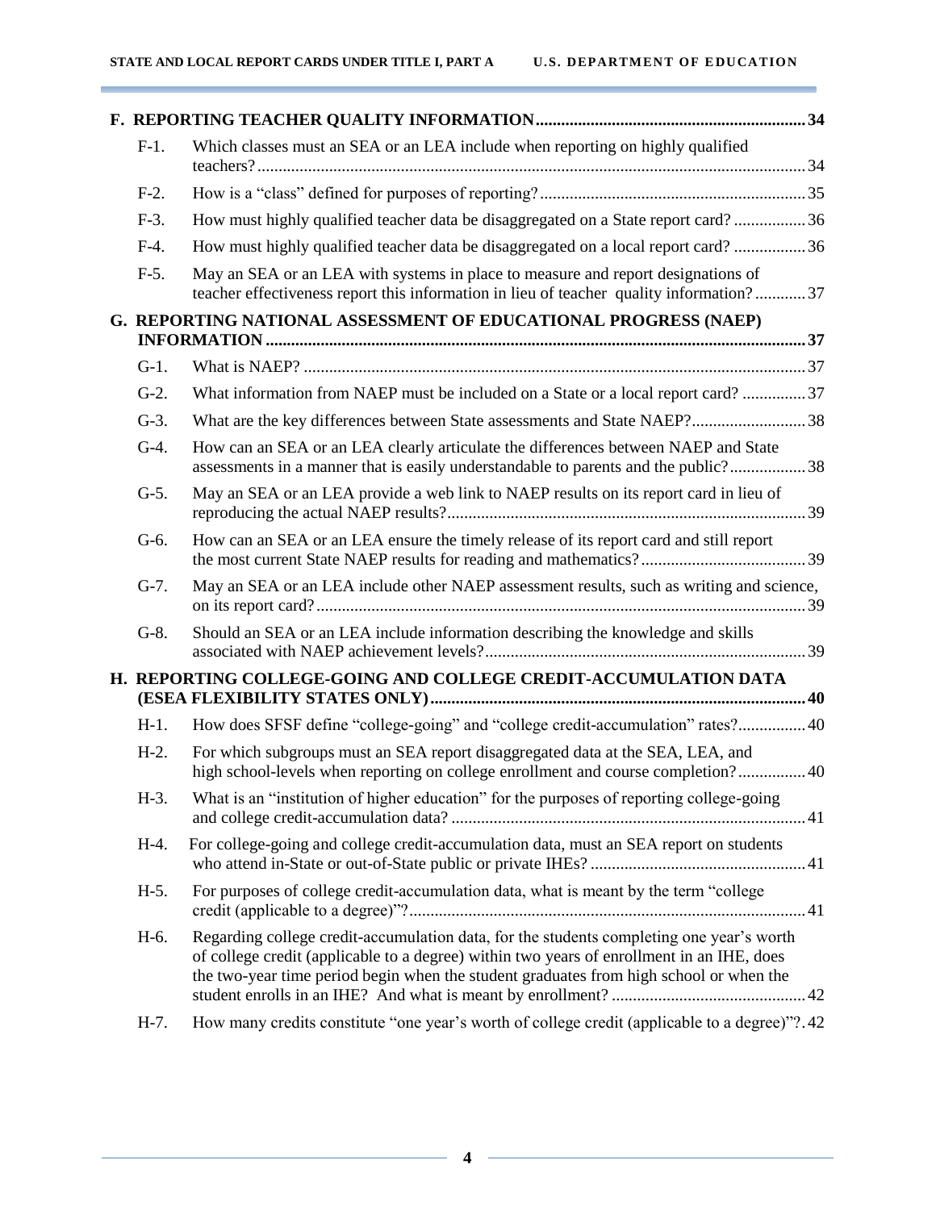**F. REPORTING TEACHER QUALITY INFORMATION** ..... 34

- F-1. Which classes must an SEA or an LEA include when reporting on highly qualified teachers? ..... 34
- F-2. How is a "class" defined for purposes of reporting? ..... 35
- F-3. How must highly qualified teacher data be disaggregated on a State report card? ..... 36
- F-4. How must highly qualified teacher data be disaggregated on a local report card? ..... 36
- F-5. May an SEA or an LEA with systems in place to measure and report designations of teacher effectiveness report this information in lieu of teacher quality information? ..... 37

**G. REPORTING NATIONAL ASSESSMENT OF EDUCATIONAL PROGRESS (NAEP) INFORMATION** ..... 37

- G-1. What is NAEP? ..... 37
- G-2. What information from NAEP must be included on a State or a local report card? ..... 37
- G-3. What are the key differences between State assessments and State NAEP? ..... 38
- G-4. How can an SEA or an LEA clearly articulate the differences between NAEP and State assessments in a manner that is easily understandable to parents and the public? ..... 38
- G-5. May an SEA or an LEA provide a web link to NAEP results on its report card in lieu of reproducing the actual NAEP results? ..... 39
- G-6. How can an SEA or an LEA ensure the timely release of its report card and still report the most current State NAEP results for reading and mathematics? ..... 39
- G-7. May an SEA or an LEA include other NAEP assessment results, such as writing and science, on its report card? ..... 39
- G-8. Should an SEA or an LEA include information describing the knowledge and skills associated with NAEP achievement levels? ..... 39

**H. REPORTING COLLEGE-GOING AND COLLEGE CREDIT-ACCUMULATION DATA (ESEA FLEXIBILITY STATES ONLY)** ..... 40

- H-1. How does SFSF define "college-going" and "college credit-accumulation" rates? ..... 40
- H-2. For which subgroups must an SEA report disaggregated data at the SEA, LEA, and high school-levels when reporting on college enrollment and course completion? ..... 40
- H-3. What is an "institution of higher education" for the purposes of reporting college-going and college credit-accumulation data? ..... 41
- H-4. For college-going and college credit-accumulation data, must an SEA report on students who attend in-State or out-of-State public or private IHEs? ..... 41
- H-5. For purposes of college credit-accumulation data, what is meant by the term "college credit (applicable to a degree)"? ..... 41
- H-6. Regarding college credit-accumulation data, for the students completing one year's worth of college credit (applicable to a degree) within two years of enrollment in an IHE, does the two-year time period begin when the student graduates from high school or when the student enrolls in an IHE? And what is meant by enrollment? ..... 42
- H-7. How many credits constitute "one year's worth of college credit (applicable to a degree)"? ..... 42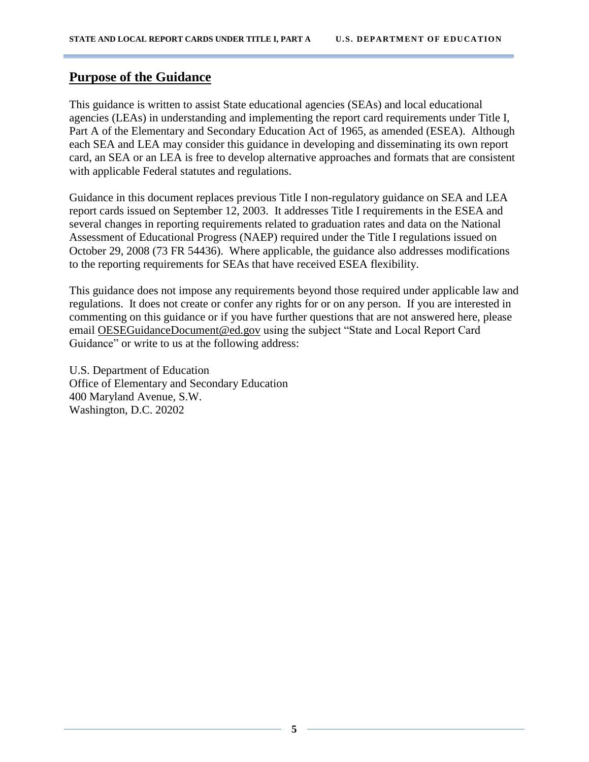## Purpose of the Guidance

This guidance is written to assist State educational agencies (SEAs) and local educational agencies (LEAs) in understanding and implementing the report card requirements under Title I, Part A of the Elementary and Secondary Education Act of 1965, as amended (ESEA). Although each SEA and LEA may consider this guidance in developing and disseminating its own report card, an SEA or an LEA is free to develop alternative approaches and formats that are consistent with applicable Federal statutes and regulations.

Guidance in this document replaces previous Title I non-regulatory guidance on SEA and LEA report cards issued on September 12, 2003. It addresses Title I requirements in the ESEA and several changes in reporting requirements related to graduation rates and data on the National Assessment of Educational Progress (NAEP) required under the Title I regulations issued on October 29, 2008 (73 FR 54436). Where applicable, the guidance also addresses modifications to the reporting requirements for SEAs that have received ESEA flexibility.

This guidance does not impose any requirements beyond those required under applicable law and regulations. It does not create or confer any rights for or on any person. If you are interested in commenting on this guidance or if you have further questions that are not answered here, please email OESEGuidanceDocument@ed.gov using the subject "State and Local Report Card Guidance" or write to us at the following address:

U.S. Department of Education
Office of Elementary and Secondary Education
400 Maryland Avenue, S.W.
Washington, D.C. 20202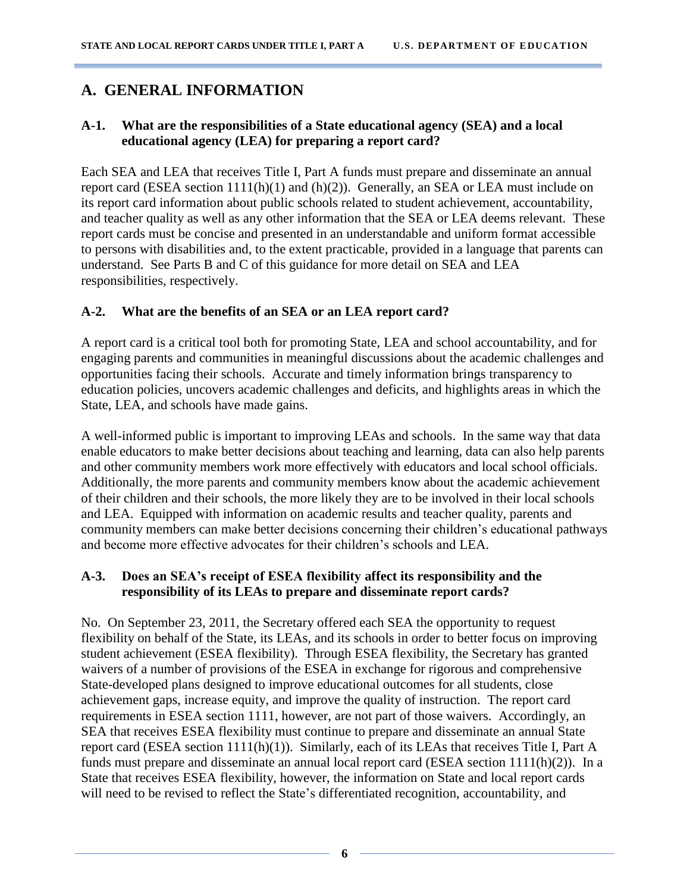## A. GENERAL INFORMATION

### A-1. What are the responsibilities of a State educational agency (SEA) and a local educational agency (LEA) for preparing a report card?

Each SEA and LEA that receives Title I, Part A funds must prepare and disseminate an annual report card (ESEA section 1111(h)(1) and (h)(2)). Generally, an SEA or LEA must include on its report card information about public schools related to student achievement, accountability, and teacher quality as well as any other information that the SEA or LEA deems relevant. These report cards must be concise and presented in an understandable and uniform format accessible to persons with disabilities and, to the extent practicable, provided in a language that parents can understand. See Parts B and C of this guidance for more detail on SEA and LEA responsibilities, respectively.

### A-2. What are the benefits of an SEA or an LEA report card?

A report card is a critical tool both for promoting State, LEA and school accountability, and for engaging parents and communities in meaningful discussions about the academic challenges and opportunities facing their schools. Accurate and timely information brings transparency to education policies, uncovers academic challenges and deficits, and highlights areas in which the State, LEA, and schools have made gains.

A well-informed public is important to improving LEAs and schools. In the same way that data enable educators to make better decisions about teaching and learning, data can also help parents and other community members work more effectively with educators and local school officials. Additionally, the more parents and community members know about the academic achievement of their children and their schools, the more likely they are to be involved in their local schools and LEA. Equipped with information on academic results and teacher quality, parents and community members can make better decisions concerning their children's educational pathways and become more effective advocates for their children's schools and LEA.

### A-3. Does an SEA's receipt of ESEA flexibility affect its responsibility and the responsibility of its LEAs to prepare and disseminate report cards?

No. On September 23, 2011, the Secretary offered each SEA the opportunity to request flexibility on behalf of the State, its LEAs, and its schools in order to better focus on improving student achievement (ESEA flexibility). Through ESEA flexibility, the Secretary has granted waivers of a number of provisions of the ESEA in exchange for rigorous and comprehensive State-developed plans designed to improve educational outcomes for all students, close achievement gaps, increase equity, and improve the quality of instruction. The report card requirements in ESEA section 1111, however, are not part of those waivers. Accordingly, an SEA that receives ESEA flexibility must continue to prepare and disseminate an annual State report card (ESEA section 1111(h)(1)). Similarly, each of its LEAs that receives Title I, Part A funds must prepare and disseminate an annual local report card (ESEA section 1111(h)(2)). In a State that receives ESEA flexibility, however, the information on State and local report cards will need to be revised to reflect the State's differentiated recognition, accountability, and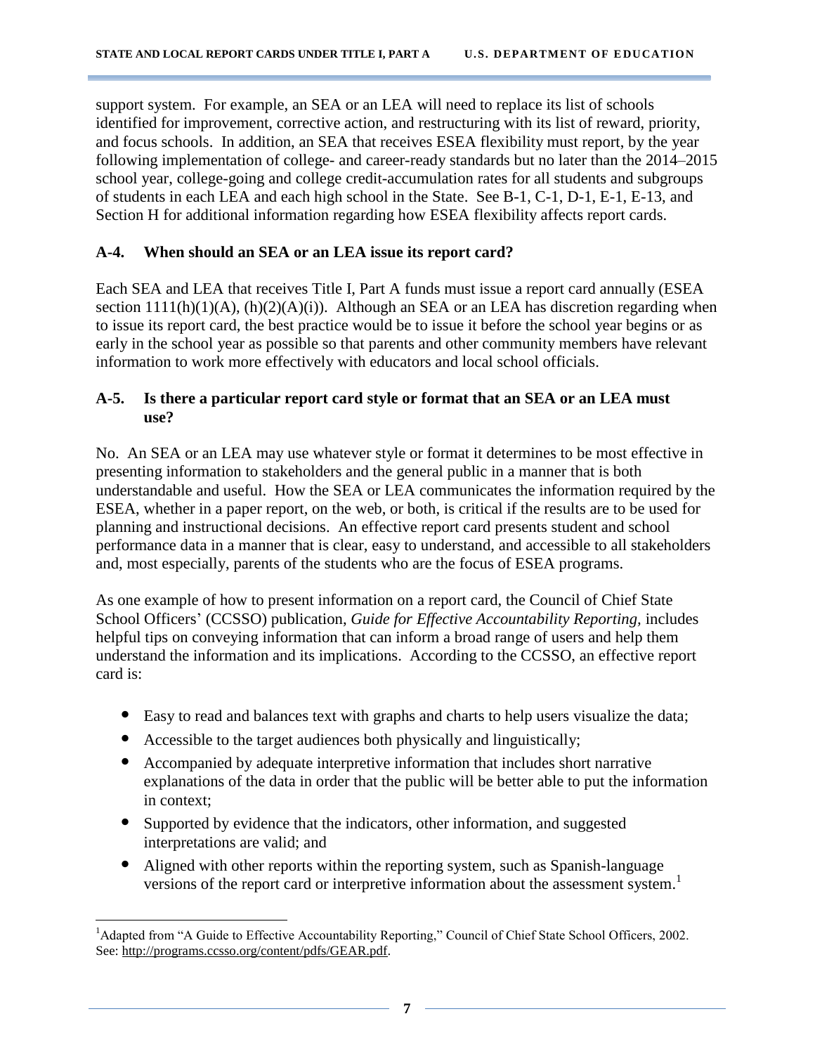support system. For example, an SEA or an LEA will need to replace its list of schools identified for improvement, corrective action, and restructuring with its list of reward, priority, and focus schools. In addition, an SEA that receives ESEA flexibility must report, by the year following implementation of college- and career-ready standards but no later than the 2014–2015 school year, college-going and college credit-accumulation rates for all students and subgroups of students in each LEA and each high school in the State. See B-1, C-1, D-1, E-1, E-13, and Section H for additional information regarding how ESEA flexibility affects report cards.

### A-4. When should an SEA or an LEA issue its report card?

Each SEA and LEA that receives Title I, Part A funds must issue a report card annually (ESEA section 1111(h)(1)(A), (h)(2)(A)(i)). Although an SEA or an LEA has discretion regarding when to issue its report card, the best practice would be to issue it before the school year begins or as early in the school year as possible so that parents and other community members have relevant information to work more effectively with educators and local school officials.

### A-5. Is there a particular report card style or format that an SEA or an LEA must use?

No. An SEA or an LEA may use whatever style or format it determines to be most effective in presenting information to stakeholders and the general public in a manner that is both understandable and useful. How the SEA or LEA communicates the information required by the ESEA, whether in a paper report, on the web, or both, is critical if the results are to be used for planning and instructional decisions. An effective report card presents student and school performance data in a manner that is clear, easy to understand, and accessible to all stakeholders and, most especially, parents of the students who are the focus of ESEA programs.

As one example of how to present information on a report card, the Council of Chief State School Officers' (CCSSO) publication, *Guide for Effective Accountability Reporting,* includes helpful tips on conveying information that can inform a broad range of users and help them understand the information and its implications. According to the CCSSO, an effective report card is:

- Easy to read and balances text with graphs and charts to help users visualize the data;
- Accessible to the target audiences both physically and linguistically;
- Accompanied by adequate interpretive information that includes short narrative explanations of the data in order that the public will be better able to put the information in context;
- Supported by evidence that the indicators, other information, and suggested interpretations are valid; and
- Aligned with other reports within the reporting system, such as Spanish-language versions of the report card or interpretive information about the assessment system.[1]

---

[1]Adapted from "A Guide to Effective Accountability Reporting," Council of Chief State School Officers, 2002. See: http://programs.ccsso.org/content/pdfs/GEAR.pdf.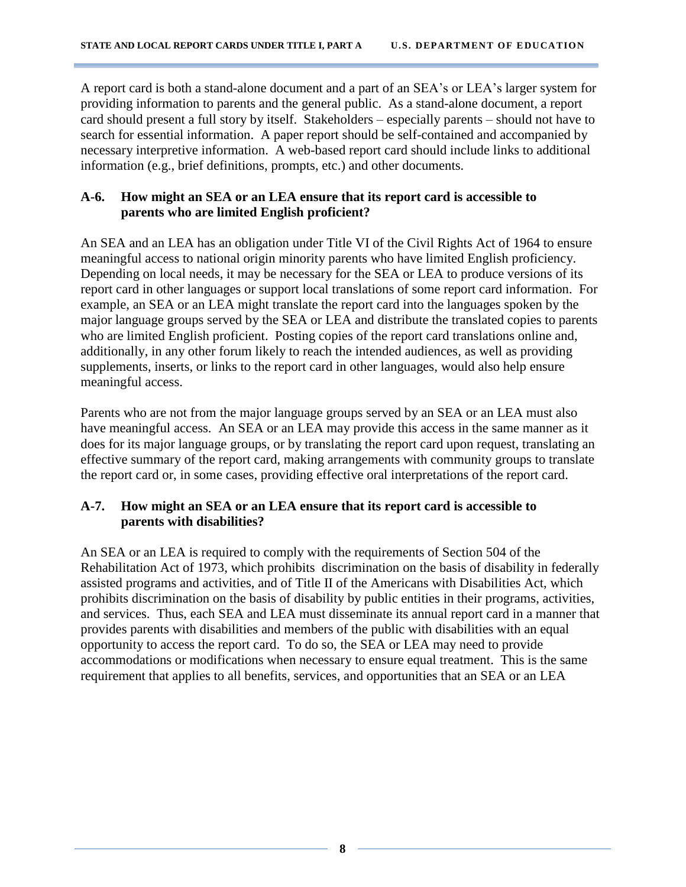A report card is both a stand-alone document and a part of an SEA's or LEA's larger system for providing information to parents and the general public. As a stand-alone document, a report card should present a full story by itself. Stakeholders – especially parents – should not have to search for essential information. A paper report should be self-contained and accompanied by necessary interpretive information. A web-based report card should include links to additional information (e.g., brief definitions, prompts, etc.) and other documents.

### A-6. How might an SEA or an LEA ensure that its report card is accessible to parents who are limited English proficient?

An SEA and an LEA has an obligation under Title VI of the Civil Rights Act of 1964 to ensure meaningful access to national origin minority parents who have limited English proficiency. Depending on local needs, it may be necessary for the SEA or LEA to produce versions of its report card in other languages or support local translations of some report card information. For example, an SEA or an LEA might translate the report card into the languages spoken by the major language groups served by the SEA or LEA and distribute the translated copies to parents who are limited English proficient. Posting copies of the report card translations online and, additionally, in any other forum likely to reach the intended audiences, as well as providing supplements, inserts, or links to the report card in other languages, would also help ensure meaningful access.

Parents who are not from the major language groups served by an SEA or an LEA must also have meaningful access. An SEA or an LEA may provide this access in the same manner as it does for its major language groups, or by translating the report card upon request, translating an effective summary of the report card, making arrangements with community groups to translate the report card or, in some cases, providing effective oral interpretations of the report card.

### A-7. How might an SEA or an LEA ensure that its report card is accessible to parents with disabilities?

An SEA or an LEA is required to comply with the requirements of Section 504 of the Rehabilitation Act of 1973, which prohibits discrimination on the basis of disability in federally assisted programs and activities, and of Title II of the Americans with Disabilities Act, which prohibits discrimination on the basis of disability by public entities in their programs, activities, and services. Thus, each SEA and LEA must disseminate its annual report card in a manner that provides parents with disabilities and members of the public with disabilities with an equal opportunity to access the report card. To do so, the SEA or LEA may need to provide accommodations or modifications when necessary to ensure equal treatment. This is the same requirement that applies to all benefits, services, and opportunities that an SEA or an LEA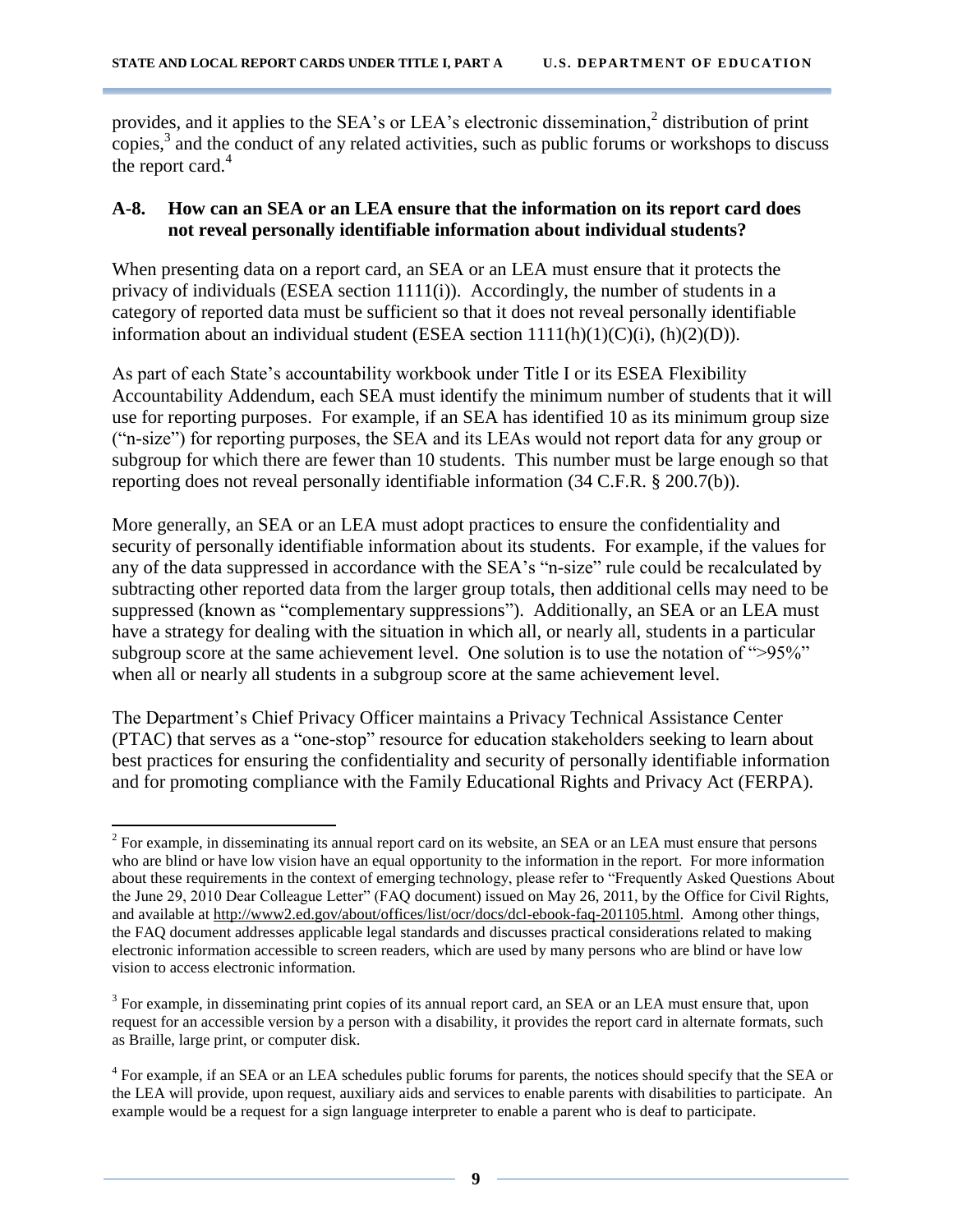provides, and it applies to the SEA's or LEA's electronic dissemination,[2] distribution of print copies,[3] and the conduct of any related activities, such as public forums or workshops to discuss the report card.[4]

### A-8. How can an SEA or an LEA ensure that the information on its report card does not reveal personally identifiable information about individual students?

When presenting data on a report card, an SEA or an LEA must ensure that it protects the privacy of individuals (ESEA section 1111(i)). Accordingly, the number of students in a category of reported data must be sufficient so that it does not reveal personally identifiable information about an individual student (ESEA section 1111(h)(1)(C)(i), (h)(2)(D)).

As part of each State's accountability workbook under Title I or its ESEA Flexibility Accountability Addendum, each SEA must identify the minimum number of students that it will use for reporting purposes. For example, if an SEA has identified 10 as its minimum group size ("n-size") for reporting purposes, the SEA and its LEAs would not report data for any group or subgroup for which there are fewer than 10 students. This number must be large enough so that reporting does not reveal personally identifiable information (34 C.F.R. § 200.7(b)).

More generally, an SEA or an LEA must adopt practices to ensure the confidentiality and security of personally identifiable information about its students. For example, if the values for any of the data suppressed in accordance with the SEA's "n-size" rule could be recalculated by subtracting other reported data from the larger group totals, then additional cells may need to be suppressed (known as "complementary suppressions"). Additionally, an SEA or an LEA must have a strategy for dealing with the situation in which all, or nearly all, students in a particular subgroup score at the same achievement level. One solution is to use the notation of ">95%" when all or nearly all students in a subgroup score at the same achievement level.

The Department's Chief Privacy Officer maintains a Privacy Technical Assistance Center (PTAC) that serves as a "one-stop" resource for education stakeholders seeking to learn about best practices for ensuring the confidentiality and security of personally identifiable information and for promoting compliance with the Family Educational Rights and Privacy Act (FERPA).

---

[2] For example, in disseminating its annual report card on its website, an SEA or an LEA must ensure that persons who are blind or have low vision have an equal opportunity to the information in the report. For more information about these requirements in the context of emerging technology, please refer to "Frequently Asked Questions About the June 29, 2010 Dear Colleague Letter" (FAQ document) issued on May 26, 2011, by the Office for Civil Rights, and available at http://www2.ed.gov/about/offices/list/ocr/docs/dcl-ebook-faq-201105.html. Among other things, the FAQ document addresses applicable legal standards and discusses practical considerations related to making electronic information accessible to screen readers, which are used by many persons who are blind or have low vision to access electronic information.

[3] For example, in disseminating print copies of its annual report card, an SEA or an LEA must ensure that, upon request for an accessible version by a person with a disability, it provides the report card in alternate formats, such as Braille, large print, or computer disk.

[4] For example, if an SEA or an LEA schedules public forums for parents, the notices should specify that the SEA or the LEA will provide, upon request, auxiliary aids and services to enable parents with disabilities to participate. An example would be a request for a sign language interpreter to enable a parent who is deaf to participate.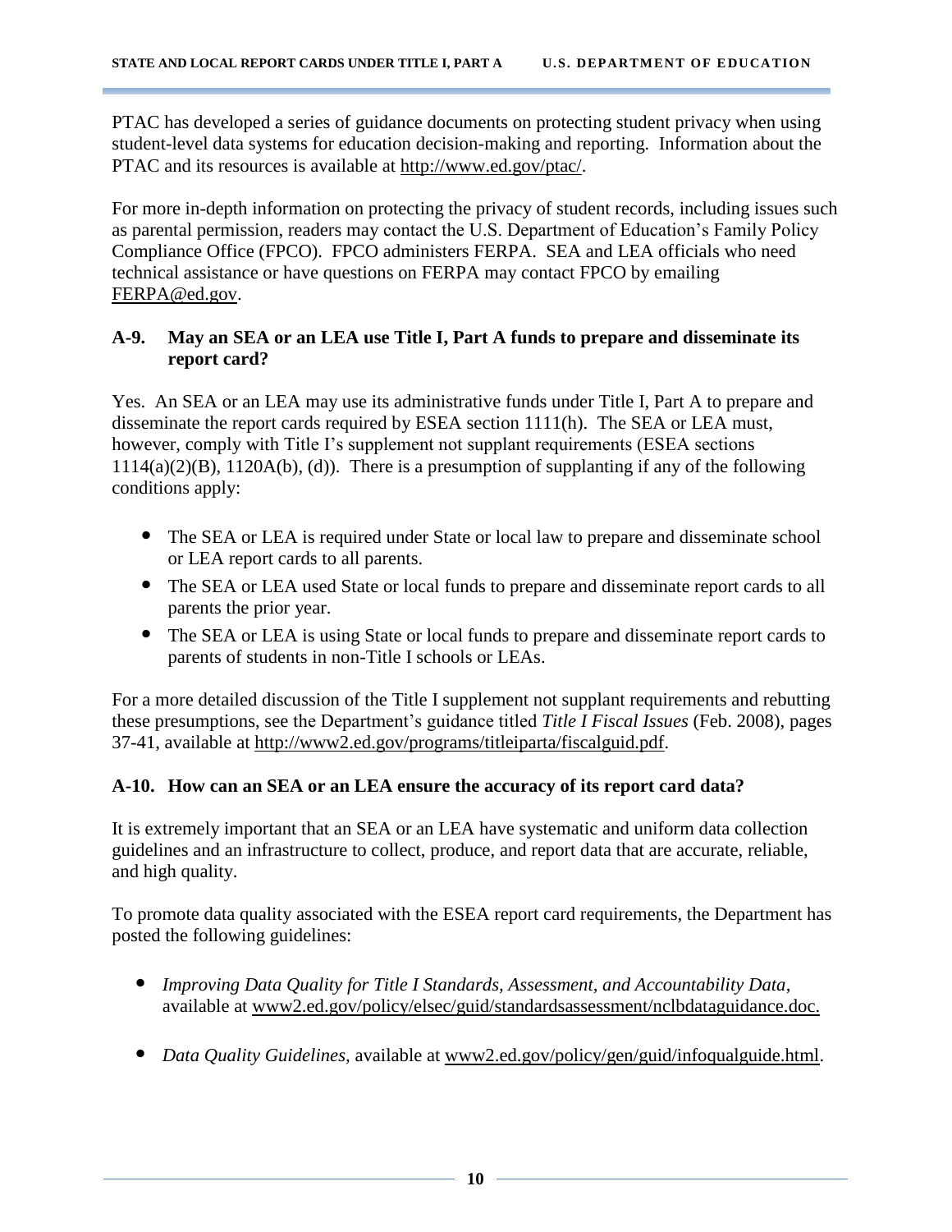PTAC has developed a series of guidance documents on protecting student privacy when using student-level data systems for education decision-making and reporting. Information about the PTAC and its resources is available at http://www.ed.gov/ptac/.

For more in-depth information on protecting the privacy of student records, including issues such as parental permission, readers may contact the U.S. Department of Education's Family Policy Compliance Office (FPCO). FPCO administers FERPA. SEA and LEA officials who need technical assistance or have questions on FERPA may contact FPCO by emailing FERPA@ed.gov.

### A-9. May an SEA or an LEA use Title I, Part A funds to prepare and disseminate its report card?

Yes. An SEA or an LEA may use its administrative funds under Title I, Part A to prepare and disseminate the report cards required by ESEA section 1111(h). The SEA or LEA must, however, comply with Title I's supplement not supplant requirements (ESEA sections 1114(a)(2)(B), 1120A(b), (d)). There is a presumption of supplanting if any of the following conditions apply:

- The SEA or LEA is required under State or local law to prepare and disseminate school or LEA report cards to all parents.
- The SEA or LEA used State or local funds to prepare and disseminate report cards to all parents the prior year.
- The SEA or LEA is using State or local funds to prepare and disseminate report cards to parents of students in non-Title I schools or LEAs.

For a more detailed discussion of the Title I supplement not supplant requirements and rebutting these presumptions, see the Department's guidance titled *Title I Fiscal Issues* (Feb. 2008), pages 37-41, available at http://www2.ed.gov/programs/titleiparta/fiscalguid.pdf.

### A-10. How can an SEA or an LEA ensure the accuracy of its report card data?

It is extremely important that an SEA or an LEA have systematic and uniform data collection guidelines and an infrastructure to collect, produce, and report data that are accurate, reliable, and high quality.

To promote data quality associated with the ESEA report card requirements, the Department has posted the following guidelines:

- *Improving Data Quality for Title I Standards, Assessment, and Accountability Data*, available at www2.ed.gov/policy/elsec/guid/standardsassessment/nclbdataguidance.doc.
- *Data Quality Guidelines,* available at www2.ed.gov/policy/gen/guid/infoqualguide.html.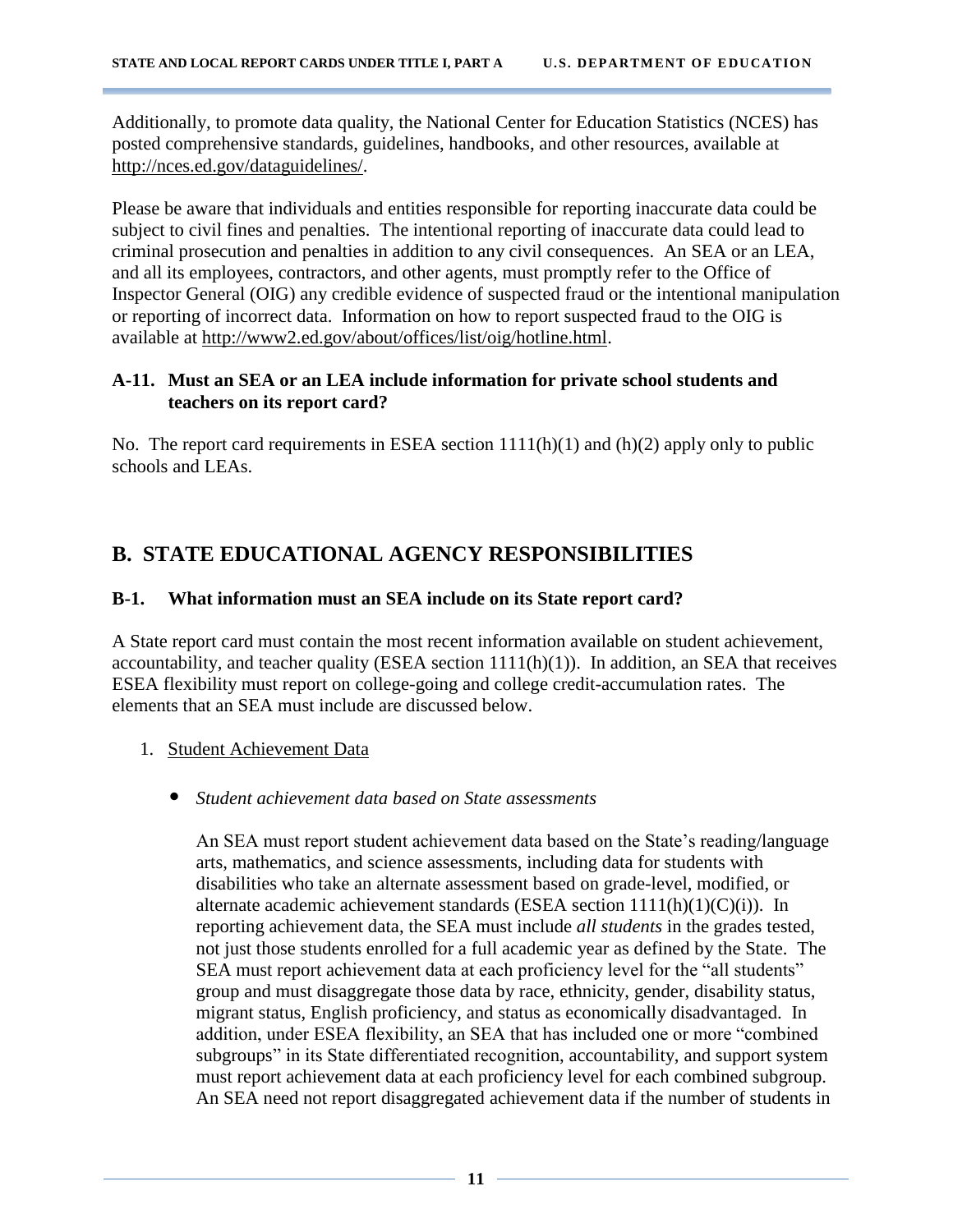Additionally, to promote data quality, the National Center for Education Statistics (NCES) has posted comprehensive standards, guidelines, handbooks, and other resources, available at http://nces.ed.gov/dataguidelines/.

Please be aware that individuals and entities responsible for reporting inaccurate data could be subject to civil fines and penalties. The intentional reporting of inaccurate data could lead to criminal prosecution and penalties in addition to any civil consequences. An SEA or an LEA, and all its employees, contractors, and other agents, must promptly refer to the Office of Inspector General (OIG) any credible evidence of suspected fraud or the intentional manipulation or reporting of incorrect data. Information on how to report suspected fraud to the OIG is available at http://www2.ed.gov/about/offices/list/oig/hotline.html.

### A-11. Must an SEA or an LEA include information for private school students and teachers on its report card?

No. The report card requirements in ESEA section 1111(h)(1) and (h)(2) apply only to public schools and LEAs.

## B. STATE EDUCATIONAL AGENCY RESPONSIBILITIES

### B-1. What information must an SEA include on its State report card?

A State report card must contain the most recent information available on student achievement, accountability, and teacher quality (ESEA section 1111(h)(1)). In addition, an SEA that receives ESEA flexibility must report on college-going and college credit-accumulation rates. The elements that an SEA must include are discussed below.

1. Student Achievement Data

   - *Student achievement data based on State assessments*

     An SEA must report student achievement data based on the State's reading/language arts, mathematics, and science assessments, including data for students with disabilities who take an alternate assessment based on grade-level, modified, or alternate academic achievement standards (ESEA section 1111(h)(1)(C)(i)). In reporting achievement data, the SEA must include *all students* in the grades tested, not just those students enrolled for a full academic year as defined by the State. The SEA must report achievement data at each proficiency level for the "all students" group and must disaggregate those data by race, ethnicity, gender, disability status, migrant status, English proficiency, and status as economically disadvantaged. In addition, under ESEA flexibility, an SEA that has included one or more "combined subgroups" in its State differentiated recognition, accountability, and support system must report achievement data at each proficiency level for each combined subgroup. An SEA need not report disaggregated achievement data if the number of students in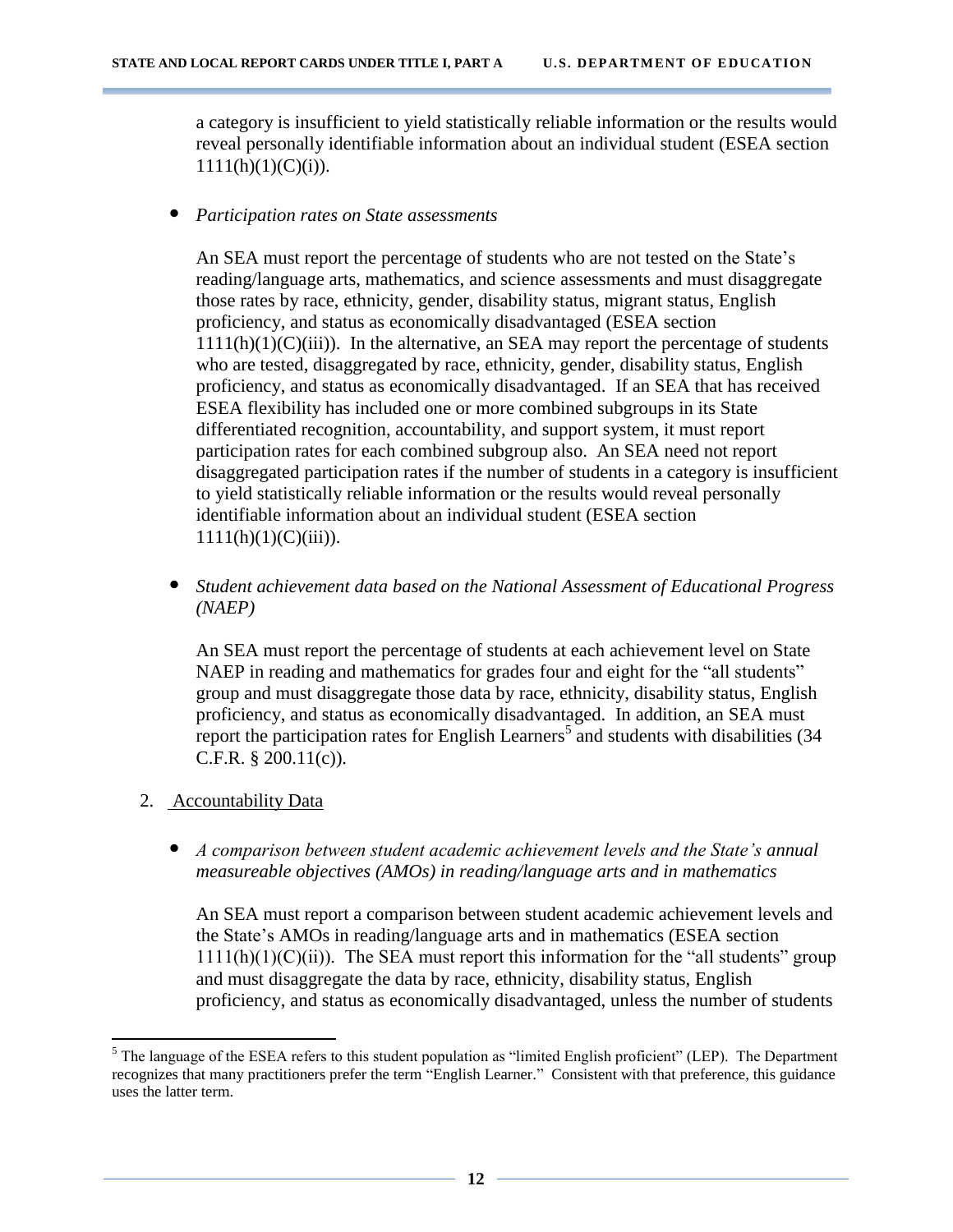a category is insufficient to yield statistically reliable information or the results would reveal personally identifiable information about an individual student (ESEA section 1111(h)(1)(C)(i)).

- *Participation rates on State assessments*

  An SEA must report the percentage of students who are not tested on the State's reading/language arts, mathematics, and science assessments and must disaggregate those rates by race, ethnicity, gender, disability status, migrant status, English proficiency, and status as economically disadvantaged (ESEA section 1111(h)(1)(C)(iii)). In the alternative, an SEA may report the percentage of students who are tested, disaggregated by race, ethnicity, gender, disability status, English proficiency, and status as economically disadvantaged. If an SEA that has received ESEA flexibility has included one or more combined subgroups in its State differentiated recognition, accountability, and support system, it must report participation rates for each combined subgroup also. An SEA need not report disaggregated participation rates if the number of students in a category is insufficient to yield statistically reliable information or the results would reveal personally identifiable information about an individual student (ESEA section 1111(h)(1)(C)(iii)).

- *Student achievement data based on the National Assessment of Educational Progress (NAEP)*

  An SEA must report the percentage of students at each achievement level on State NAEP in reading and mathematics for grades four and eight for the "all students" group and must disaggregate those data by race, ethnicity, disability status, English proficiency, and status as economically disadvantaged. In addition, an SEA must report the participation rates for English Learners[5] and students with disabilities (34 C.F.R. § 200.11(c)).

2. Accountability Data

- *A comparison between student academic achievement levels and the State's annual measureable objectives (AMOs) in reading/language arts and in mathematics*

  An SEA must report a comparison between student academic achievement levels and the State's AMOs in reading/language arts and in mathematics (ESEA section 1111(h)(1)(C)(ii)). The SEA must report this information for the "all students" group and must disaggregate the data by race, ethnicity, disability status, English proficiency, and status as economically disadvantaged, unless the number of students

[5] The language of the ESEA refers to this student population as "limited English proficient" (LEP). The Department recognizes that many practitioners prefer the term "English Learner." Consistent with that preference, this guidance uses the latter term.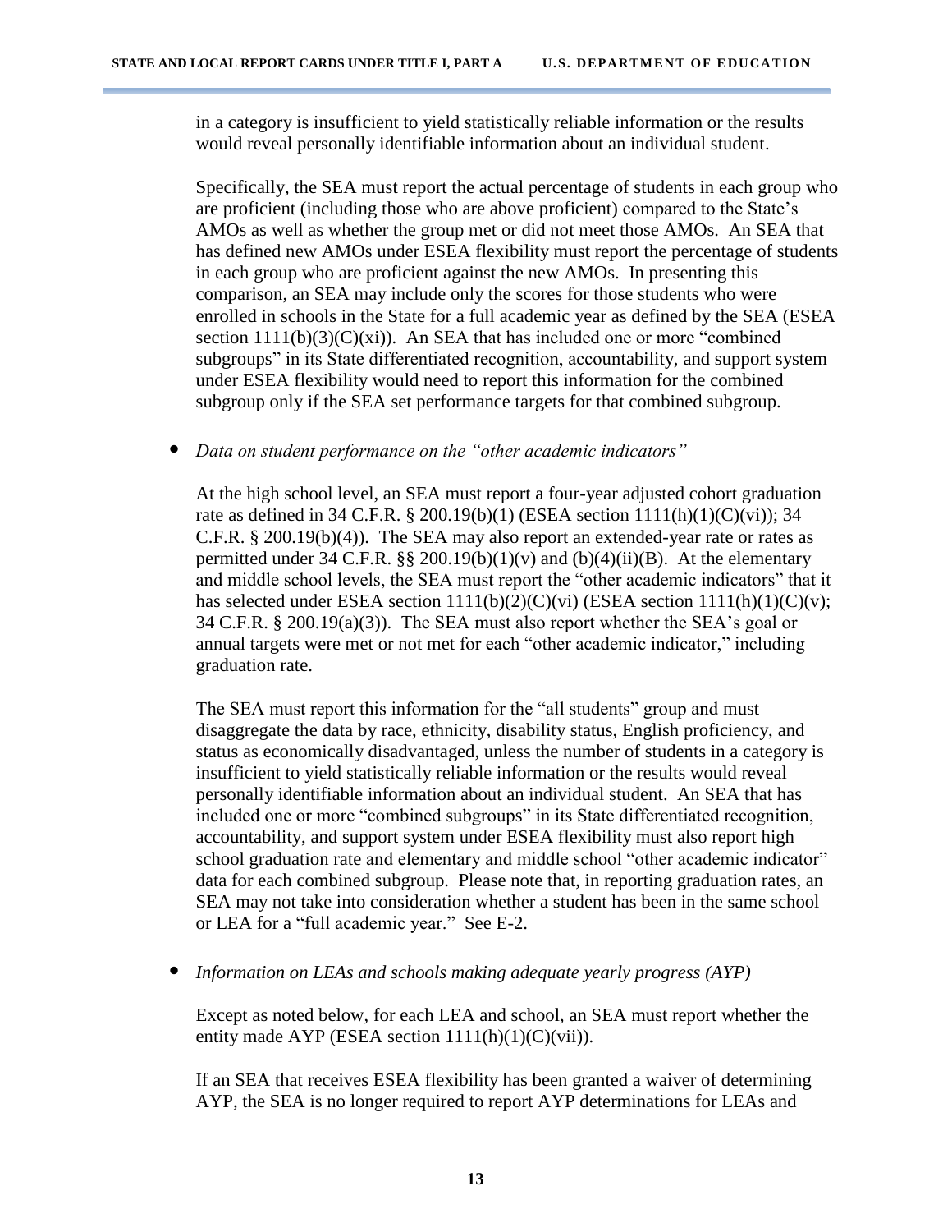in a category is insufficient to yield statistically reliable information or the results would reveal personally identifiable information about an individual student.

Specifically, the SEA must report the actual percentage of students in each group who are proficient (including those who are above proficient) compared to the State's AMOs as well as whether the group met or did not meet those AMOs. An SEA that has defined new AMOs under ESEA flexibility must report the percentage of students in each group who are proficient against the new AMOs. In presenting this comparison, an SEA may include only the scores for those students who were enrolled in schools in the State for a full academic year as defined by the SEA (ESEA section 1111(b)(3)(C)(xi)). An SEA that has included one or more "combined subgroups" in its State differentiated recognition, accountability, and support system under ESEA flexibility would need to report this information for the combined subgroup only if the SEA set performance targets for that combined subgroup.

- *Data on student performance on the "other academic indicators"*

  At the high school level, an SEA must report a four-year adjusted cohort graduation rate as defined in 34 C.F.R. § 200.19(b)(1) (ESEA section 1111(h)(1)(C)(vi)); 34 C.F.R. § 200.19(b)(4)). The SEA may also report an extended-year rate or rates as permitted under 34 C.F.R. §§ 200.19(b)(1)(v) and (b)(4)(ii)(B). At the elementary and middle school levels, the SEA must report the "other academic indicators" that it has selected under ESEA section 1111(b)(2)(C)(vi) (ESEA section 1111(h)(1)(C)(v); 34 C.F.R. § 200.19(a)(3)). The SEA must also report whether the SEA's goal or annual targets were met or not met for each "other academic indicator," including graduation rate.

  The SEA must report this information for the "all students" group and must disaggregate the data by race, ethnicity, disability status, English proficiency, and status as economically disadvantaged, unless the number of students in a category is insufficient to yield statistically reliable information or the results would reveal personally identifiable information about an individual student. An SEA that has included one or more "combined subgroups" in its State differentiated recognition, accountability, and support system under ESEA flexibility must also report high school graduation rate and elementary and middle school "other academic indicator" data for each combined subgroup. Please note that, in reporting graduation rates, an SEA may not take into consideration whether a student has been in the same school or LEA for a "full academic year." See E-2.

- *Information on LEAs and schools making adequate yearly progress (AYP)*

  Except as noted below, for each LEA and school, an SEA must report whether the entity made AYP (ESEA section 1111(h)(1)(C)(vii)).

  If an SEA that receives ESEA flexibility has been granted a waiver of determining AYP, the SEA is no longer required to report AYP determinations for LEAs and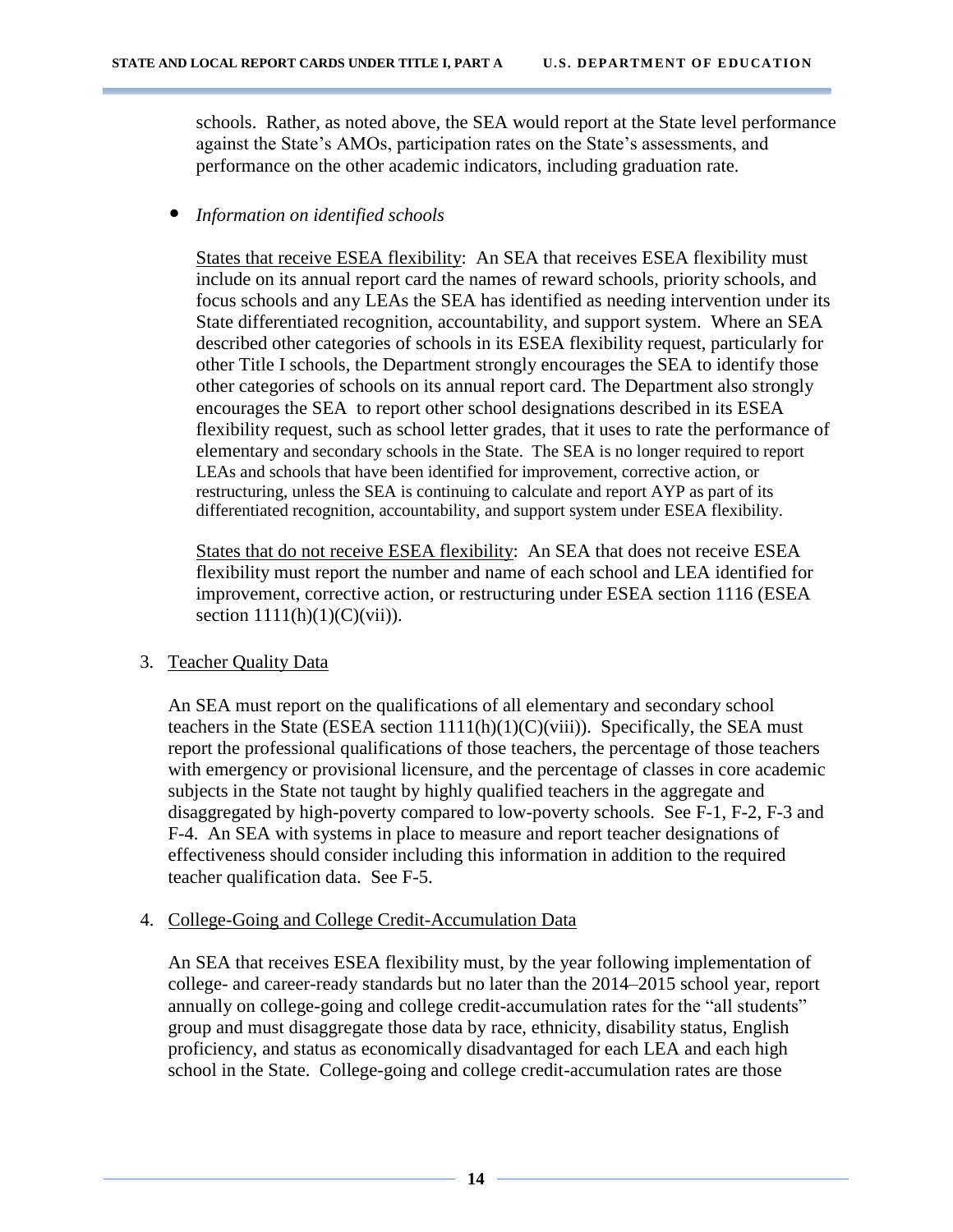schools. Rather, as noted above, the SEA would report at the State level performance against the State's AMOs, participation rates on the State's assessments, and performance on the other academic indicators, including graduation rate.

- *Information on identified schools*

  States that receive ESEA flexibility: An SEA that receives ESEA flexibility must include on its annual report card the names of reward schools, priority schools, and focus schools and any LEAs the SEA has identified as needing intervention under its State differentiated recognition, accountability, and support system. Where an SEA described other categories of schools in its ESEA flexibility request, particularly for other Title I schools, the Department strongly encourages the SEA to identify those other categories of schools on its annual report card. The Department also strongly encourages the SEA to report other school designations described in its ESEA flexibility request, such as school letter grades, that it uses to rate the performance of elementary and secondary schools in the State. The SEA is no longer required to report LEAs and schools that have been identified for improvement, corrective action, or restructuring, unless the SEA is continuing to calculate and report AYP as part of its differentiated recognition, accountability, and support system under ESEA flexibility.

  States that do not receive ESEA flexibility: An SEA that does not receive ESEA flexibility must report the number and name of each school and LEA identified for improvement, corrective action, or restructuring under ESEA section 1116 (ESEA section 1111(h)(1)(C)(vii)).

3. Teacher Quality Data

   An SEA must report on the qualifications of all elementary and secondary school teachers in the State (ESEA section 1111(h)(1)(C)(viii)). Specifically, the SEA must report the professional qualifications of those teachers, the percentage of those teachers with emergency or provisional licensure, and the percentage of classes in core academic subjects in the State not taught by highly qualified teachers in the aggregate and disaggregated by high-poverty compared to low-poverty schools. See F-1, F-2, F-3 and F-4. An SEA with systems in place to measure and report teacher designations of effectiveness should consider including this information in addition to the required teacher qualification data. See F-5.

4. College-Going and College Credit-Accumulation Data

   An SEA that receives ESEA flexibility must, by the year following implementation of college- and career-ready standards but no later than the 2014–2015 school year, report annually on college-going and college credit-accumulation rates for the "all students" group and must disaggregate those data by race, ethnicity, disability status, English proficiency, and status as economically disadvantaged for each LEA and each high school in the State. College-going and college credit-accumulation rates are those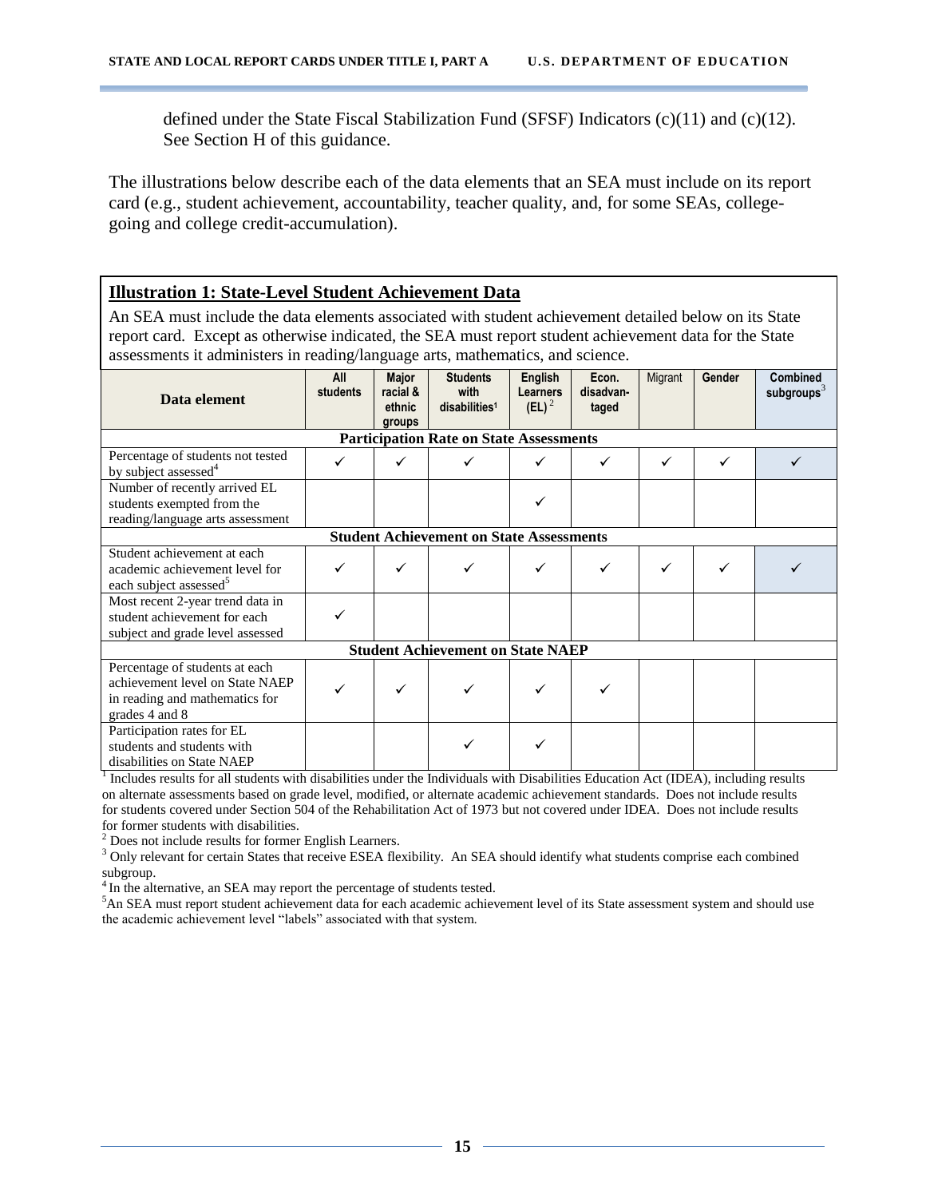defined under the State Fiscal Stabilization Fund (SFSF) Indicators (c)(11) and (c)(12). See Section H of this guidance.

The illustrations below describe each of the data elements that an SEA must include on its report card (e.g., student achievement, accountability, teacher quality, and, for some SEAs, college-going and college credit-accumulation).

**Illustration 1: State-Level Student Achievement Data**

An SEA must include the data elements associated with student achievement detailed below on its State report card. Except as otherwise indicated, the SEA must report student achievement data for the State assessments it administers in reading/language arts, mathematics, and science.

| Data element | All students | Major racial & ethnic groups | Students with disabilities[1] | English Learners (EL)[2] | Econ. disadvantaged | Migrant | Gender | Combined subgroups[3] |
|---|---|---|---|---|---|---|---|---|
| **Participation Rate on State Assessments** | | | | | | | | |
| Percentage of students not tested by subject assessed[4] | ✓ | ✓ | ✓ | ✓ | ✓ | ✓ | ✓ | ✓ |
| Number of recently arrived EL students exempted from the reading/language arts assessment | | | | ✓ | | | | |
| **Student Achievement on State Assessments** | | | | | | | | |
| Student achievement at each academic achievement level for each subject assessed[5] | ✓ | ✓ | ✓ | ✓ | ✓ | ✓ | ✓ | ✓ |
| Most recent 2-year trend data in student achievement for each subject and grade level assessed | ✓ | | | | | | | |
| **Student Achievement on State NAEP** | | | | | | | | |
| Percentage of students at each achievement level on State NAEP in reading and mathematics for grades 4 and 8 | ✓ | ✓ | ✓ | ✓ | ✓ | | | |
| Participation rates for EL students and students with disabilities on State NAEP | | | ✓ | ✓ | | | | |

[1] Includes results for all students with disabilities under the Individuals with Disabilities Education Act (IDEA), including results on alternate assessments based on grade level, modified, or alternate academic achievement standards. Does not include results for students covered under Section 504 of the Rehabilitation Act of 1973 but not covered under IDEA. Does not include results for former students with disabilities.

[2] Does not include results for former English Learners.

[3] Only relevant for certain States that receive ESEA flexibility. An SEA should identify what students comprise each combined subgroup.

[4] In the alternative, an SEA may report the percentage of students tested.

[5] An SEA must report student achievement data for each academic achievement level of its State assessment system and should use the academic achievement level "labels" associated with that system.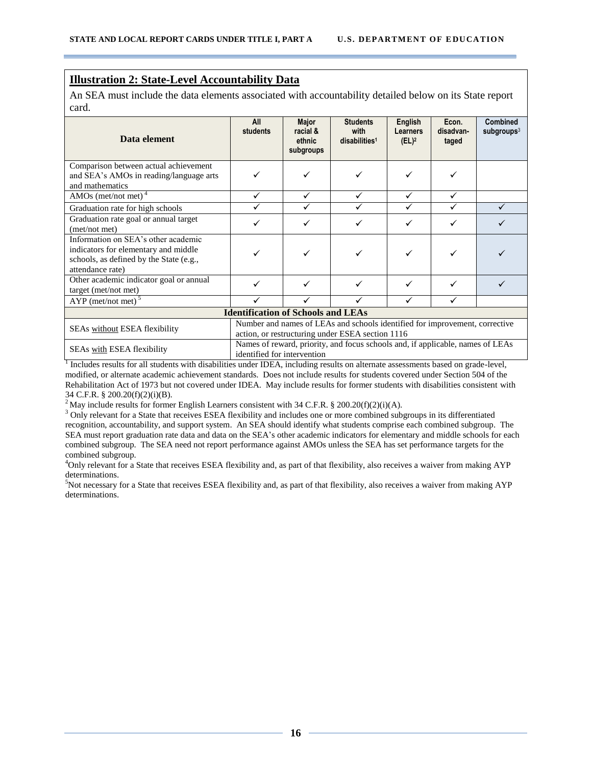## Illustration 2: State-Level Accountability Data

An SEA must include the data elements associated with accountability detailed below on its State report card.

| Data element | All students | Major racial & ethnic subgroups | Students with disabilities[1] | English Learners (EL)[2] | Econ. disadvantaged | Combined subgroups[3] |
|---|---|---|---|---|---|---|
| Comparison between actual achievement and SEA's AMOs in reading/language arts and mathematics | ✓ | ✓ | ✓ | ✓ | ✓ | |
| AMOs (met/not met)[4] | ✓ | ✓ | ✓ | ✓ | ✓ | |
| Graduation rate for high schools | ✓ | ✓ | ✓ | ✓ | ✓ | ✓ |
| Graduation rate goal or annual target (met/not met) | ✓ | ✓ | ✓ | ✓ | ✓ | ✓ |
| Information on SEA's other academic indicators for elementary and middle schools, as defined by the State (e.g., attendance rate) | ✓ | ✓ | ✓ | ✓ | ✓ | ✓ |
| Other academic indicator goal or annual target (met/not met) | ✓ | ✓ | ✓ | ✓ | ✓ | ✓ |
| AYP (met/not met)[5] | ✓ | ✓ | ✓ | ✓ | ✓ | |
| **Identification of Schools and LEAs** | | | | | | |
| SEAs without ESEA flexibility | Number and names of LEAs and schools identified for improvement, corrective action, or restructuring under ESEA section 1116 | | | | | |
| SEAs with ESEA flexibility | Names of reward, priority, and focus schools and, if applicable, names of LEAs identified for intervention | | | | | |

[1] Includes results for all students with disabilities under IDEA, including results on alternate assessments based on grade-level, modified, or alternate academic achievement standards. Does not include results for students covered under Section 504 of the Rehabilitation Act of 1973 but not covered under IDEA. May include results for former students with disabilities consistent with 34 C.F.R. § 200.20(f)(2)(i)(B).

[2] May include results for former English Learners consistent with 34 C.F.R. § 200.20(f)(2)(i)(A).

[3] Only relevant for a State that receives ESEA flexibility and includes one or more combined subgroups in its differentiated recognition, accountability, and support system. An SEA should identify what students comprise each combined subgroup. The SEA must report graduation rate data and data on the SEA's other academic indicators for elementary and middle schools for each combined subgroup. The SEA need not report performance against AMOs unless the SEA has set performance targets for the combined subgroup.

[4] Only relevant for a State that receives ESEA flexibility and, as part of that flexibility, also receives a waiver from making AYP determinations.

[5] Not necessary for a State that receives ESEA flexibility and, as part of that flexibility, also receives a waiver from making AYP determinations.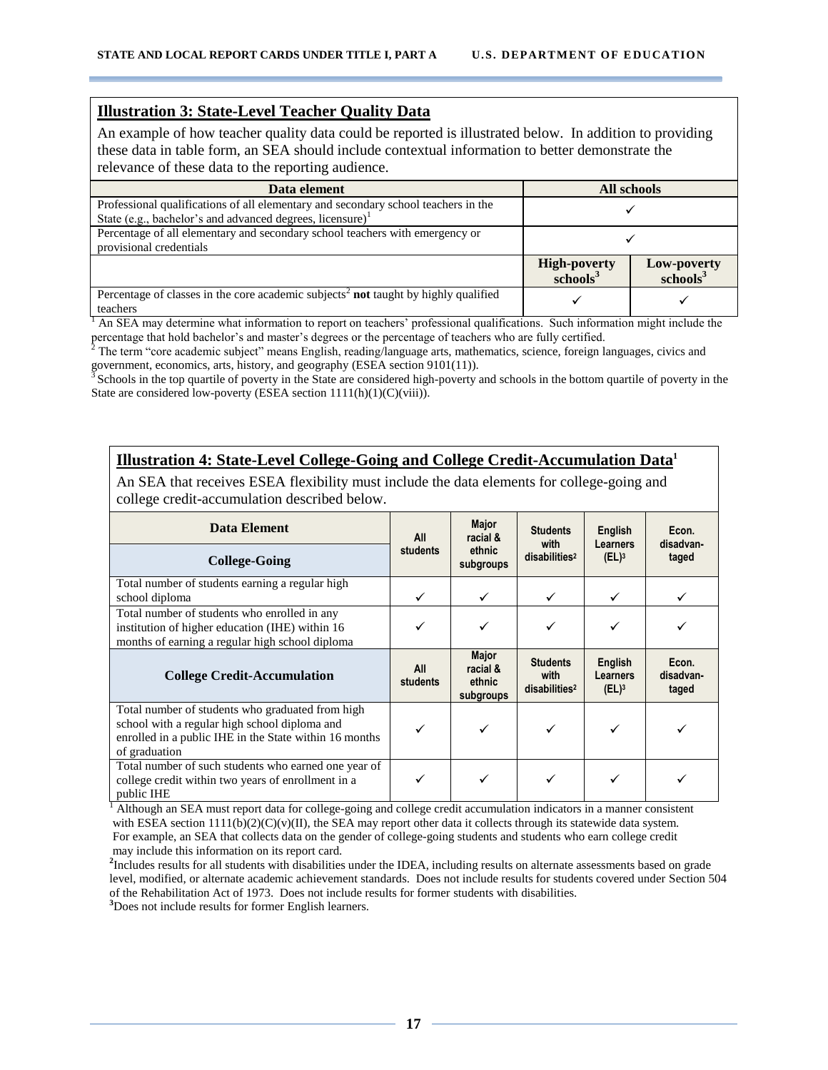## Illustration 3: State-Level Teacher Quality Data

An example of how teacher quality data could be reported is illustrated below. In addition to providing these data in table form, an SEA should include contextual information to better demonstrate the relevance of these data to the reporting audience.

| Data element | All schools | |
|---|---|---|
| Professional qualifications of all elementary and secondary school teachers in the State (e.g., bachelor's and advanced degrees, licensure)[1] | ✓ | |
| Percentage of all elementary and secondary school teachers with emergency or provisional credentials | ✓ | |
| | **High-poverty schools[3]** | **Low-poverty schools[3]** |
| Percentage of classes in the core academic subjects[2] **not** taught by highly qualified teachers | ✓ | ✓ |

[1] An SEA may determine what information to report on teachers' professional qualifications. Such information might include the percentage that hold bachelor's and master's degrees or the percentage of teachers who are fully certified.

[2] The term "core academic subject" means English, reading/language arts, mathematics, science, foreign languages, civics and government, economics, arts, history, and geography (ESEA section 9101(11)).

[3] Schools in the top quartile of poverty in the State are considered high-poverty and schools in the bottom quartile of poverty in the State are considered low-poverty (ESEA section 1111(h)(1)(C)(viii)).

## Illustration 4: State-Level College-Going and College Credit-Accumulation Data[1]

An SEA that receives ESEA flexibility must include the data elements for college-going and college credit-accumulation described below.

| Data Element | All students | Major racial & ethnic subgroups | Students with disabilities[2] | English Learners (EL)[3] | Econ. disadvan-taged |
|---|---|---|---|---|---|
| **College-Going** | | | | | |
| Total number of students earning a regular high school diploma | ✓ | ✓ | ✓ | ✓ | ✓ |
| Total number of students who enrolled in any institution of higher education (IHE) within 16 months of earning a regular high school diploma | ✓ | ✓ | ✓ | ✓ | ✓ |
| **College Credit-Accumulation** | **All students** | **Major racial & ethnic subgroups** | **Students with disabilities[2]** | **English Learners (EL)[3]** | **Econ. disadvan-taged** |
| Total number of students who graduated from high school with a regular high school diploma and enrolled in a public IHE in the State within 16 months of graduation | ✓ | ✓ | ✓ | ✓ | ✓ |
| Total number of such students who earned one year of college credit within two years of enrollment in a public IHE | ✓ | ✓ | ✓ | ✓ | ✓ |

[1] Although an SEA must report data for college-going and college credit accumulation indicators in a manner consistent with ESEA section 1111(b)(2)(C)(v)(II), the SEA may report other data it collects through its statewide data system. For example, an SEA that collects data on the gender of college-going students and students who earn college credit may include this information on its report card.

[2] Includes results for all students with disabilities under the IDEA, including results on alternate assessments based on grade level, modified, or alternate academic achievement standards. Does not include results for students covered under Section 504 of the Rehabilitation Act of 1973. Does not include results for former students with disabilities.

[3] Does not include results for former English learners.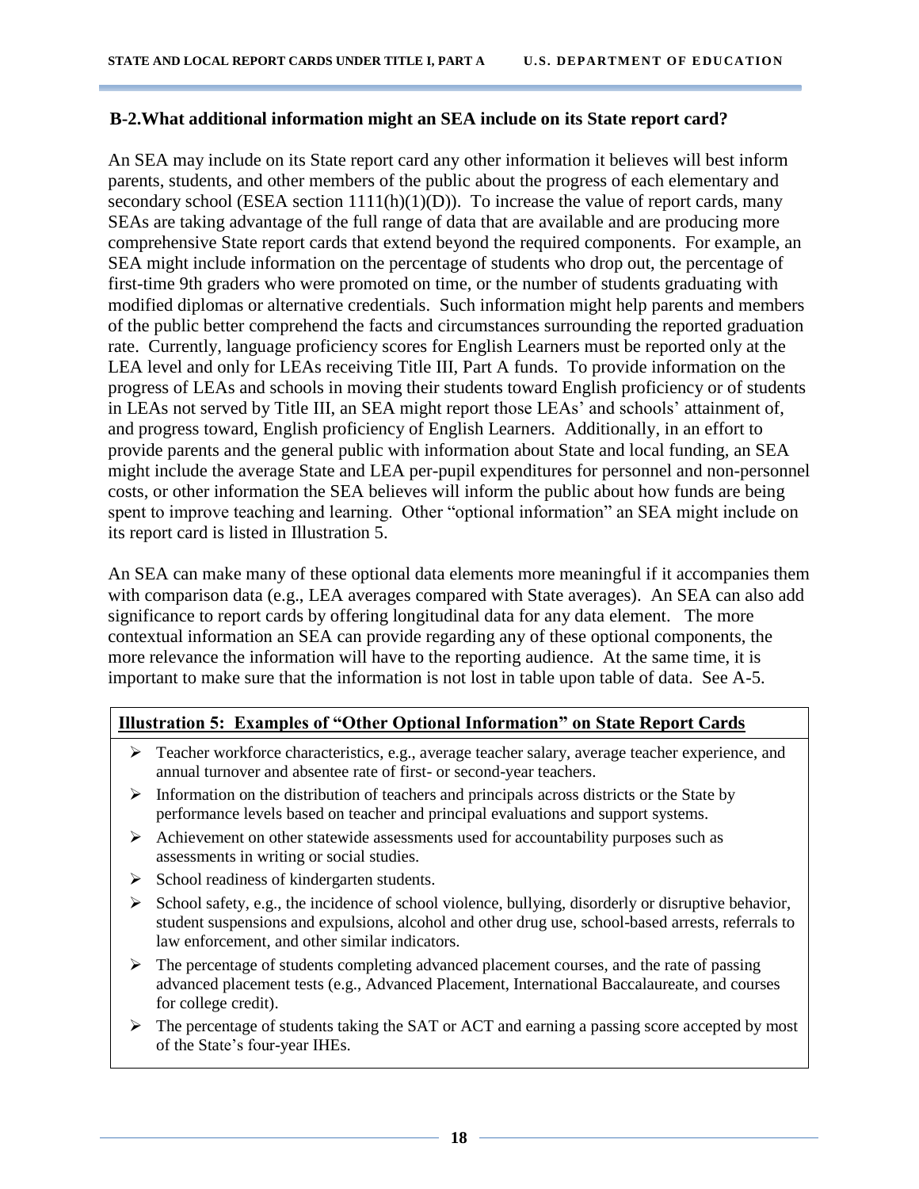### B-2. What additional information might an SEA include on its State report card?

An SEA may include on its State report card any other information it believes will best inform parents, students, and other members of the public about the progress of each elementary and secondary school (ESEA section 1111(h)(1)(D)). To increase the value of report cards, many SEAs are taking advantage of the full range of data that are available and are producing more comprehensive State report cards that extend beyond the required components. For example, an SEA might include information on the percentage of students who drop out, the percentage of first-time 9th graders who were promoted on time, or the number of students graduating with modified diplomas or alternative credentials. Such information might help parents and members of the public better comprehend the facts and circumstances surrounding the reported graduation rate. Currently, language proficiency scores for English Learners must be reported only at the LEA level and only for LEAs receiving Title III, Part A funds. To provide information on the progress of LEAs and schools in moving their students toward English proficiency or of students in LEAs not served by Title III, an SEA might report those LEAs' and schools' attainment of, and progress toward, English proficiency of English Learners. Additionally, in an effort to provide parents and the general public with information about State and local funding, an SEA might include the average State and LEA per-pupil expenditures for personnel and non-personnel costs, or other information the SEA believes will inform the public about how funds are being spent to improve teaching and learning. Other "optional information" an SEA might include on its report card is listed in Illustration 5.

An SEA can make many of these optional data elements more meaningful if it accompanies them with comparison data (e.g., LEA averages compared with State averages). An SEA can also add significance to report cards by offering longitudinal data for any data element. The more contextual information an SEA can provide regarding any of these optional components, the more relevance the information will have to the reporting audience. At the same time, it is important to make sure that the information is not lost in table upon table of data. See A-5.

**Illustration 5: Examples of "Other Optional Information" on State Report Cards**

- Teacher workforce characteristics, e.g., average teacher salary, average teacher experience, and annual turnover and absentee rate of first- or second-year teachers.
- Information on the distribution of teachers and principals across districts or the State by performance levels based on teacher and principal evaluations and support systems.
- Achievement on other statewide assessments used for accountability purposes such as assessments in writing or social studies.
- School readiness of kindergarten students.
- School safety, e.g., the incidence of school violence, bullying, disorderly or disruptive behavior, student suspensions and expulsions, alcohol and other drug use, school-based arrests, referrals to law enforcement, and other similar indicators.
- The percentage of students completing advanced placement courses, and the rate of passing advanced placement tests (e.g., Advanced Placement, International Baccalaureate, and courses for college credit).
- The percentage of students taking the SAT or ACT and earning a passing score accepted by most of the State's four-year IHEs.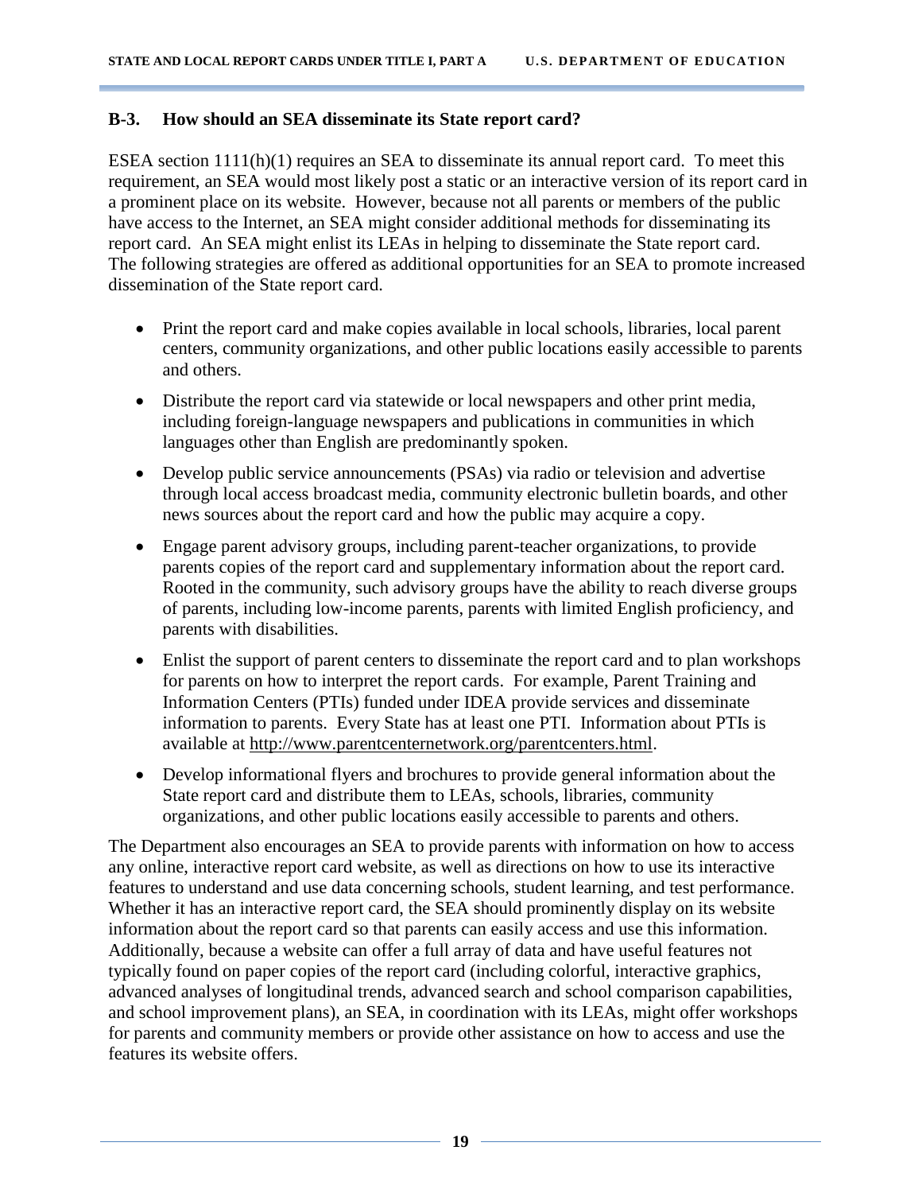### B-3. How should an SEA disseminate its State report card?

ESEA section 1111(h)(1) requires an SEA to disseminate its annual report card. To meet this requirement, an SEA would most likely post a static or an interactive version of its report card in a prominent place on its website. However, because not all parents or members of the public have access to the Internet, an SEA might consider additional methods for disseminating its report card. An SEA might enlist its LEAs in helping to disseminate the State report card. The following strategies are offered as additional opportunities for an SEA to promote increased dissemination of the State report card.

- Print the report card and make copies available in local schools, libraries, local parent centers, community organizations, and other public locations easily accessible to parents and others.
- Distribute the report card via statewide or local newspapers and other print media, including foreign-language newspapers and publications in communities in which languages other than English are predominantly spoken.
- Develop public service announcements (PSAs) via radio or television and advertise through local access broadcast media, community electronic bulletin boards, and other news sources about the report card and how the public may acquire a copy.
- Engage parent advisory groups, including parent-teacher organizations, to provide parents copies of the report card and supplementary information about the report card. Rooted in the community, such advisory groups have the ability to reach diverse groups of parents, including low-income parents, parents with limited English proficiency, and parents with disabilities.
- Enlist the support of parent centers to disseminate the report card and to plan workshops for parents on how to interpret the report cards. For example, Parent Training and Information Centers (PTIs) funded under IDEA provide services and disseminate information to parents. Every State has at least one PTI. Information about PTIs is available at http://www.parentcenternetwork.org/parentcenters.html.
- Develop informational flyers and brochures to provide general information about the State report card and distribute them to LEAs, schools, libraries, community organizations, and other public locations easily accessible to parents and others.

The Department also encourages an SEA to provide parents with information on how to access any online, interactive report card website, as well as directions on how to use its interactive features to understand and use data concerning schools, student learning, and test performance. Whether it has an interactive report card, the SEA should prominently display on its website information about the report card so that parents can easily access and use this information. Additionally, because a website can offer a full array of data and have useful features not typically found on paper copies of the report card (including colorful, interactive graphics, advanced analyses of longitudinal trends, advanced search and school comparison capabilities, and school improvement plans), an SEA, in coordination with its LEAs, might offer workshops for parents and community members or provide other assistance on how to access and use the features its website offers.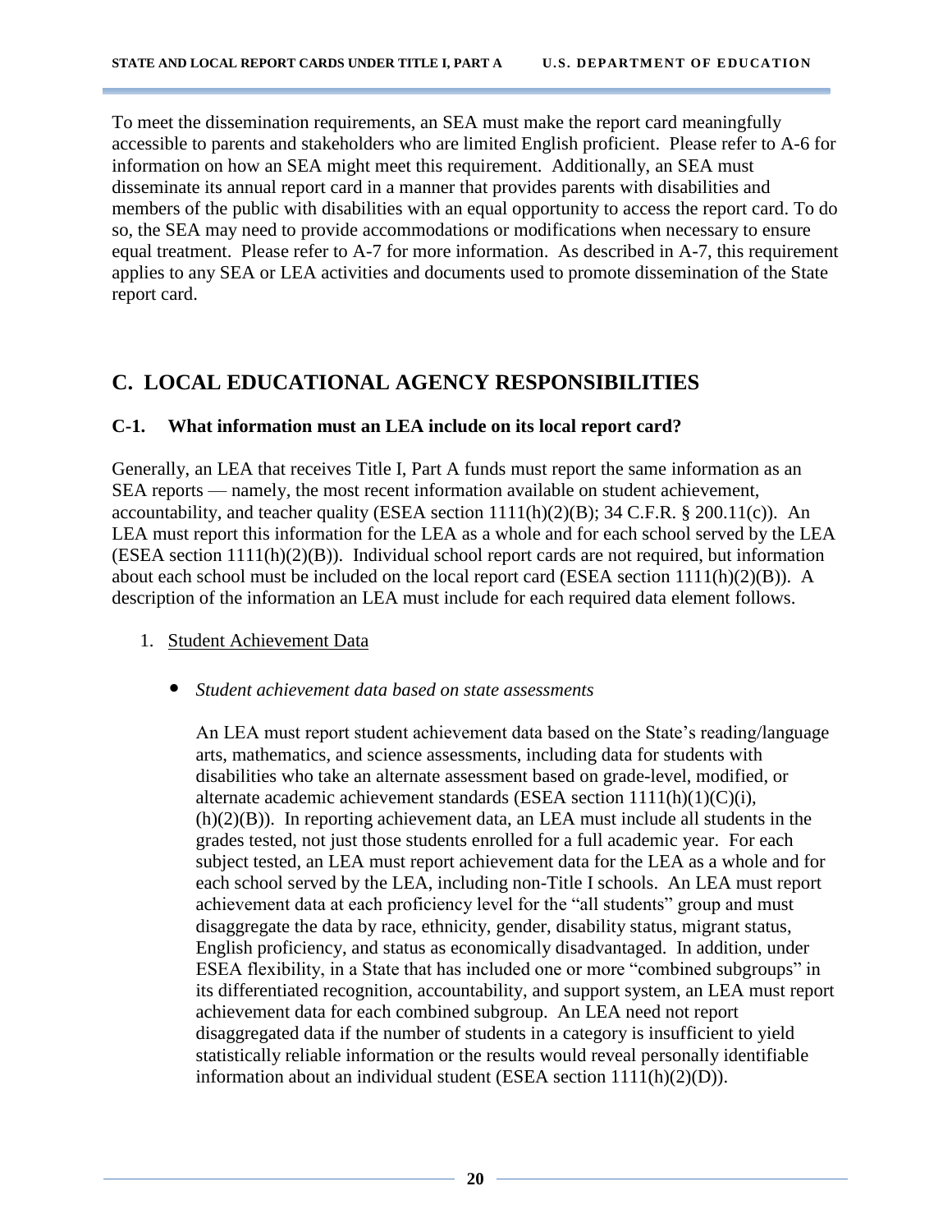To meet the dissemination requirements, an SEA must make the report card meaningfully accessible to parents and stakeholders who are limited English proficient. Please refer to A-6 for information on how an SEA might meet this requirement. Additionally, an SEA must disseminate its annual report card in a manner that provides parents with disabilities and members of the public with disabilities with an equal opportunity to access the report card. To do so, the SEA may need to provide accommodations or modifications when necessary to ensure equal treatment. Please refer to A-7 for more information. As described in A-7, this requirement applies to any SEA or LEA activities and documents used to promote dissemination of the State report card.

## C. LOCAL EDUCATIONAL AGENCY RESPONSIBILITIES

### C-1. What information must an LEA include on its local report card?

Generally, an LEA that receives Title I, Part A funds must report the same information as an SEA reports — namely, the most recent information available on student achievement, accountability, and teacher quality (ESEA section 1111(h)(2)(B); 34 C.F.R. § 200.11(c)). An LEA must report this information for the LEA as a whole and for each school served by the LEA (ESEA section 1111(h)(2)(B)). Individual school report cards are not required, but information about each school must be included on the local report card (ESEA section 1111(h)(2)(B)). A description of the information an LEA must include for each required data element follows.

1. Student Achievement Data

   - *Student achievement data based on state assessments*

     An LEA must report student achievement data based on the State's reading/language arts, mathematics, and science assessments, including data for students with disabilities who take an alternate assessment based on grade-level, modified, or alternate academic achievement standards (ESEA section 1111(h)(1)(C)(i), (h)(2)(B)). In reporting achievement data, an LEA must include all students in the grades tested, not just those students enrolled for a full academic year. For each subject tested, an LEA must report achievement data for the LEA as a whole and for each school served by the LEA, including non-Title I schools. An LEA must report achievement data at each proficiency level for the "all students" group and must disaggregate the data by race, ethnicity, gender, disability status, migrant status, English proficiency, and status as economically disadvantaged. In addition, under ESEA flexibility, in a State that has included one or more "combined subgroups" in its differentiated recognition, accountability, and support system, an LEA must report achievement data for each combined subgroup. An LEA need not report disaggregated data if the number of students in a category is insufficient to yield statistically reliable information or the results would reveal personally identifiable information about an individual student (ESEA section 1111(h)(2)(D)).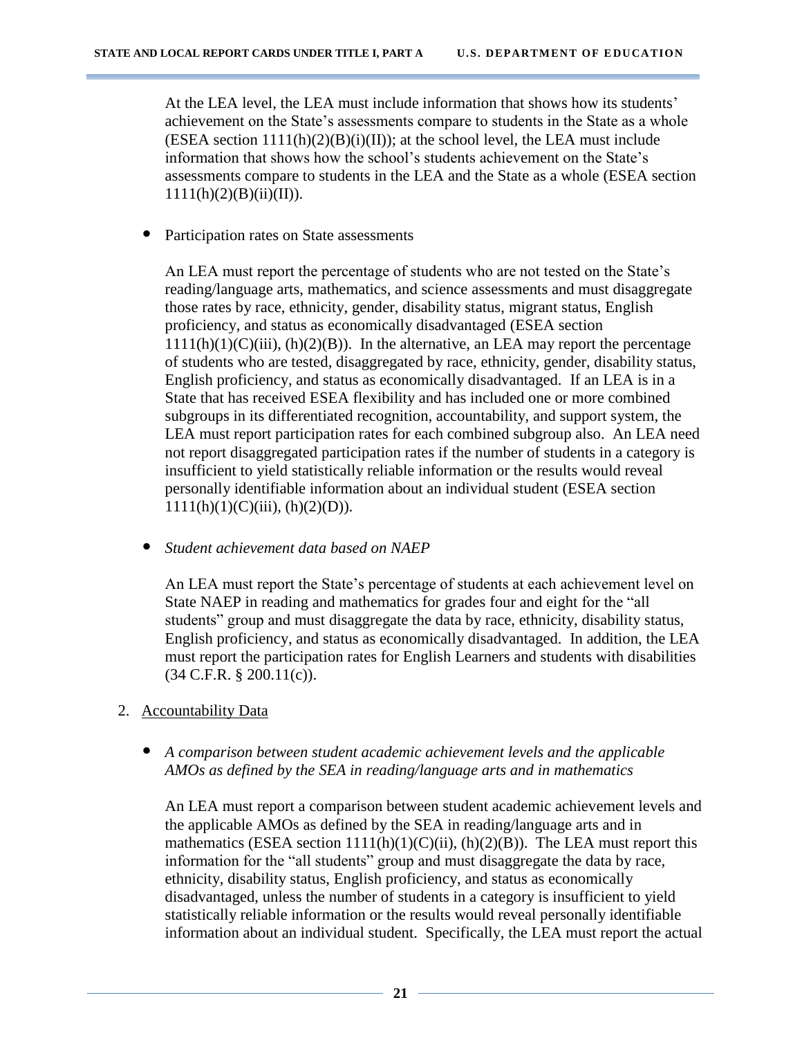At the LEA level, the LEA must include information that shows how its students' achievement on the State's assessments compare to students in the State as a whole (ESEA section 1111(h)(2)(B)(i)(II)); at the school level, the LEA must include information that shows how the school's students achievement on the State's assessments compare to students in the LEA and the State as a whole (ESEA section 1111(h)(2)(B)(ii)(II)).

- Participation rates on State assessments

  An LEA must report the percentage of students who are not tested on the State's reading/language arts, mathematics, and science assessments and must disaggregate those rates by race, ethnicity, gender, disability status, migrant status, English proficiency, and status as economically disadvantaged (ESEA section 1111(h)(1)(C)(iii), (h)(2)(B)). In the alternative, an LEA may report the percentage of students who are tested, disaggregated by race, ethnicity, gender, disability status, English proficiency, and status as economically disadvantaged. If an LEA is in a State that has received ESEA flexibility and has included one or more combined subgroups in its differentiated recognition, accountability, and support system, the LEA must report participation rates for each combined subgroup also. An LEA need not report disaggregated participation rates if the number of students in a category is insufficient to yield statistically reliable information or the results would reveal personally identifiable information about an individual student (ESEA section 1111(h)(1)(C)(iii), (h)(2)(D)).

- *Student achievement data based on NAEP*

  An LEA must report the State's percentage of students at each achievement level on State NAEP in reading and mathematics for grades four and eight for the "all students" group and must disaggregate the data by race, ethnicity, disability status, English proficiency, and status as economically disadvantaged. In addition, the LEA must report the participation rates for English Learners and students with disabilities (34 C.F.R. § 200.11(c)).

2. Accountability Data

- *A comparison between student academic achievement levels and the applicable AMOs as defined by the SEA in reading/language arts and in mathematics*

  An LEA must report a comparison between student academic achievement levels and the applicable AMOs as defined by the SEA in reading/language arts and in mathematics (ESEA section 1111(h)(1)(C)(ii), (h)(2)(B)). The LEA must report this information for the "all students" group and must disaggregate the data by race, ethnicity, disability status, English proficiency, and status as economically disadvantaged, unless the number of students in a category is insufficient to yield statistically reliable information or the results would reveal personally identifiable information about an individual student. Specifically, the LEA must report the actual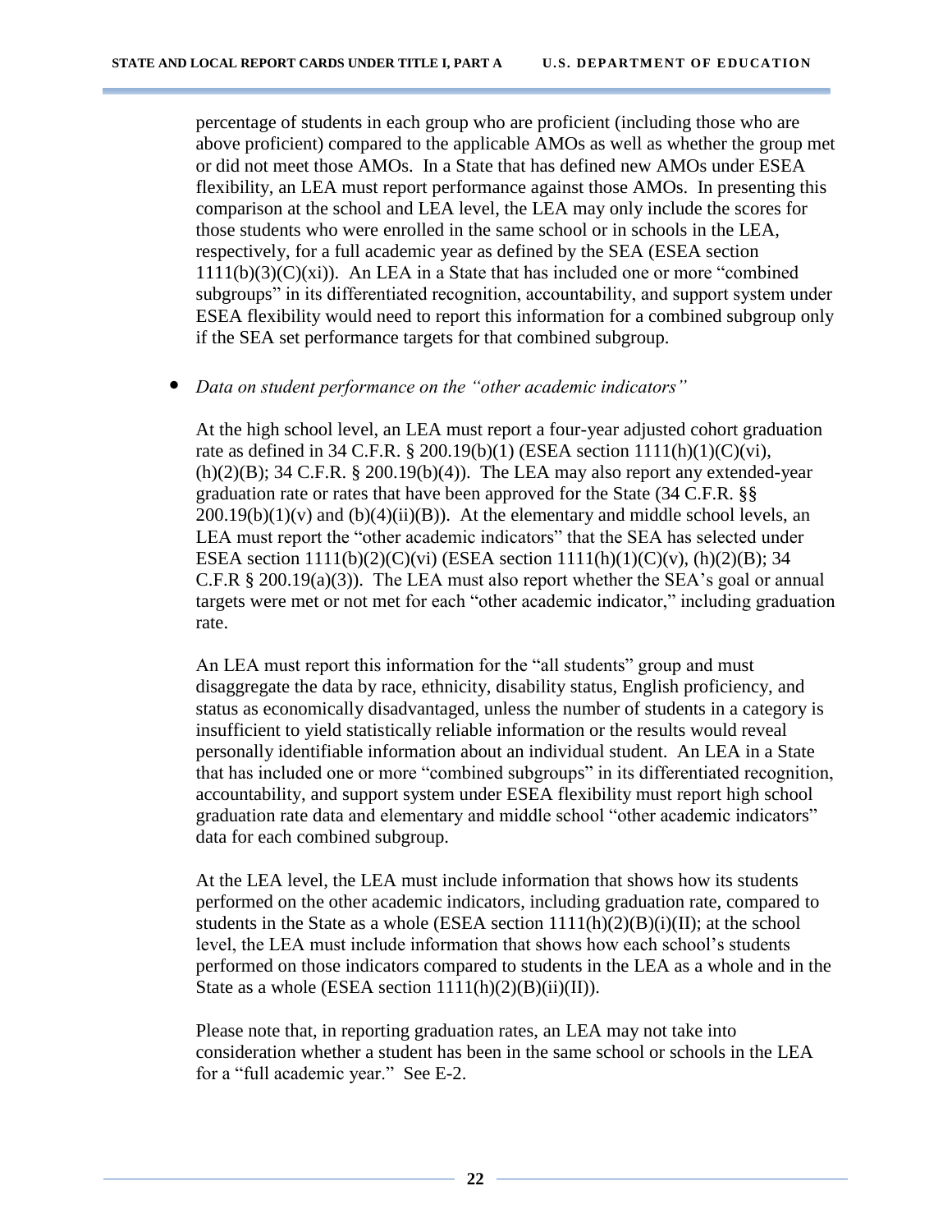percentage of students in each group who are proficient (including those who are above proficient) compared to the applicable AMOs as well as whether the group met or did not meet those AMOs. In a State that has defined new AMOs under ESEA flexibility, an LEA must report performance against those AMOs. In presenting this comparison at the school and LEA level, the LEA may only include the scores for those students who were enrolled in the same school or in schools in the LEA, respectively, for a full academic year as defined by the SEA (ESEA section 1111(b)(3)(C)(xi)). An LEA in a State that has included one or more "combined subgroups" in its differentiated recognition, accountability, and support system under ESEA flexibility would need to report this information for a combined subgroup only if the SEA set performance targets for that combined subgroup.

- *Data on student performance on the "other academic indicators"*

  At the high school level, an LEA must report a four-year adjusted cohort graduation rate as defined in 34 C.F.R. § 200.19(b)(1) (ESEA section 1111(h)(1)(C)(vi), (h)(2)(B); 34 C.F.R. § 200.19(b)(4)). The LEA may also report any extended-year graduation rate or rates that have been approved for the State (34 C.F.R. §§ 200.19(b)(1)(v) and (b)(4)(ii)(B)). At the elementary and middle school levels, an LEA must report the "other academic indicators" that the SEA has selected under ESEA section 1111(b)(2)(C)(vi) (ESEA section 1111(h)(1)(C)(v), (h)(2)(B); 34 C.F.R § 200.19(a)(3)). The LEA must also report whether the SEA's goal or annual targets were met or not met for each "other academic indicator," including graduation rate.

  An LEA must report this information for the "all students" group and must disaggregate the data by race, ethnicity, disability status, English proficiency, and status as economically disadvantaged, unless the number of students in a category is insufficient to yield statistically reliable information or the results would reveal personally identifiable information about an individual student. An LEA in a State that has included one or more "combined subgroups" in its differentiated recognition, accountability, and support system under ESEA flexibility must report high school graduation rate data and elementary and middle school "other academic indicators" data for each combined subgroup.

  At the LEA level, the LEA must include information that shows how its students performed on the other academic indicators, including graduation rate, compared to students in the State as a whole (ESEA section 1111(h)(2)(B)(i)(II); at the school level, the LEA must include information that shows how each school's students performed on those indicators compared to students in the LEA as a whole and in the State as a whole (ESEA section 1111(h)(2)(B)(ii)(II)).

  Please note that, in reporting graduation rates, an LEA may not take into consideration whether a student has been in the same school or schools in the LEA for a "full academic year." See E-2.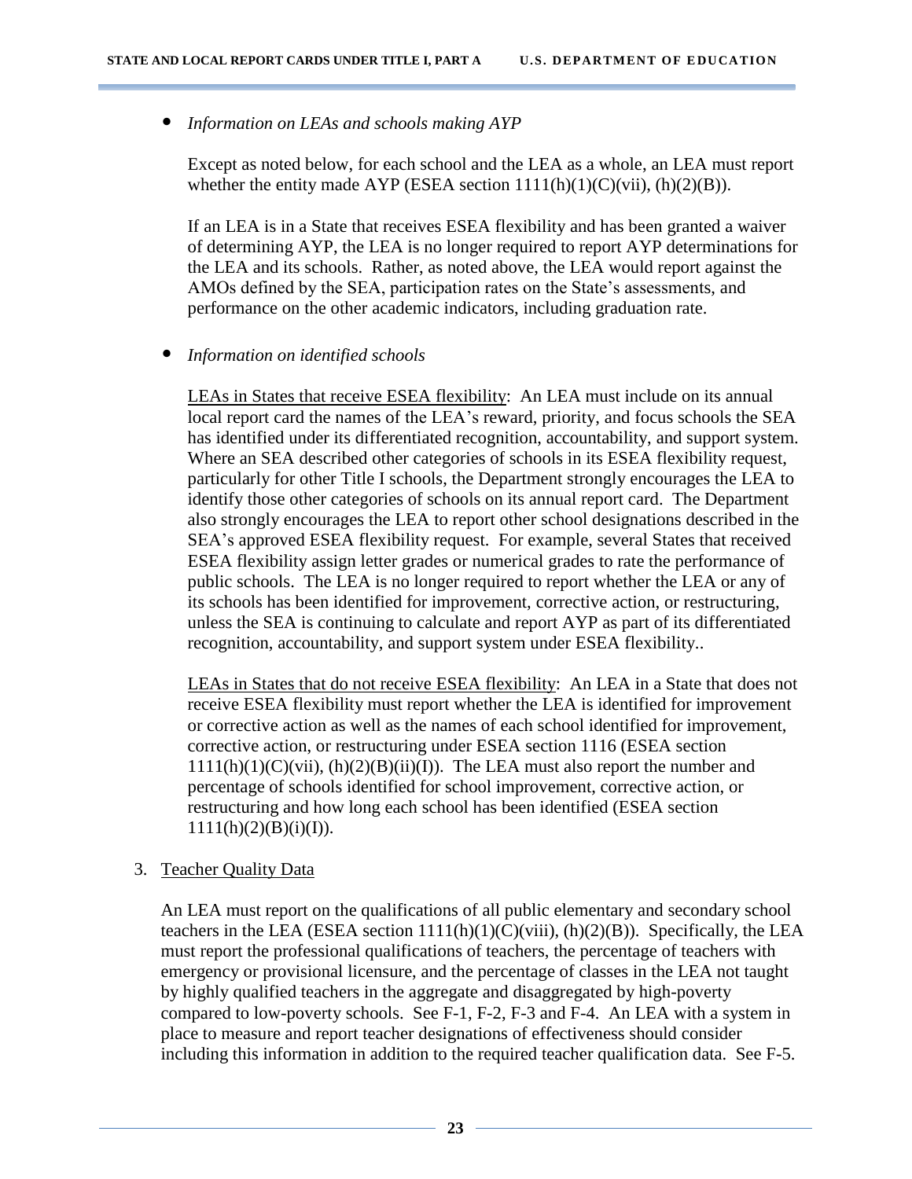- *Information on LEAs and schools making AYP*

  Except as noted below, for each school and the LEA as a whole, an LEA must report whether the entity made AYP (ESEA section 1111(h)(1)(C)(vii), (h)(2)(B)).

  If an LEA is in a State that receives ESEA flexibility and has been granted a waiver of determining AYP, the LEA is no longer required to report AYP determinations for the LEA and its schools. Rather, as noted above, the LEA would report against the AMOs defined by the SEA, participation rates on the State's assessments, and performance on the other academic indicators, including graduation rate.

- *Information on identified schools*

  <u>LEAs in States that receive ESEA flexibility</u>: An LEA must include on its annual local report card the names of the LEA's reward, priority, and focus schools the SEA has identified under its differentiated recognition, accountability, and support system. Where an SEA described other categories of schools in its ESEA flexibility request, particularly for other Title I schools, the Department strongly encourages the LEA to identify those other categories of schools on its annual report card. The Department also strongly encourages the LEA to report other school designations described in the SEA's approved ESEA flexibility request. For example, several States that received ESEA flexibility assign letter grades or numerical grades to rate the performance of public schools. The LEA is no longer required to report whether the LEA or any of its schools has been identified for improvement, corrective action, or restructuring, unless the SEA is continuing to calculate and report AYP as part of its differentiated recognition, accountability, and support system under ESEA flexibility..

  <u>LEAs in States that do not receive ESEA flexibility</u>: An LEA in a State that does not receive ESEA flexibility must report whether the LEA is identified for improvement or corrective action as well as the names of each school identified for improvement, corrective action, or restructuring under ESEA section 1116 (ESEA section 1111(h)(1)(C)(vii), (h)(2)(B)(ii)(I)). The LEA must also report the number and percentage of schools identified for school improvement, corrective action, or restructuring and how long each school has been identified (ESEA section 1111(h)(2)(B)(i)(I)).

3. <u>Teacher Quality Data</u>

   An LEA must report on the qualifications of all public elementary and secondary school teachers in the LEA (ESEA section 1111(h)(1)(C)(viii), (h)(2)(B)). Specifically, the LEA must report the professional qualifications of teachers, the percentage of teachers with emergency or provisional licensure, and the percentage of classes in the LEA not taught by highly qualified teachers in the aggregate and disaggregated by high-poverty compared to low-poverty schools. See F-1, F-2, F-3 and F-4. An LEA with a system in place to measure and report teacher designations of effectiveness should consider including this information in addition to the required teacher qualification data. See F-5.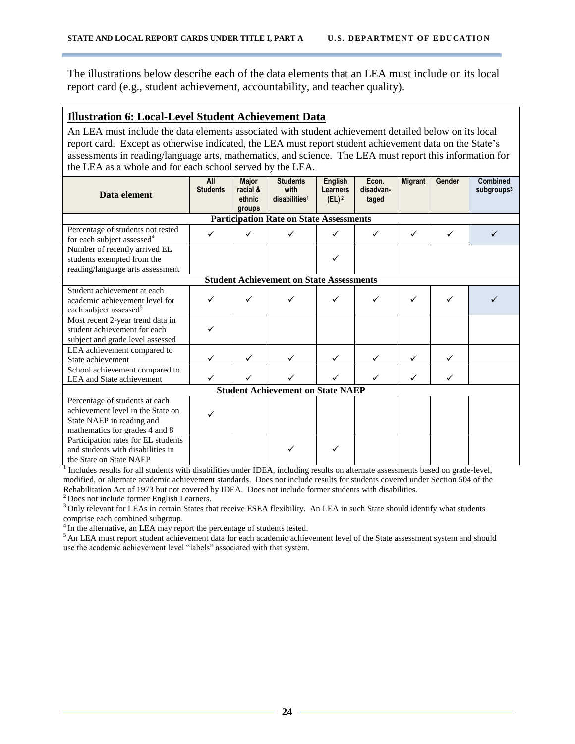The illustrations below describe each of the data elements that an LEA must include on its local report card (e.g., student achievement, accountability, and teacher quality).

## Illustration 6: Local-Level Student Achievement Data

An LEA must include the data elements associated with student achievement detailed below on its local report card. Except as otherwise indicated, the LEA must report student achievement data on the State's assessments in reading/language arts, mathematics, and science. The LEA must report this information for the LEA as a whole and for each school served by the LEA.

| Data element | All Students | Major racial & ethnic groups | Students with disabilities[1] | English Learners (EL)[2] | Econ. disadvan-taged | Migrant | Gender | Combined subgroups[3] |
|---|---|---|---|---|---|---|---|---|
| **Participation Rate on State Assessments** | | | | | | | | |
| Percentage of students not tested for each subject assessed[4] | ✓ | ✓ | ✓ | ✓ | ✓ | ✓ | ✓ | ✓ |
| Number of recently arrived EL students exempted from the reading/language arts assessment | | | | ✓ | | | | |
| **Student Achievement on State Assessments** | | | | | | | | |
| Student achievement at each academic achievement level for each subject assessed[5] | ✓ | ✓ | ✓ | ✓ | ✓ | ✓ | ✓ | ✓ |
| Most recent 2-year trend data in student achievement for each subject and grade level assessed | ✓ | | | | | | | |
| LEA achievement compared to State achievement | ✓ | ✓ | ✓ | ✓ | ✓ | ✓ | ✓ | |
| School achievement compared to LEA and State achievement | ✓ | ✓ | ✓ | ✓ | ✓ | ✓ | ✓ | |
| **Student Achievement on State NAEP** | | | | | | | | |
| Percentage of students at each achievement level in the State on State NAEP in reading and mathematics for grades 4 and 8 | ✓ | | | | | | | |
| Participation rates for EL students and students with disabilities in the State on State NAEP | | | ✓ | ✓ | | | | |

[1] Includes results for all students with disabilities under IDEA, including results on alternate assessments based on grade-level, modified, or alternate academic achievement standards. Does not include results for students covered under Section 504 of the Rehabilitation Act of 1973 but not covered by IDEA. Does not include former students with disabilities.

[2] Does not include former English Learners.

[3] Only relevant for LEAs in certain States that receive ESEA flexibility. An LEA in such State should identify what students comprise each combined subgroup.

[4] In the alternative, an LEA may report the percentage of students tested.

[5] An LEA must report student achievement data for each academic achievement level of the State assessment system and should use the academic achievement level "labels" associated with that system.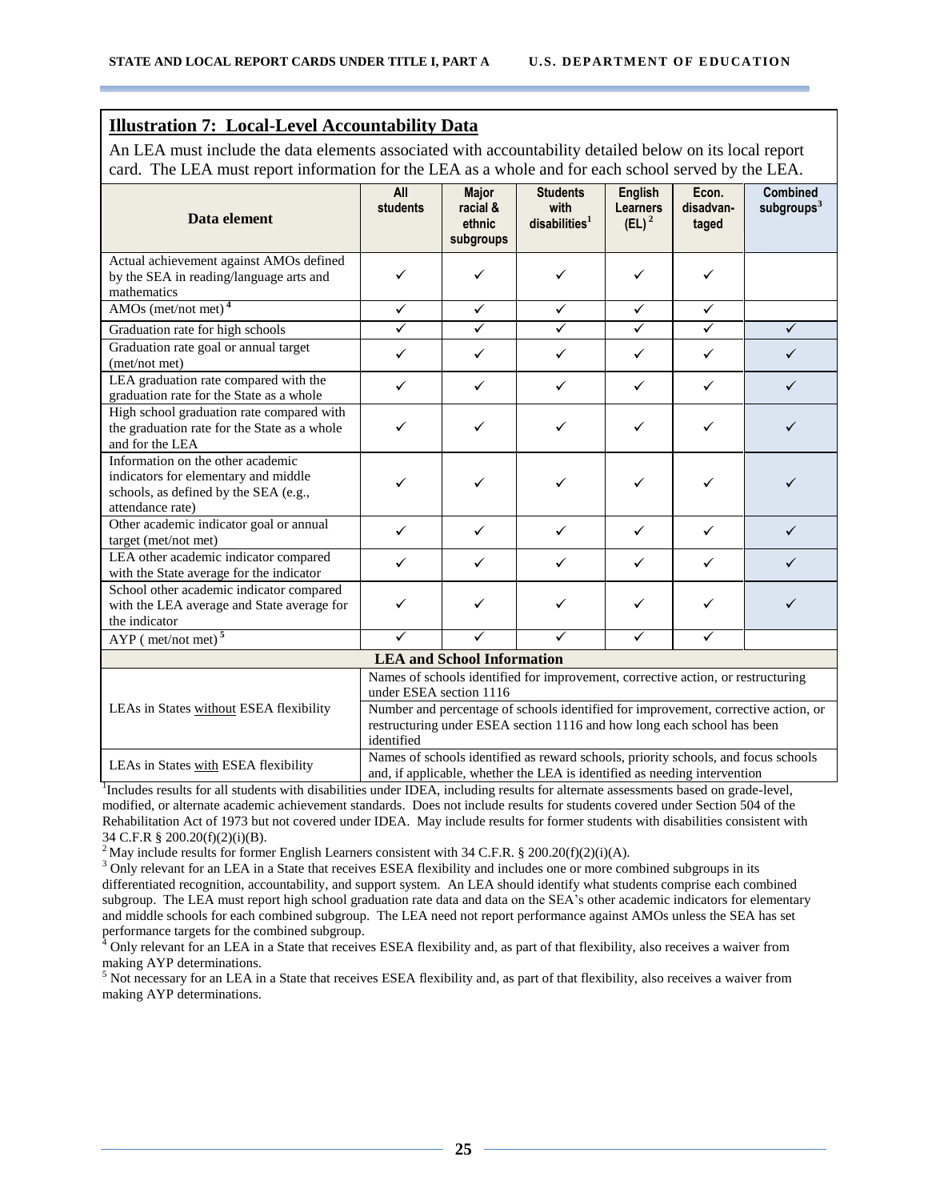## Illustration 7: Local-Level Accountability Data

An LEA must include the data elements associated with accountability detailed below on its local report card. The LEA must report information for the LEA as a whole and for each school served by the LEA.

| Data element | All students | Major racial & ethnic subgroups | Students with disabilities[1] | English Learners (EL)[2] | Econ. disadvan-taged | Combined subgroups[3] |
|---|---|---|---|---|---|---|
| Actual achievement against AMOs defined by the SEA in reading/language arts and mathematics | ✓ | ✓ | ✓ | ✓ | ✓ | |
| AMOs (met/not met)[4] | ✓ | ✓ | ✓ | ✓ | ✓ | |
| Graduation rate for high schools | ✓ | ✓ | ✓ | ✓ | ✓ | ✓ |
| Graduation rate goal or annual target (met/not met) | ✓ | ✓ | ✓ | ✓ | ✓ | ✓ |
| LEA graduation rate compared with the graduation rate for the State as a whole | ✓ | ✓ | ✓ | ✓ | ✓ | ✓ |
| High school graduation rate compared with the graduation rate for the State as a whole and for the LEA | ✓ | ✓ | ✓ | ✓ | ✓ | ✓ |
| Information on the other academic indicators for elementary and middle schools, as defined by the SEA (e.g., attendance rate) | ✓ | ✓ | ✓ | ✓ | ✓ | ✓ |
| Other academic indicator goal or annual target (met/not met) | ✓ | ✓ | ✓ | ✓ | ✓ | ✓ |
| LEA other academic indicator compared with the State average for the indicator | ✓ | ✓ | ✓ | ✓ | ✓ | ✓ |
| School other academic indicator compared with the LEA average and State average for the indicator | ✓ | ✓ | ✓ | ✓ | ✓ | ✓ |
| AYP ( met/not met)[5] | ✓ | ✓ | ✓ | ✓ | ✓ | |

| LEA and School Information | |
|---|---|
| LEAs in States without ESEA flexibility | Names of schools identified for improvement, corrective action, or restructuring under ESEA section 1116 |
| | Number and percentage of schools identified for improvement, corrective action, or restructuring under ESEA section 1116 and how long each school has been identified |
| LEAs in States with ESEA flexibility | Names of schools identified as reward schools, priority schools, and focus schools and, if applicable, whether the LEA is identified as needing intervention |

[1] Includes results for all students with disabilities under IDEA, including results for alternate assessments based on grade-level, modified, or alternate academic achievement standards. Does not include results for students covered under Section 504 of the Rehabilitation Act of 1973 but not covered under IDEA. May include results for former students with disabilities consistent with 34 C.F.R § 200.20(f)(2)(i)(B).

[2] May include results for former English Learners consistent with 34 C.F.R. § 200.20(f)(2)(i)(A).

[3] Only relevant for an LEA in a State that receives ESEA flexibility and includes one or more combined subgroups in its differentiated recognition, accountability, and support system. An LEA should identify what students comprise each combined subgroup. The LEA must report high school graduation rate data and data on the SEA's other academic indicators for elementary and middle schools for each combined subgroup. The LEA need not report performance against AMOs unless the SEA has set performance targets for the combined subgroup.

[4] Only relevant for an LEA in a State that receives ESEA flexibility and, as part of that flexibility, also receives a waiver from making AYP determinations.

[5] Not necessary for an LEA in a State that receives ESEA flexibility and, as part of that flexibility, also receives a waiver from making AYP determinations.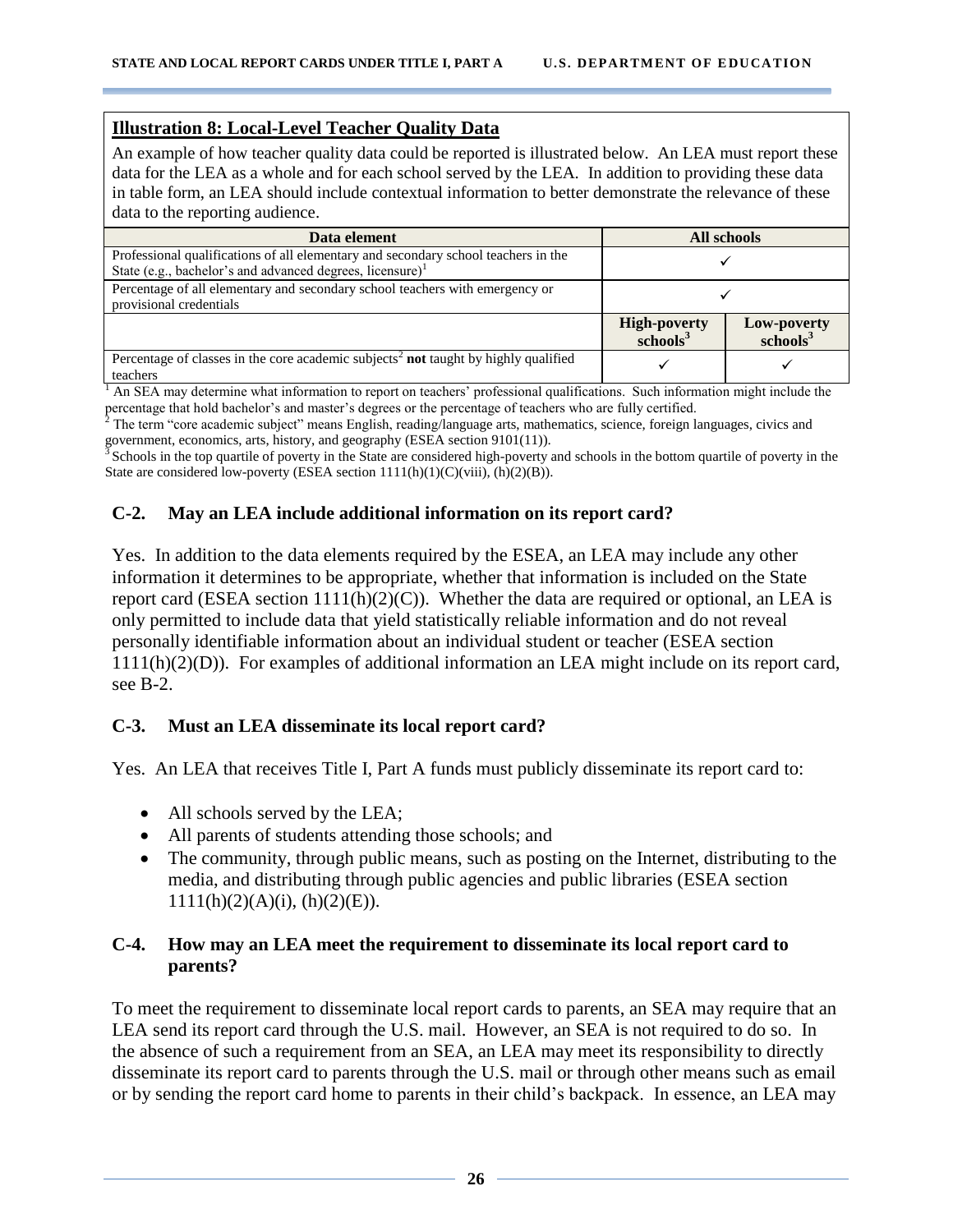**Illustration 8: Local-Level Teacher Quality Data**

An example of how teacher quality data could be reported is illustrated below. An LEA must report these data for the LEA as a whole and for each school served by the LEA. In addition to providing these data in table form, an LEA should include contextual information to better demonstrate the relevance of these data to the reporting audience.

| Data element | All schools | |
|---|---|---|
| Professional qualifications of all elementary and secondary school teachers in the State (e.g., bachelor's and advanced degrees, licensure)[1] | ✓ | |
| Percentage of all elementary and secondary school teachers with emergency or provisional credentials | ✓ | |
| | **High-poverty schools**[3] | **Low-poverty schools**[3] |
| Percentage of classes in the core academic subjects[2] **not** taught by highly qualified teachers | ✓ | ✓ |

[1] An SEA may determine what information to report on teachers' professional qualifications. Such information might include the percentage that hold bachelor's and master's degrees or the percentage of teachers who are fully certified.

[2] The term "core academic subject" means English, reading/language arts, mathematics, science, foreign languages, civics and government, economics, arts, history, and geography (ESEA section 9101(11)).

[3] Schools in the top quartile of poverty in the State are considered high-poverty and schools in the bottom quartile of poverty in the State are considered low-poverty (ESEA section 1111(h)(1)(C)(viii), (h)(2)(B)).

### C-2. May an LEA include additional information on its report card?

Yes. In addition to the data elements required by the ESEA, an LEA may include any other information it determines to be appropriate, whether that information is included on the State report card (ESEA section 1111(h)(2)(C)). Whether the data are required or optional, an LEA is only permitted to include data that yield statistically reliable information and do not reveal personally identifiable information about an individual student or teacher (ESEA section 1111(h)(2)(D)). For examples of additional information an LEA might include on its report card, see B-2.

### C-3. Must an LEA disseminate its local report card?

Yes. An LEA that receives Title I, Part A funds must publicly disseminate its report card to:

- All schools served by the LEA;
- All parents of students attending those schools; and
- The community, through public means, such as posting on the Internet, distributing to the media, and distributing through public agencies and public libraries (ESEA section 1111(h)(2)(A)(i), (h)(2)(E)).

### C-4. How may an LEA meet the requirement to disseminate its local report card to parents?

To meet the requirement to disseminate local report cards to parents, an SEA may require that an LEA send its report card through the U.S. mail. However, an SEA is not required to do so. In the absence of such a requirement from an SEA, an LEA may meet its responsibility to directly disseminate its report card to parents through the U.S. mail or through other means such as email or by sending the report card home to parents in their child's backpack. In essence, an LEA may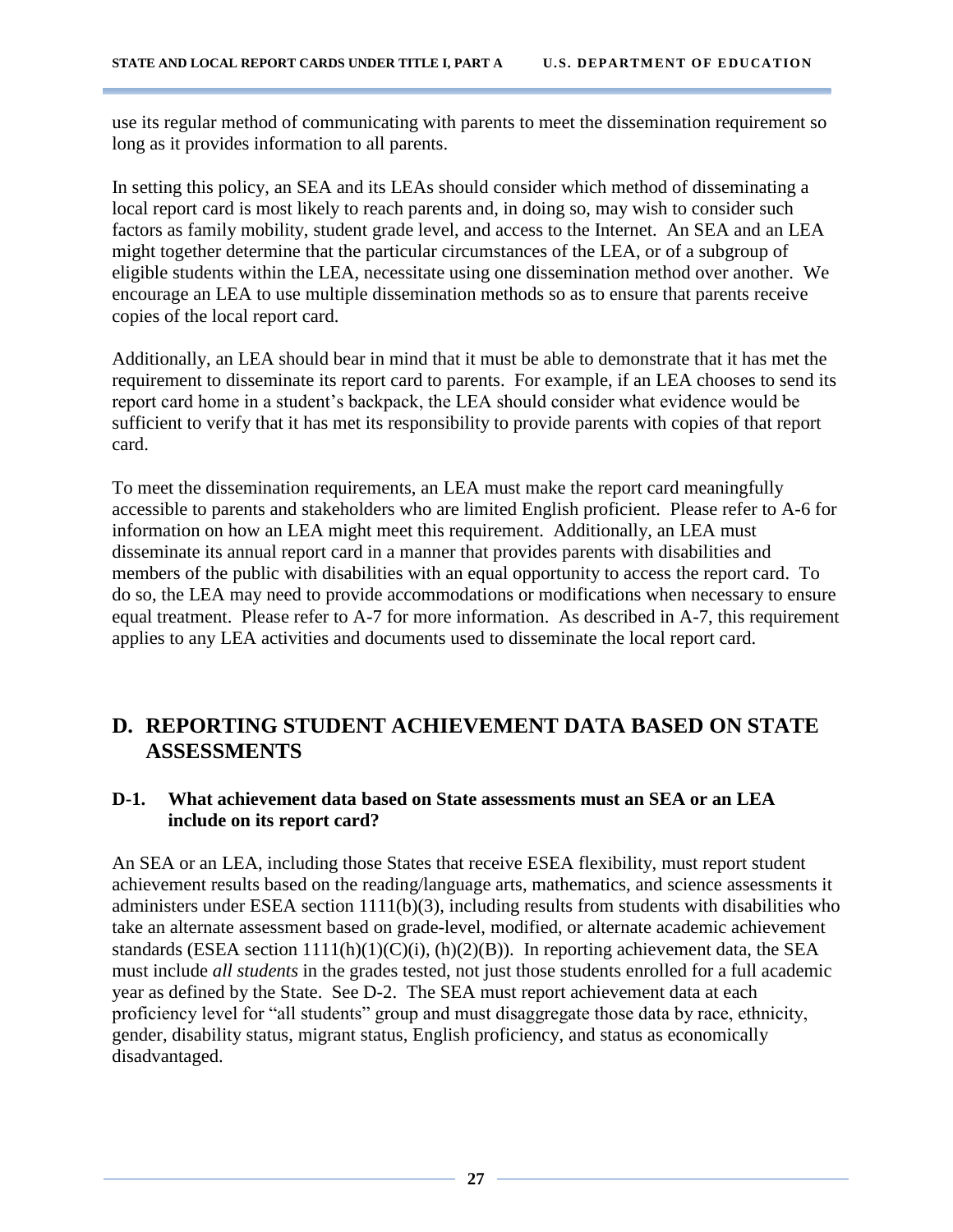use its regular method of communicating with parents to meet the dissemination requirement so long as it provides information to all parents.

In setting this policy, an SEA and its LEAs should consider which method of disseminating a local report card is most likely to reach parents and, in doing so, may wish to consider such factors as family mobility, student grade level, and access to the Internet. An SEA and an LEA might together determine that the particular circumstances of the LEA, or of a subgroup of eligible students within the LEA, necessitate using one dissemination method over another. We encourage an LEA to use multiple dissemination methods so as to ensure that parents receive copies of the local report card.

Additionally, an LEA should bear in mind that it must be able to demonstrate that it has met the requirement to disseminate its report card to parents. For example, if an LEA chooses to send its report card home in a student's backpack, the LEA should consider what evidence would be sufficient to verify that it has met its responsibility to provide parents with copies of that report card.

To meet the dissemination requirements, an LEA must make the report card meaningfully accessible to parents and stakeholders who are limited English proficient. Please refer to A-6 for information on how an LEA might meet this requirement. Additionally, an LEA must disseminate its annual report card in a manner that provides parents with disabilities and members of the public with disabilities with an equal opportunity to access the report card. To do so, the LEA may need to provide accommodations or modifications when necessary to ensure equal treatment. Please refer to A-7 for more information. As described in A-7, this requirement applies to any LEA activities and documents used to disseminate the local report card.

## D. REPORTING STUDENT ACHIEVEMENT DATA BASED ON STATE ASSESSMENTS

### D-1. What achievement data based on State assessments must an SEA or an LEA include on its report card?

An SEA or an LEA, including those States that receive ESEA flexibility, must report student achievement results based on the reading/language arts, mathematics, and science assessments it administers under ESEA section 1111(b)(3), including results from students with disabilities who take an alternate assessment based on grade-level, modified, or alternate academic achievement standards (ESEA section 1111(h)(1)(C)(i), (h)(2)(B)). In reporting achievement data, the SEA must include *all students* in the grades tested, not just those students enrolled for a full academic year as defined by the State. See D-2. The SEA must report achievement data at each proficiency level for "all students" group and must disaggregate those data by race, ethnicity, gender, disability status, migrant status, English proficiency, and status as economically disadvantaged.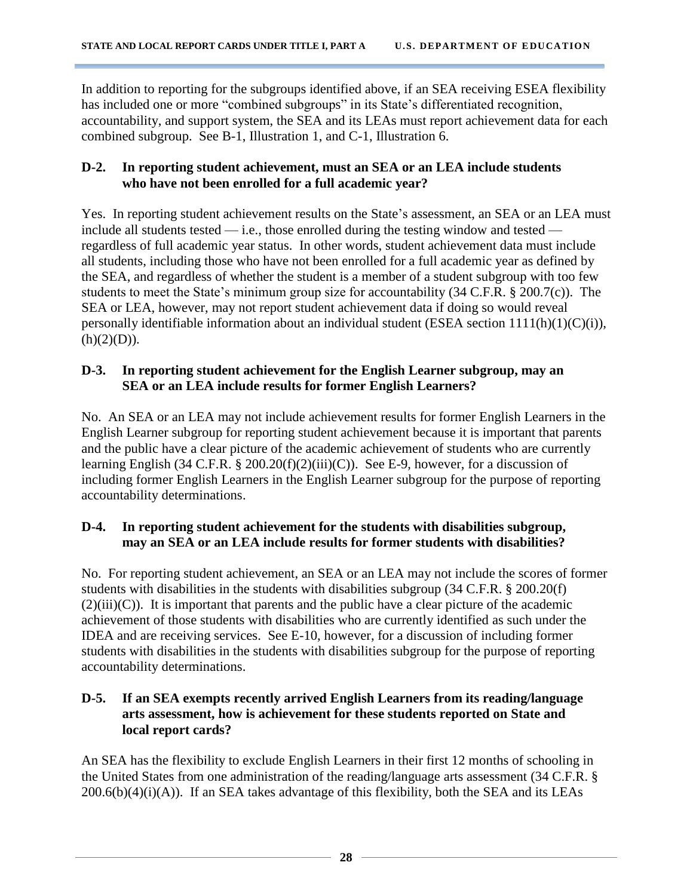In addition to reporting for the subgroups identified above, if an SEA receiving ESEA flexibility has included one or more "combined subgroups" in its State's differentiated recognition, accountability, and support system, the SEA and its LEAs must report achievement data for each combined subgroup. See B-1, Illustration 1, and C-1, Illustration 6.

### D-2. In reporting student achievement, must an SEA or an LEA include students who have not been enrolled for a full academic year?

Yes. In reporting student achievement results on the State's assessment, an SEA or an LEA must include all students tested — i.e., those enrolled during the testing window and tested — regardless of full academic year status. In other words, student achievement data must include all students, including those who have not been enrolled for a full academic year as defined by the SEA, and regardless of whether the student is a member of a student subgroup with too few students to meet the State's minimum group size for accountability (34 C.F.R. § 200.7(c)). The SEA or LEA, however, may not report student achievement data if doing so would reveal personally identifiable information about an individual student (ESEA section 1111(h)(1)(C)(i)), (h)(2)(D)).

### D-3. In reporting student achievement for the English Learner subgroup, may an SEA or an LEA include results for former English Learners?

No. An SEA or an LEA may not include achievement results for former English Learners in the English Learner subgroup for reporting student achievement because it is important that parents and the public have a clear picture of the academic achievement of students who are currently learning English (34 C.F.R. § 200.20(f)(2)(iii)(C)). See E-9, however, for a discussion of including former English Learners in the English Learner subgroup for the purpose of reporting accountability determinations.

### D-4. In reporting student achievement for the students with disabilities subgroup, may an SEA or an LEA include results for former students with disabilities?

No. For reporting student achievement, an SEA or an LEA may not include the scores of former students with disabilities in the students with disabilities subgroup (34 C.F.R. § 200.20(f)(2)(iii)(C)). It is important that parents and the public have a clear picture of the academic achievement of those students with disabilities who are currently identified as such under the IDEA and are receiving services. See E-10, however, for a discussion of including former students with disabilities in the students with disabilities subgroup for the purpose of reporting accountability determinations.

### D-5. If an SEA exempts recently arrived English Learners from its reading/language arts assessment, how is achievement for these students reported on State and local report cards?

An SEA has the flexibility to exclude English Learners in their first 12 months of schooling in the United States from one administration of the reading/language arts assessment (34 C.F.R. § 200.6(b)(4)(i)(A)). If an SEA takes advantage of this flexibility, both the SEA and its LEAs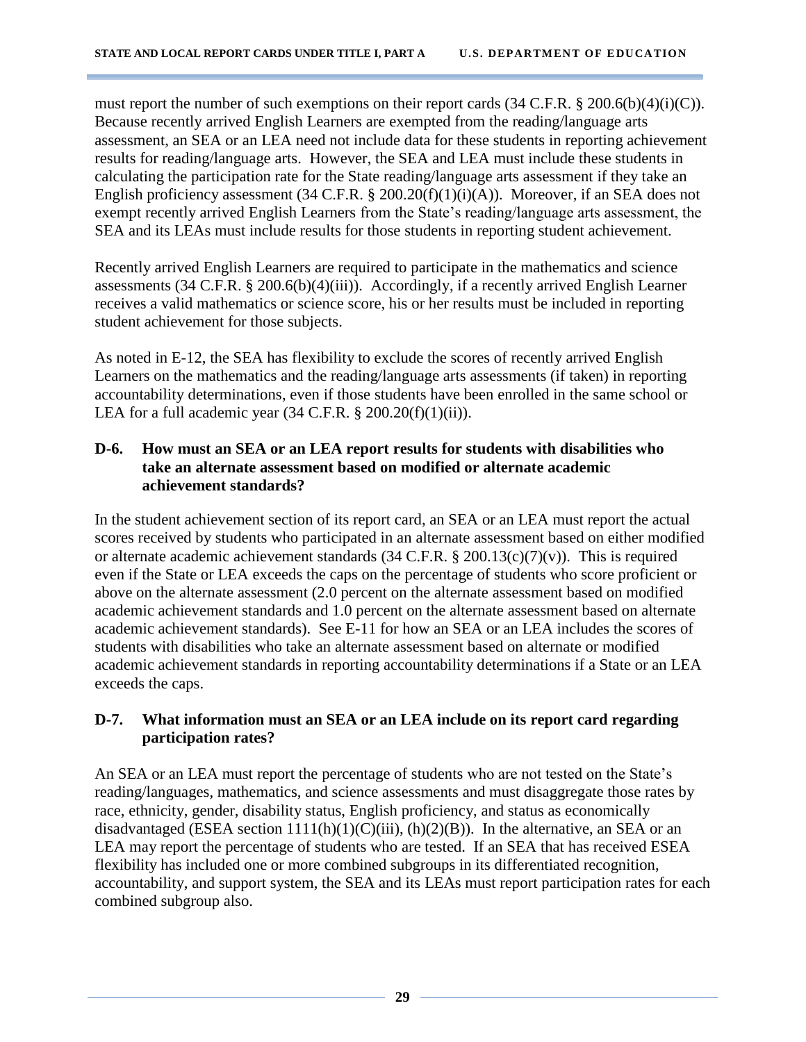must report the number of such exemptions on their report cards (34 C.F.R. § 200.6(b)(4)(i)(C)). Because recently arrived English Learners are exempted from the reading/language arts assessment, an SEA or an LEA need not include data for these students in reporting achievement results for reading/language arts. However, the SEA and LEA must include these students in calculating the participation rate for the State reading/language arts assessment if they take an English proficiency assessment (34 C.F.R. § 200.20(f)(1)(i)(A)). Moreover, if an SEA does not exempt recently arrived English Learners from the State's reading/language arts assessment, the SEA and its LEAs must include results for those students in reporting student achievement.

Recently arrived English Learners are required to participate in the mathematics and science assessments (34 C.F.R. § 200.6(b)(4)(iii)). Accordingly, if a recently arrived English Learner receives a valid mathematics or science score, his or her results must be included in reporting student achievement for those subjects.

As noted in E-12, the SEA has flexibility to exclude the scores of recently arrived English Learners on the mathematics and the reading/language arts assessments (if taken) in reporting accountability determinations, even if those students have been enrolled in the same school or LEA for a full academic year (34 C.F.R. § 200.20(f)(1)(ii)).

### D-6. How must an SEA or an LEA report results for students with disabilities who take an alternate assessment based on modified or alternate academic achievement standards?

In the student achievement section of its report card, an SEA or an LEA must report the actual scores received by students who participated in an alternate assessment based on either modified or alternate academic achievement standards (34 C.F.R. § 200.13(c)(7)(v)). This is required even if the State or LEA exceeds the caps on the percentage of students who score proficient or above on the alternate assessment (2.0 percent on the alternate assessment based on modified academic achievement standards and 1.0 percent on the alternate assessment based on alternate academic achievement standards). See E-11 for how an SEA or an LEA includes the scores of students with disabilities who take an alternate assessment based on alternate or modified academic achievement standards in reporting accountability determinations if a State or an LEA exceeds the caps.

### D-7. What information must an SEA or an LEA include on its report card regarding participation rates?

An SEA or an LEA must report the percentage of students who are not tested on the State's reading/languages, mathematics, and science assessments and must disaggregate those rates by race, ethnicity, gender, disability status, English proficiency, and status as economically disadvantaged (ESEA section 1111(h)(1)(C)(iii), (h)(2)(B)). In the alternative, an SEA or an LEA may report the percentage of students who are tested. If an SEA that has received ESEA flexibility has included one or more combined subgroups in its differentiated recognition, accountability, and support system, the SEA and its LEAs must report participation rates for each combined subgroup also.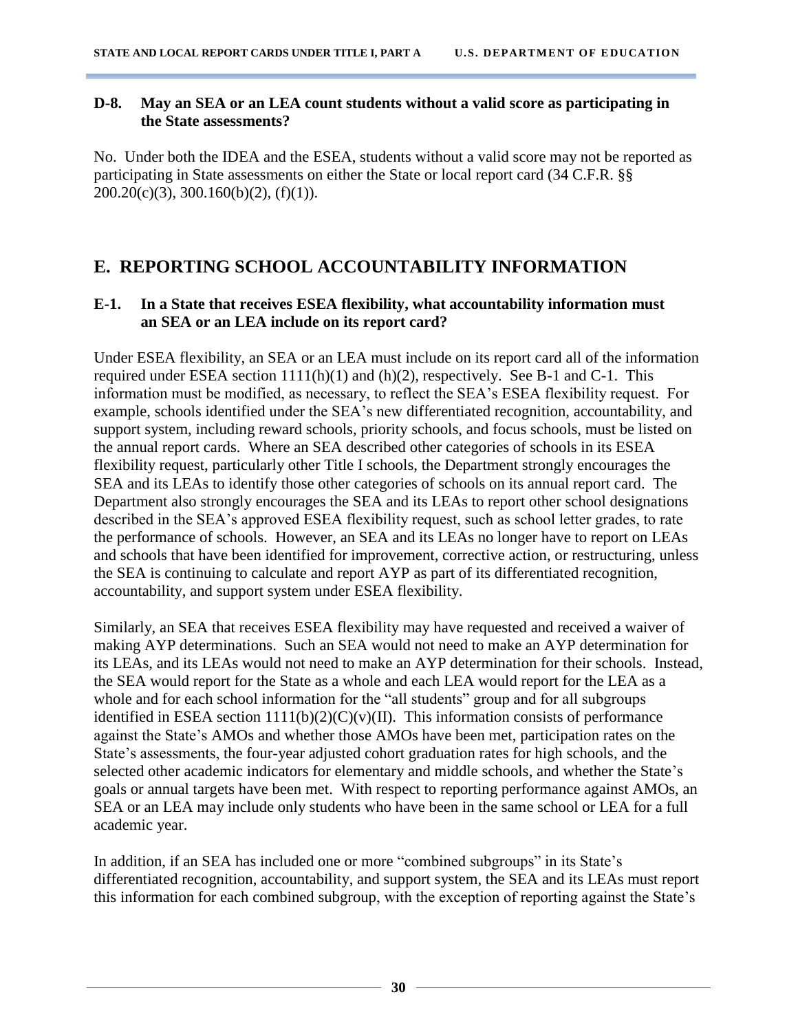**D-8. May an SEA or an LEA count students without a valid score as participating in the State assessments?**

No. Under both the IDEA and the ESEA, students without a valid score may not be reported as participating in State assessments on either the State or local report card (34 C.F.R. §§ 200.20(c)(3), 300.160(b)(2), (f)(1)).

## E. REPORTING SCHOOL ACCOUNTABILITY INFORMATION

**E-1. In a State that receives ESEA flexibility, what accountability information must an SEA or an LEA include on its report card?**

Under ESEA flexibility, an SEA or an LEA must include on its report card all of the information required under ESEA section 1111(h)(1) and (h)(2), respectively. See B-1 and C-1. This information must be modified, as necessary, to reflect the SEA's ESEA flexibility request. For example, schools identified under the SEA's new differentiated recognition, accountability, and support system, including reward schools, priority schools, and focus schools, must be listed on the annual report cards. Where an SEA described other categories of schools in its ESEA flexibility request, particularly other Title I schools, the Department strongly encourages the SEA and its LEAs to identify those other categories of schools on its annual report card. The Department also strongly encourages the SEA and its LEAs to report other school designations described in the SEA's approved ESEA flexibility request, such as school letter grades, to rate the performance of schools. However, an SEA and its LEAs no longer have to report on LEAs and schools that have been identified for improvement, corrective action, or restructuring, unless the SEA is continuing to calculate and report AYP as part of its differentiated recognition, accountability, and support system under ESEA flexibility.

Similarly, an SEA that receives ESEA flexibility may have requested and received a waiver of making AYP determinations. Such an SEA would not need to make an AYP determination for its LEAs, and its LEAs would not need to make an AYP determination for their schools. Instead, the SEA would report for the State as a whole and each LEA would report for the LEA as a whole and for each school information for the "all students" group and for all subgroups identified in ESEA section 1111(b)(2)(C)(v)(II). This information consists of performance against the State's AMOs and whether those AMOs have been met, participation rates on the State's assessments, the four-year adjusted cohort graduation rates for high schools, and the selected other academic indicators for elementary and middle schools, and whether the State's goals or annual targets have been met. With respect to reporting performance against AMOs, an SEA or an LEA may include only students who have been in the same school or LEA for a full academic year.

In addition, if an SEA has included one or more "combined subgroups" in its State's differentiated recognition, accountability, and support system, the SEA and its LEAs must report this information for each combined subgroup, with the exception of reporting against the State's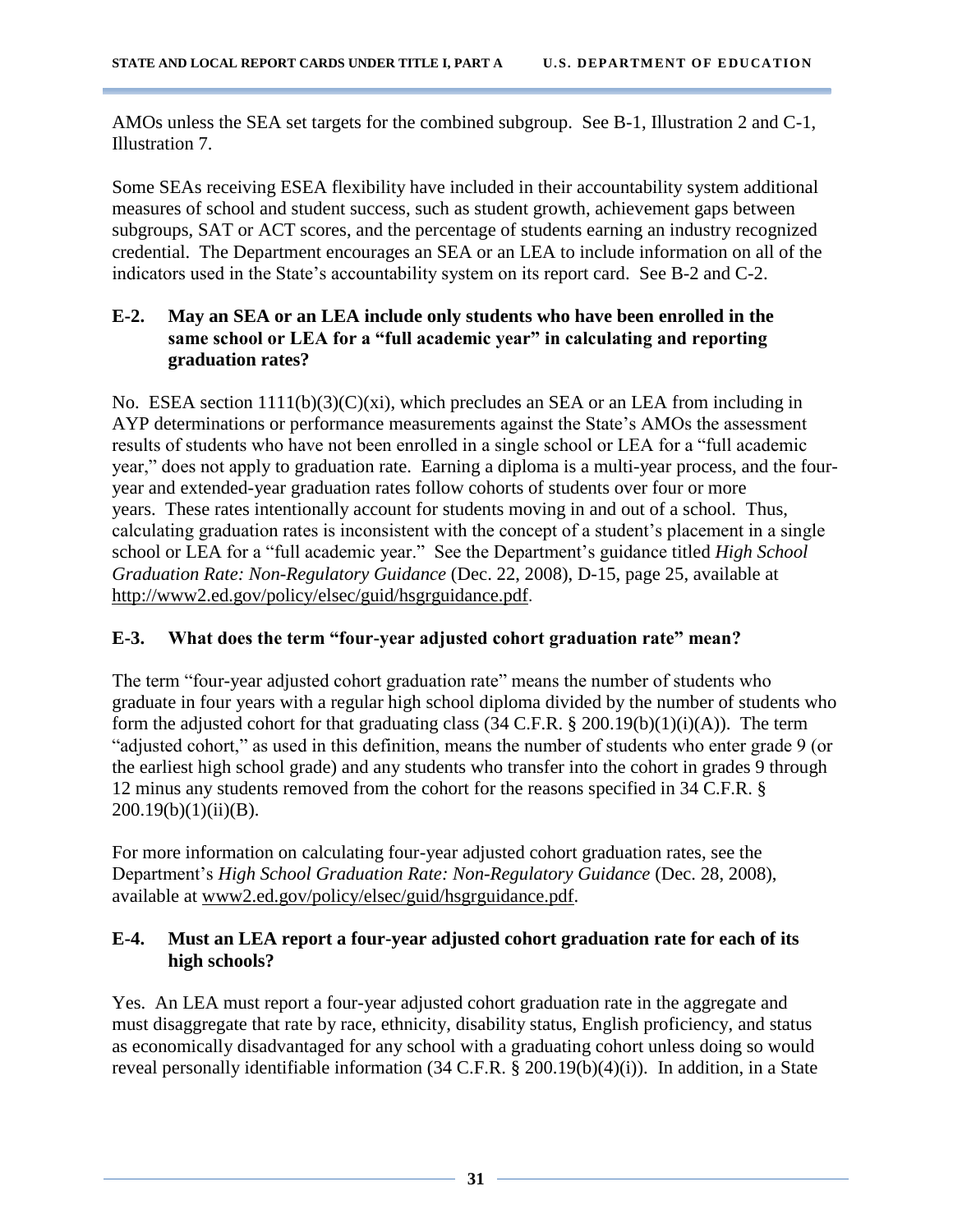AMOs unless the SEA set targets for the combined subgroup. See B-1, Illustration 2 and C-1, Illustration 7.

Some SEAs receiving ESEA flexibility have included in their accountability system additional measures of school and student success, such as student growth, achievement gaps between subgroups, SAT or ACT scores, and the percentage of students earning an industry recognized credential. The Department encourages an SEA or an LEA to include information on all of the indicators used in the State's accountability system on its report card. See B-2 and C-2.

### E-2. May an SEA or an LEA include only students who have been enrolled in the same school or LEA for a "full academic year" in calculating and reporting graduation rates?

No. ESEA section 1111(b)(3)(C)(xi), which precludes an SEA or an LEA from including in AYP determinations or performance measurements against the State's AMOs the assessment results of students who have not been enrolled in a single school or LEA for a "full academic year," does not apply to graduation rate. Earning a diploma is a multi-year process, and the four-year and extended-year graduation rates follow cohorts of students over four or more years. These rates intentionally account for students moving in and out of a school. Thus, calculating graduation rates is inconsistent with the concept of a student's placement in a single school or LEA for a "full academic year." See the Department's guidance titled *High School Graduation Rate: Non-Regulatory Guidance* (Dec. 22, 2008), D-15, page 25, available at http://www2.ed.gov/policy/elsec/guid/hsgrguidance.pdf.

### E-3. What does the term "four-year adjusted cohort graduation rate" mean?

The term "four-year adjusted cohort graduation rate" means the number of students who graduate in four years with a regular high school diploma divided by the number of students who form the adjusted cohort for that graduating class (34 C.F.R. § 200.19(b)(1)(i)(A)). The term "adjusted cohort," as used in this definition, means the number of students who enter grade 9 (or the earliest high school grade) and any students who transfer into the cohort in grades 9 through 12 minus any students removed from the cohort for the reasons specified in 34 C.F.R. § 200.19(b)(1)(ii)(B).

For more information on calculating four-year adjusted cohort graduation rates, see the Department's *High School Graduation Rate: Non-Regulatory Guidance* (Dec. 28, 2008), available at www2.ed.gov/policy/elsec/guid/hsgrguidance.pdf.

### E-4. Must an LEA report a four-year adjusted cohort graduation rate for each of its high schools?

Yes. An LEA must report a four-year adjusted cohort graduation rate in the aggregate and must disaggregate that rate by race, ethnicity, disability status, English proficiency, and status as economically disadvantaged for any school with a graduating cohort unless doing so would reveal personally identifiable information (34 C.F.R. § 200.19(b)(4)(i)). In addition, in a State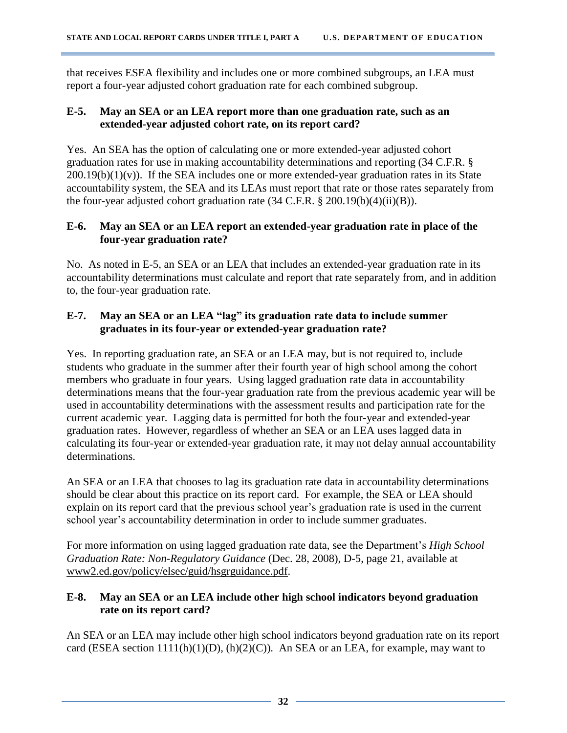that receives ESEA flexibility and includes one or more combined subgroups, an LEA must report a four-year adjusted cohort graduation rate for each combined subgroup.

### E-5. May an SEA or an LEA report more than one graduation rate, such as an extended-year adjusted cohort rate, on its report card?

Yes. An SEA has the option of calculating one or more extended-year adjusted cohort graduation rates for use in making accountability determinations and reporting (34 C.F.R. § 200.19(b)(1)(v)). If the SEA includes one or more extended-year graduation rates in its State accountability system, the SEA and its LEAs must report that rate or those rates separately from the four-year adjusted cohort graduation rate (34 C.F.R. § 200.19(b)(4)(ii)(B)).

### E-6. May an SEA or an LEA report an extended-year graduation rate in place of the four-year graduation rate?

No. As noted in E-5, an SEA or an LEA that includes an extended-year graduation rate in its accountability determinations must calculate and report that rate separately from, and in addition to, the four-year graduation rate.

### E-7. May an SEA or an LEA "lag" its graduation rate data to include summer graduates in its four-year or extended-year graduation rate?

Yes. In reporting graduation rate, an SEA or an LEA may, but is not required to, include students who graduate in the summer after their fourth year of high school among the cohort members who graduate in four years. Using lagged graduation rate data in accountability determinations means that the four-year graduation rate from the previous academic year will be used in accountability determinations with the assessment results and participation rate for the current academic year. Lagging data is permitted for both the four-year and extended-year graduation rates. However, regardless of whether an SEA or an LEA uses lagged data in calculating its four-year or extended-year graduation rate, it may not delay annual accountability determinations.

An SEA or an LEA that chooses to lag its graduation rate data in accountability determinations should be clear about this practice on its report card. For example, the SEA or LEA should explain on its report card that the previous school year's graduation rate is used in the current school year's accountability determination in order to include summer graduates.

For more information on using lagged graduation rate data, see the Department's *High School Graduation Rate: Non-Regulatory Guidance* (Dec. 28, 2008), D-5, page 21, available at www2.ed.gov/policy/elsec/guid/hsgrguidance.pdf.

### E-8. May an SEA or an LEA include other high school indicators beyond graduation rate on its report card?

An SEA or an LEA may include other high school indicators beyond graduation rate on its report card (ESEA section 1111(h)(1)(D), (h)(2)(C)). An SEA or an LEA, for example, may want to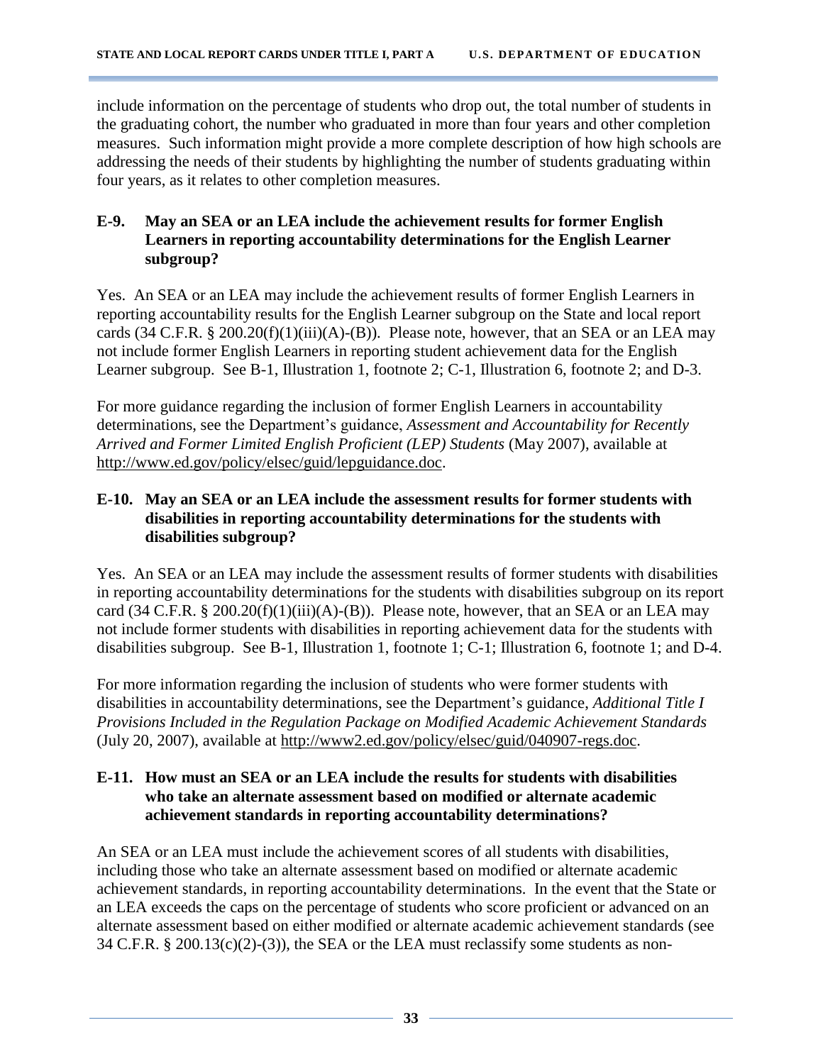include information on the percentage of students who drop out, the total number of students in the graduating cohort, the number who graduated in more than four years and other completion measures. Such information might provide a more complete description of how high schools are addressing the needs of their students by highlighting the number of students graduating within four years, as it relates to other completion measures.

### E-9. May an SEA or an LEA include the achievement results for former English Learners in reporting accountability determinations for the English Learner subgroup?

Yes. An SEA or an LEA may include the achievement results of former English Learners in reporting accountability results for the English Learner subgroup on the State and local report cards (34 C.F.R. § 200.20(f)(1)(iii)(A)-(B)). Please note, however, that an SEA or an LEA may not include former English Learners in reporting student achievement data for the English Learner subgroup. See B-1, Illustration 1, footnote 2; C-1, Illustration 6, footnote 2; and D-3.

For more guidance regarding the inclusion of former English Learners in accountability determinations, see the Department's guidance, *Assessment and Accountability for Recently Arrived and Former Limited English Proficient (LEP) Students* (May 2007), available at http://www.ed.gov/policy/elsec/guid/lepguidance.doc.

### E-10. May an SEA or an LEA include the assessment results for former students with disabilities in reporting accountability determinations for the students with disabilities subgroup?

Yes. An SEA or an LEA may include the assessment results of former students with disabilities in reporting accountability determinations for the students with disabilities subgroup on its report card (34 C.F.R. § 200.20(f)(1)(iii)(A)-(B)). Please note, however, that an SEA or an LEA may not include former students with disabilities in reporting achievement data for the students with disabilities subgroup. See B-1, Illustration 1, footnote 1; C-1; Illustration 6, footnote 1; and D-4.

For more information regarding the inclusion of students who were former students with disabilities in accountability determinations, see the Department's guidance, *Additional Title I Provisions Included in the Regulation Package on Modified Academic Achievement Standards* (July 20, 2007), available at http://www2.ed.gov/policy/elsec/guid/040907-regs.doc.

### E-11. How must an SEA or an LEA include the results for students with disabilities who take an alternate assessment based on modified or alternate academic achievement standards in reporting accountability determinations?

An SEA or an LEA must include the achievement scores of all students with disabilities, including those who take an alternate assessment based on modified or alternate academic achievement standards, in reporting accountability determinations. In the event that the State or an LEA exceeds the caps on the percentage of students who score proficient or advanced on an alternate assessment based on either modified or alternate academic achievement standards (see 34 C.F.R. § 200.13(c)(2)-(3)), the SEA or the LEA must reclassify some students as non-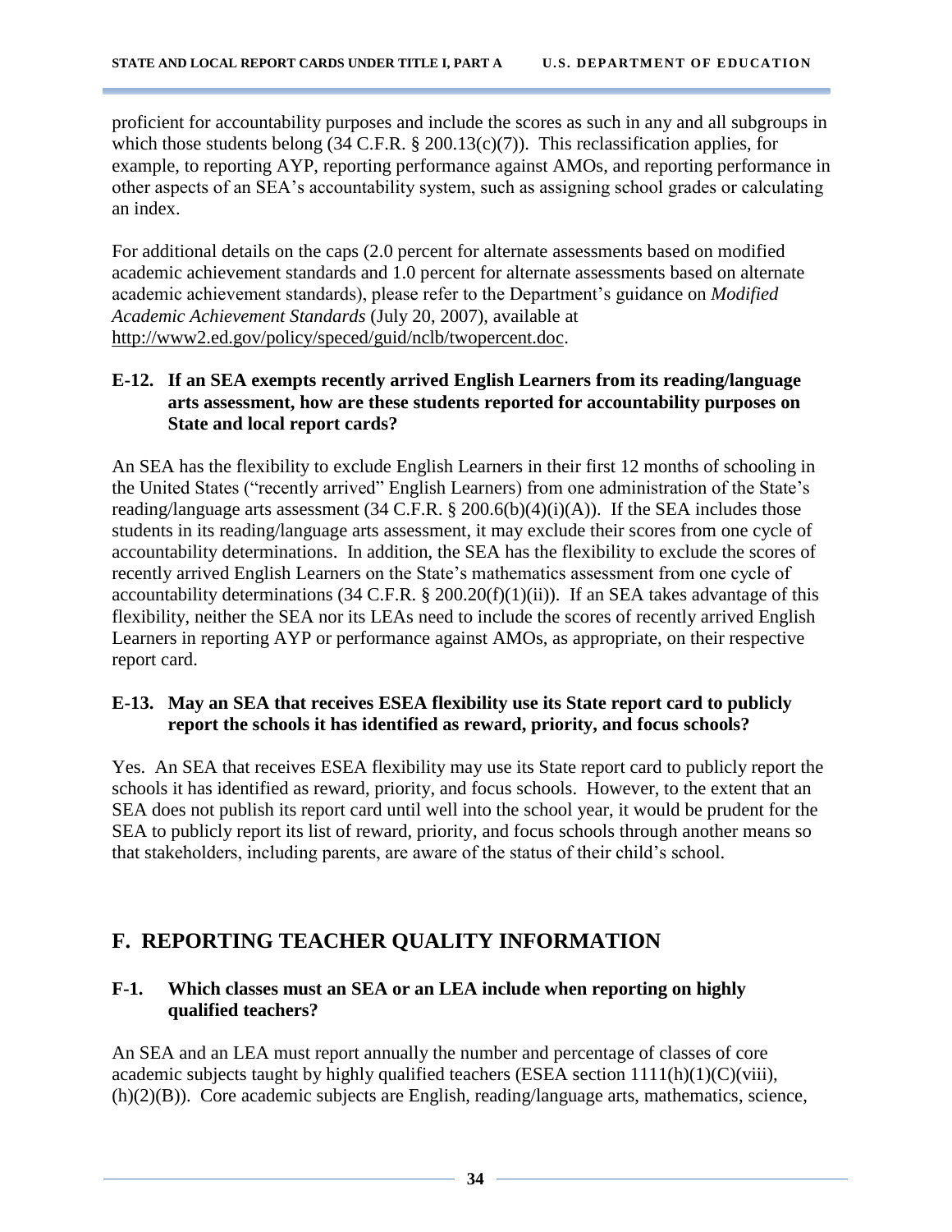proficient for accountability purposes and include the scores as such in any and all subgroups in which those students belong (34 C.F.R. § 200.13(c)(7)). This reclassification applies, for example, to reporting AYP, reporting performance against AMOs, and reporting performance in other aspects of an SEA's accountability system, such as assigning school grades or calculating an index.

For additional details on the caps (2.0 percent for alternate assessments based on modified academic achievement standards and 1.0 percent for alternate assessments based on alternate academic achievement standards), please refer to the Department's guidance on *Modified Academic Achievement Standards* (July 20, 2007), available at http://www2.ed.gov/policy/speced/guid/nclb/twopercent.doc.

**E-12. If an SEA exempts recently arrived English Learners from its reading/language arts assessment, how are these students reported for accountability purposes on State and local report cards?**

An SEA has the flexibility to exclude English Learners in their first 12 months of schooling in the United States ("recently arrived" English Learners) from one administration of the State's reading/language arts assessment (34 C.F.R. § 200.6(b)(4)(i)(A)). If the SEA includes those students in its reading/language arts assessment, it may exclude their scores from one cycle of accountability determinations. In addition, the SEA has the flexibility to exclude the scores of recently arrived English Learners on the State's mathematics assessment from one cycle of accountability determinations (34 C.F.R. § 200.20(f)(1)(ii)). If an SEA takes advantage of this flexibility, neither the SEA nor its LEAs need to include the scores of recently arrived English Learners in reporting AYP or performance against AMOs, as appropriate, on their respective report card.

**E-13. May an SEA that receives ESEA flexibility use its State report card to publicly report the schools it has identified as reward, priority, and focus schools?**

Yes. An SEA that receives ESEA flexibility may use its State report card to publicly report the schools it has identified as reward, priority, and focus schools. However, to the extent that an SEA does not publish its report card until well into the school year, it would be prudent for the SEA to publicly report its list of reward, priority, and focus schools through another means so that stakeholders, including parents, are aware of the status of their child's school.

## F. REPORTING TEACHER QUALITY INFORMATION

**F-1. Which classes must an SEA or an LEA include when reporting on highly qualified teachers?**

An SEA and an LEA must report annually the number and percentage of classes of core academic subjects taught by highly qualified teachers (ESEA section 1111(h)(1)(C)(viii), (h)(2)(B)). Core academic subjects are English, reading/language arts, mathematics, science,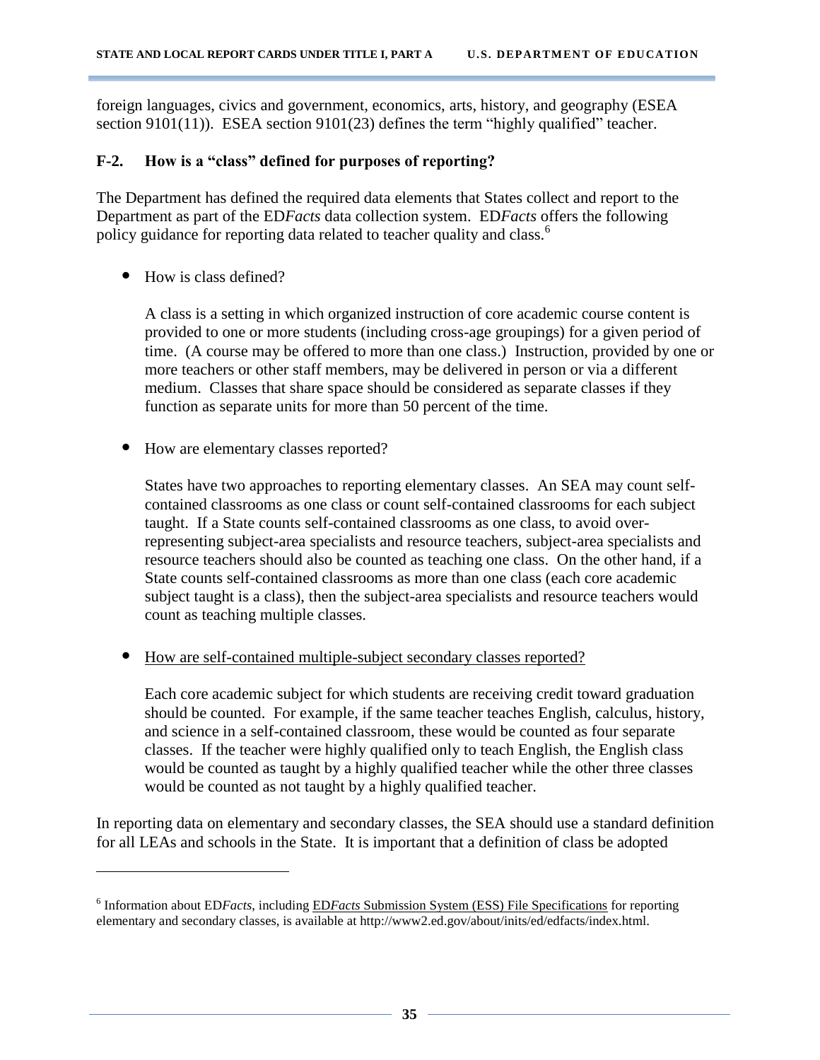foreign languages, civics and government, economics, arts, history, and geography (ESEA section 9101(11)). ESEA section 9101(23) defines the term "highly qualified" teacher.

### F-2. How is a "class" defined for purposes of reporting?

The Department has defined the required data elements that States collect and report to the Department as part of the ED*Facts* data collection system. ED*Facts* offers the following policy guidance for reporting data related to teacher quality and class.[6]

- How is class defined?

  A class is a setting in which organized instruction of core academic course content is provided to one or more students (including cross-age groupings) for a given period of time. (A course may be offered to more than one class.) Instruction, provided by one or more teachers or other staff members, may be delivered in person or via a different medium. Classes that share space should be considered as separate classes if they function as separate units for more than 50 percent of the time.

- How are elementary classes reported?

  States have two approaches to reporting elementary classes. An SEA may count self-contained classrooms as one class or count self-contained classrooms for each subject taught. If a State counts self-contained classrooms as one class, to avoid over-representing subject-area specialists and resource teachers, subject-area specialists and resource teachers should also be counted as teaching one class. On the other hand, if a State counts self-contained classrooms as more than one class (each core academic subject taught is a class), then the subject-area specialists and resource teachers would count as teaching multiple classes.

- <u>How are self-contained multiple-subject secondary classes reported?</u>

  Each core academic subject for which students are receiving credit toward graduation should be counted. For example, if the same teacher teaches English, calculus, history, and science in a self-contained classroom, these would be counted as four separate classes. If the teacher were highly qualified only to teach English, the English class would be counted as taught by a highly qualified teacher while the other three classes would be counted as not taught by a highly qualified teacher.

In reporting data on elementary and secondary classes, the SEA should use a standard definition for all LEAs and schools in the State. It is important that a definition of class be adopted

---

[6] Information about ED*Facts*, including <u>ED*Facts* Submission System (ESS) File Specifications</u> for reporting elementary and secondary classes, is available at http://www2.ed.gov/about/inits/ed/edfacts/index.html.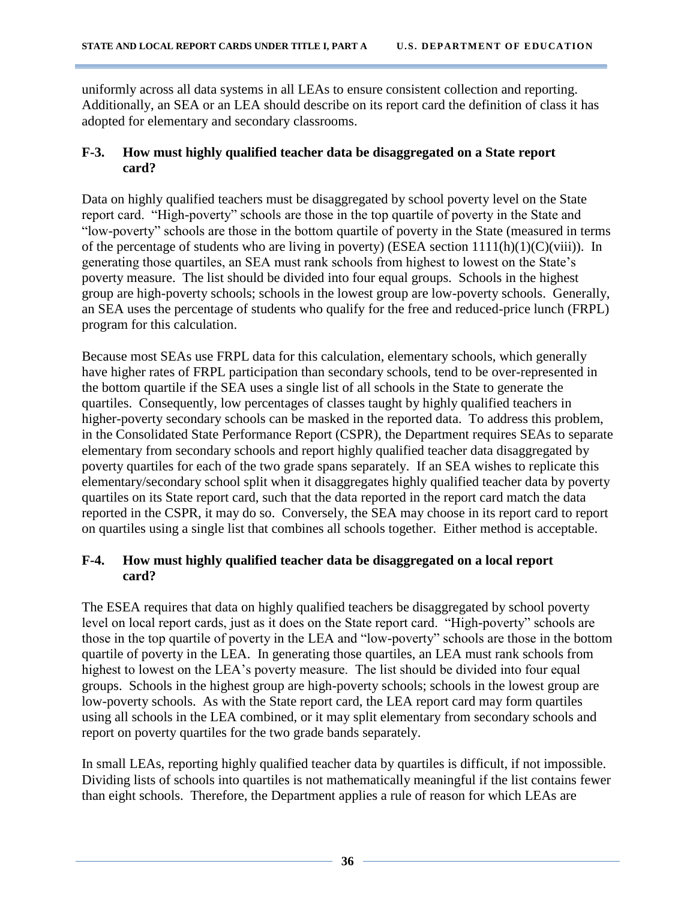uniformly across all data systems in all LEAs to ensure consistent collection and reporting. Additionally, an SEA or an LEA should describe on its report card the definition of class it has adopted for elementary and secondary classrooms.

### F-3. How must highly qualified teacher data be disaggregated on a State report card?

Data on highly qualified teachers must be disaggregated by school poverty level on the State report card. "High-poverty" schools are those in the top quartile of poverty in the State and "low-poverty" schools are those in the bottom quartile of poverty in the State (measured in terms of the percentage of students who are living in poverty) (ESEA section 1111(h)(1)(C)(viii)). In generating those quartiles, an SEA must rank schools from highest to lowest on the State's poverty measure. The list should be divided into four equal groups. Schools in the highest group are high-poverty schools; schools in the lowest group are low-poverty schools. Generally, an SEA uses the percentage of students who qualify for the free and reduced-price lunch (FRPL) program for this calculation.

Because most SEAs use FRPL data for this calculation, elementary schools, which generally have higher rates of FRPL participation than secondary schools, tend to be over-represented in the bottom quartile if the SEA uses a single list of all schools in the State to generate the quartiles. Consequently, low percentages of classes taught by highly qualified teachers in higher-poverty secondary schools can be masked in the reported data. To address this problem, in the Consolidated State Performance Report (CSPR), the Department requires SEAs to separate elementary from secondary schools and report highly qualified teacher data disaggregated by poverty quartiles for each of the two grade spans separately. If an SEA wishes to replicate this elementary/secondary school split when it disaggregates highly qualified teacher data by poverty quartiles on its State report card, such that the data reported in the report card match the data reported in the CSPR, it may do so. Conversely, the SEA may choose in its report card to report on quartiles using a single list that combines all schools together. Either method is acceptable.

### F-4. How must highly qualified teacher data be disaggregated on a local report card?

The ESEA requires that data on highly qualified teachers be disaggregated by school poverty level on local report cards, just as it does on the State report card. "High-poverty" schools are those in the top quartile of poverty in the LEA and "low-poverty" schools are those in the bottom quartile of poverty in the LEA. In generating those quartiles, an LEA must rank schools from highest to lowest on the LEA's poverty measure. The list should be divided into four equal groups. Schools in the highest group are high-poverty schools; schools in the lowest group are low-poverty schools. As with the State report card, the LEA report card may form quartiles using all schools in the LEA combined, or it may split elementary from secondary schools and report on poverty quartiles for the two grade bands separately.

In small LEAs, reporting highly qualified teacher data by quartiles is difficult, if not impossible. Dividing lists of schools into quartiles is not mathematically meaningful if the list contains fewer than eight schools. Therefore, the Department applies a rule of reason for which LEAs are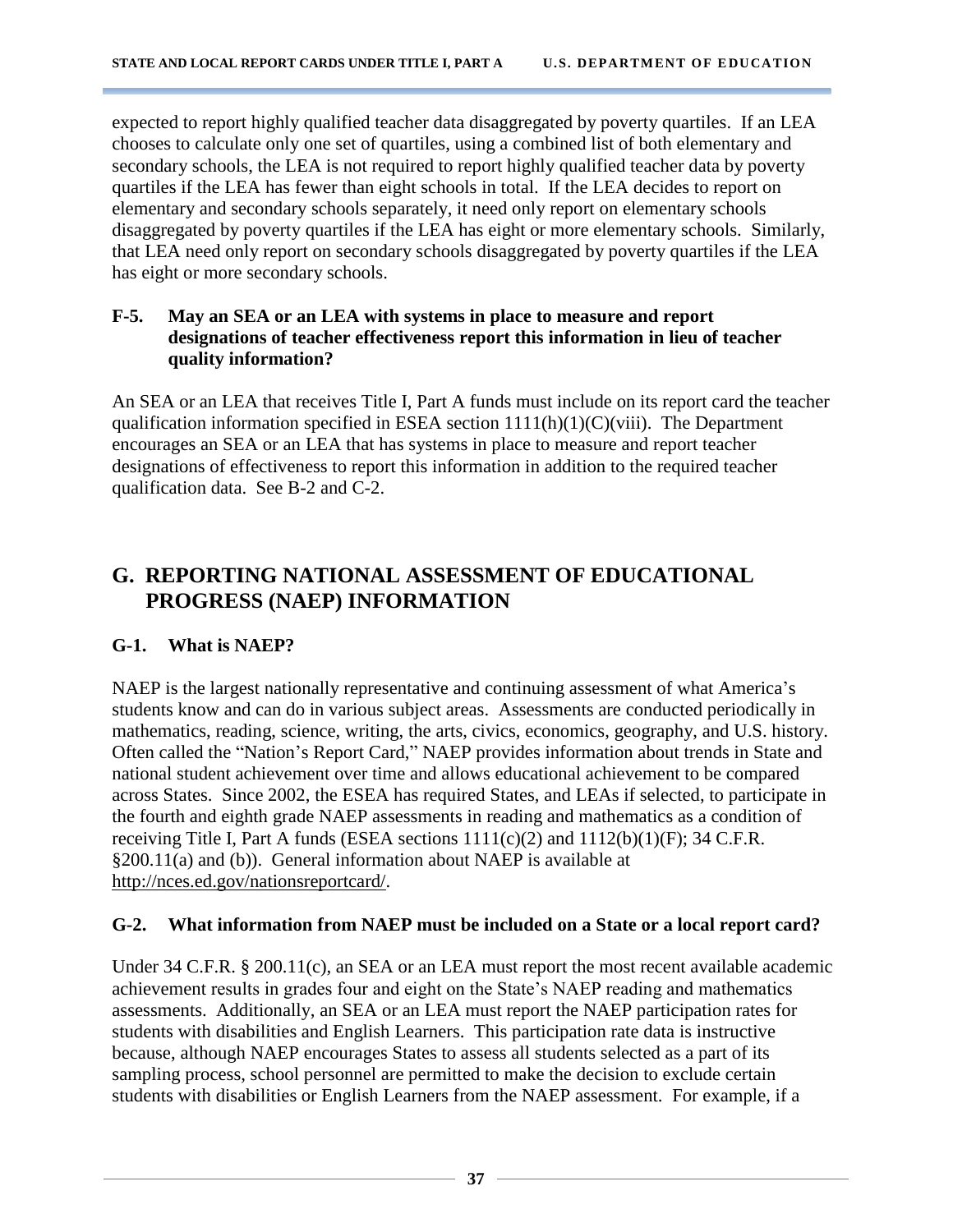expected to report highly qualified teacher data disaggregated by poverty quartiles. If an LEA chooses to calculate only one set of quartiles, using a combined list of both elementary and secondary schools, the LEA is not required to report highly qualified teacher data by poverty quartiles if the LEA has fewer than eight schools in total. If the LEA decides to report on elementary and secondary schools separately, it need only report on elementary schools disaggregated by poverty quartiles if the LEA has eight or more elementary schools. Similarly, that LEA need only report on secondary schools disaggregated by poverty quartiles if the LEA has eight or more secondary schools.

### F-5. May an SEA or an LEA with systems in place to measure and report designations of teacher effectiveness report this information in lieu of teacher quality information?

An SEA or an LEA that receives Title I, Part A funds must include on its report card the teacher qualification information specified in ESEA section 1111(h)(1)(C)(viii). The Department encourages an SEA or an LEA that has systems in place to measure and report teacher designations of effectiveness to report this information in addition to the required teacher qualification data. See B-2 and C-2.

## G. REPORTING NATIONAL ASSESSMENT OF EDUCATIONAL PROGRESS (NAEP) INFORMATION

### G-1. What is NAEP?

NAEP is the largest nationally representative and continuing assessment of what America's students know and can do in various subject areas. Assessments are conducted periodically in mathematics, reading, science, writing, the arts, civics, economics, geography, and U.S. history. Often called the "Nation's Report Card," NAEP provides information about trends in State and national student achievement over time and allows educational achievement to be compared across States. Since 2002, the ESEA has required States, and LEAs if selected, to participate in the fourth and eighth grade NAEP assessments in reading and mathematics as a condition of receiving Title I, Part A funds (ESEA sections 1111(c)(2) and 1112(b)(1)(F); 34 C.F.R. §200.11(a) and (b)). General information about NAEP is available at http://nces.ed.gov/nationsreportcard/.

### G-2. What information from NAEP must be included on a State or a local report card?

Under 34 C.F.R. § 200.11(c), an SEA or an LEA must report the most recent available academic achievement results in grades four and eight on the State's NAEP reading and mathematics assessments. Additionally, an SEA or an LEA must report the NAEP participation rates for students with disabilities and English Learners. This participation rate data is instructive because, although NAEP encourages States to assess all students selected as a part of its sampling process, school personnel are permitted to make the decision to exclude certain students with disabilities or English Learners from the NAEP assessment. For example, if a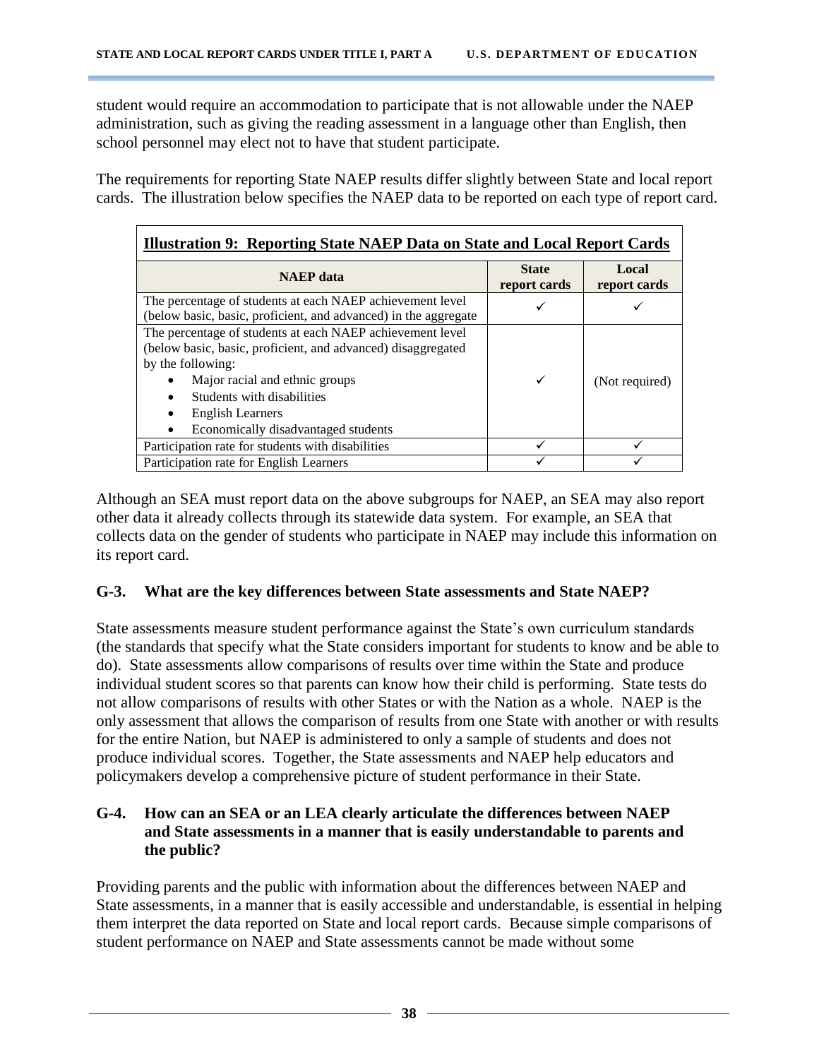student would require an accommodation to participate that is not allowable under the NAEP administration, such as giving the reading assessment in a language other than English, then school personnel may elect not to have that student participate.

The requirements for reporting State NAEP results differ slightly between State and local report cards. The illustration below specifies the NAEP data to be reported on each type of report card.

**Illustration 9: Reporting State NAEP Data on State and Local Report Cards**

| NAEP data | State report cards | Local report cards |
|---|---|---|
| The percentage of students at each NAEP achievement level (below basic, basic, proficient, and advanced) in the aggregate | ✓ | ✓ |
| The percentage of students at each NAEP achievement level (below basic, basic, proficient, and advanced) disaggregated by the following: • Major racial and ethnic groups • Students with disabilities • English Learners • Economically disadvantaged students | ✓ | (Not required) |
| Participation rate for students with disabilities | ✓ | ✓ |
| Participation rate for English Learners | ✓ | ✓ |

Although an SEA must report data on the above subgroups for NAEP, an SEA may also report other data it already collects through its statewide data system. For example, an SEA that collects data on the gender of students who participate in NAEP may include this information on its report card.

### G-3. What are the key differences between State assessments and State NAEP?

State assessments measure student performance against the State's own curriculum standards (the standards that specify what the State considers important for students to know and be able to do). State assessments allow comparisons of results over time within the State and produce individual student scores so that parents can know how their child is performing. State tests do not allow comparisons of results with other States or with the Nation as a whole. NAEP is the only assessment that allows the comparison of results from one State with another or with results for the entire Nation, but NAEP is administered to only a sample of students and does not produce individual scores. Together, the State assessments and NAEP help educators and policymakers develop a comprehensive picture of student performance in their State.

### G-4. How can an SEA or an LEA clearly articulate the differences between NAEP and State assessments in a manner that is easily understandable to parents and the public?

Providing parents and the public with information about the differences between NAEP and State assessments, in a manner that is easily accessible and understandable, is essential in helping them interpret the data reported on State and local report cards. Because simple comparisons of student performance on NAEP and State assessments cannot be made without some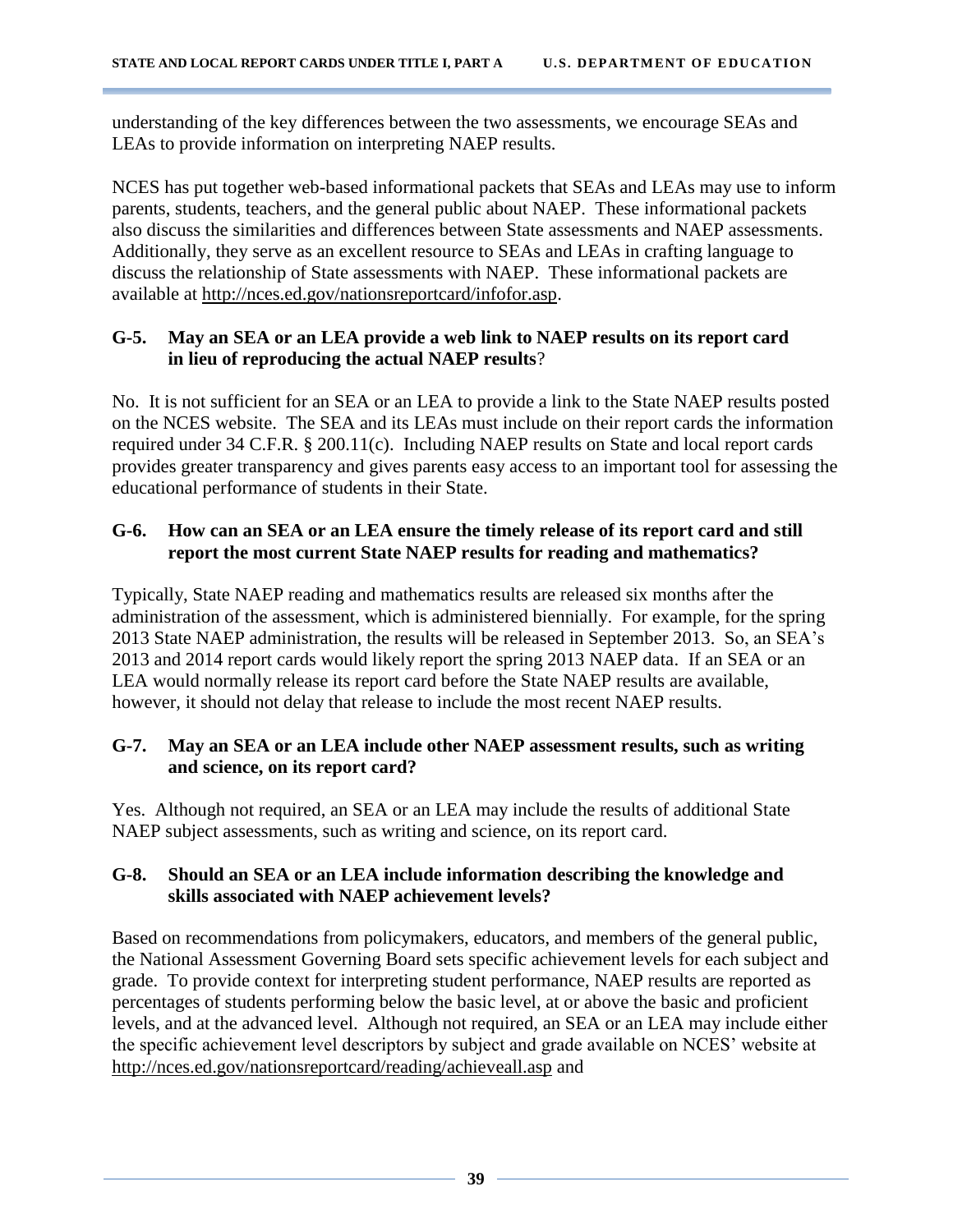understanding of the key differences between the two assessments, we encourage SEAs and LEAs to provide information on interpreting NAEP results.

NCES has put together web-based informational packets that SEAs and LEAs may use to inform parents, students, teachers, and the general public about NAEP. These informational packets also discuss the similarities and differences between State assessments and NAEP assessments. Additionally, they serve as an excellent resource to SEAs and LEAs in crafting language to discuss the relationship of State assessments with NAEP. These informational packets are available at http://nces.ed.gov/nationsreportcard/infofor.asp.

### G-5. May an SEA or an LEA provide a web link to NAEP results on its report card in lieu of reproducing the actual NAEP results?

No. It is not sufficient for an SEA or an LEA to provide a link to the State NAEP results posted on the NCES website. The SEA and its LEAs must include on their report cards the information required under 34 C.F.R. § 200.11(c). Including NAEP results on State and local report cards provides greater transparency and gives parents easy access to an important tool for assessing the educational performance of students in their State.

### G-6. How can an SEA or an LEA ensure the timely release of its report card and still report the most current State NAEP results for reading and mathematics?

Typically, State NAEP reading and mathematics results are released six months after the administration of the assessment, which is administered biennially. For example, for the spring 2013 State NAEP administration, the results will be released in September 2013. So, an SEA's 2013 and 2014 report cards would likely report the spring 2013 NAEP data. If an SEA or an LEA would normally release its report card before the State NAEP results are available, however, it should not delay that release to include the most recent NAEP results.

### G-7. May an SEA or an LEA include other NAEP assessment results, such as writing and science, on its report card?

Yes. Although not required, an SEA or an LEA may include the results of additional State NAEP subject assessments, such as writing and science, on its report card.

### G-8. Should an SEA or an LEA include information describing the knowledge and skills associated with NAEP achievement levels?

Based on recommendations from policymakers, educators, and members of the general public, the National Assessment Governing Board sets specific achievement levels for each subject and grade. To provide context for interpreting student performance, NAEP results are reported as percentages of students performing below the basic level, at or above the basic and proficient levels, and at the advanced level. Although not required, an SEA or an LEA may include either the specific achievement level descriptors by subject and grade available on NCES' website at http://nces.ed.gov/nationsreportcard/reading/achieveall.asp and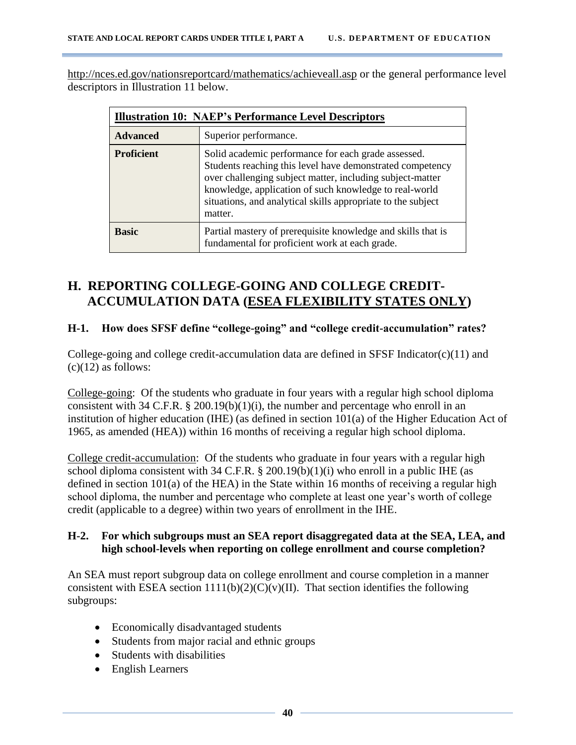http://nces.ed.gov/nationsreportcard/mathematics/achieveall.asp or the general performance level descriptors in Illustration 11 below.

| **Illustration 10: NAEP's Performance Level Descriptors** | |
|---|---|
| **Advanced** | Superior performance. |
| **Proficient** | Solid academic performance for each grade assessed. Students reaching this level have demonstrated competency over challenging subject matter, including subject-matter knowledge, application of such knowledge to real-world situations, and analytical skills appropriate to the subject matter. |
| **Basic** | Partial mastery of prerequisite knowledge and skills that is fundamental for proficient work at each grade. |

## H. REPORTING COLLEGE-GOING AND COLLEGE CREDIT-ACCUMULATION DATA (ESEA FLEXIBILITY STATES ONLY)

### H-1. How does SFSF define "college-going" and "college credit-accumulation" rates?

College-going and college credit-accumulation data are defined in SFSF Indicator(c)(11) and (c)(12) as follows:

College-going: Of the students who graduate in four years with a regular high school diploma consistent with 34 C.F.R. § 200.19(b)(1)(i), the number and percentage who enroll in an institution of higher education (IHE) (as defined in section 101(a) of the Higher Education Act of 1965, as amended (HEA)) within 16 months of receiving a regular high school diploma.

College credit-accumulation: Of the students who graduate in four years with a regular high school diploma consistent with 34 C.F.R. § 200.19(b)(1)(i) who enroll in a public IHE (as defined in section 101(a) of the HEA) in the State within 16 months of receiving a regular high school diploma, the number and percentage who complete at least one year's worth of college credit (applicable to a degree) within two years of enrollment in the IHE.

### H-2. For which subgroups must an SEA report disaggregated data at the SEA, LEA, and high school-levels when reporting on college enrollment and course completion?

An SEA must report subgroup data on college enrollment and course completion in a manner consistent with ESEA section 1111(b)(2)(C)(v)(II). That section identifies the following subgroups:

- Economically disadvantaged students
- Students from major racial and ethnic groups
- Students with disabilities
- English Learners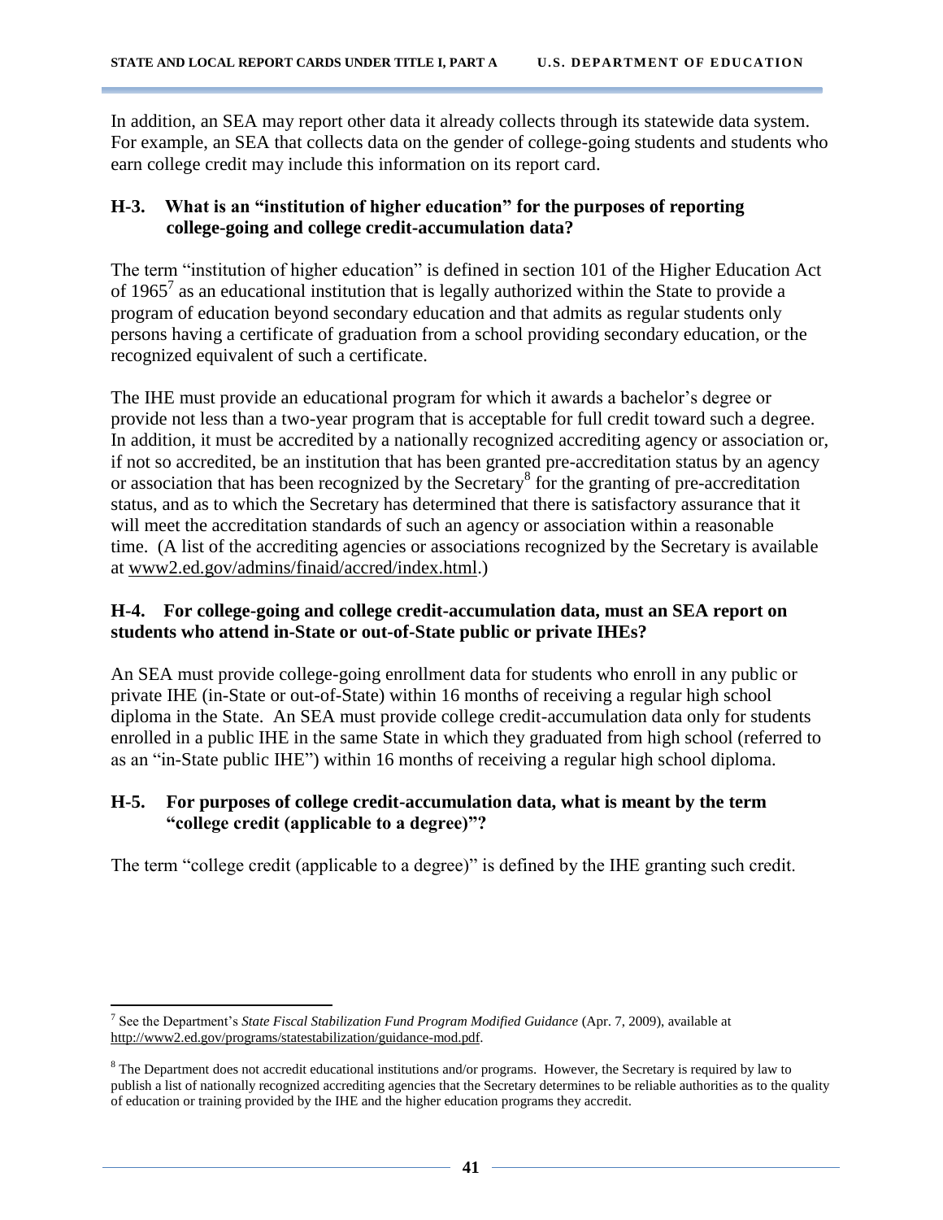In addition, an SEA may report other data it already collects through its statewide data system. For example, an SEA that collects data on the gender of college-going students and students who earn college credit may include this information on its report card.

### H-3. What is an "institution of higher education" for the purposes of reporting college-going and college credit-accumulation data?

The term "institution of higher education" is defined in section 101 of the Higher Education Act of 1965[7] as an educational institution that is legally authorized within the State to provide a program of education beyond secondary education and that admits as regular students only persons having a certificate of graduation from a school providing secondary education, or the recognized equivalent of such a certificate.

The IHE must provide an educational program for which it awards a bachelor's degree or provide not less than a two-year program that is acceptable for full credit toward such a degree. In addition, it must be accredited by a nationally recognized accrediting agency or association or, if not so accredited, be an institution that has been granted pre-accreditation status by an agency or association that has been recognized by the Secretary[8] for the granting of pre-accreditation status, and as to which the Secretary has determined that there is satisfactory assurance that it will meet the accreditation standards of such an agency or association within a reasonable time. (A list of the accrediting agencies or associations recognized by the Secretary is available at www2.ed.gov/admins/finaid/accred/index.html.)

### H-4. For college-going and college credit-accumulation data, must an SEA report on students who attend in-State or out-of-State public or private IHEs?

An SEA must provide college-going enrollment data for students who enroll in any public or private IHE (in-State or out-of-State) within 16 months of receiving a regular high school diploma in the State. An SEA must provide college credit-accumulation data only for students enrolled in a public IHE in the same State in which they graduated from high school (referred to as an "in-State public IHE") within 16 months of receiving a regular high school diploma.

### H-5. For purposes of college credit-accumulation data, what is meant by the term "college credit (applicable to a degree)"?

The term "college credit (applicable to a degree)" is defined by the IHE granting such credit.

---

[7] See the Department's *State Fiscal Stabilization Fund Program Modified Guidance* (Apr. 7, 2009), available at http://www2.ed.gov/programs/statestabilization/guidance-mod.pdf.

[8] The Department does not accredit educational institutions and/or programs. However, the Secretary is required by law to publish a list of nationally recognized accrediting agencies that the Secretary determines to be reliable authorities as to the quality of education or training provided by the IHE and the higher education programs they accredit.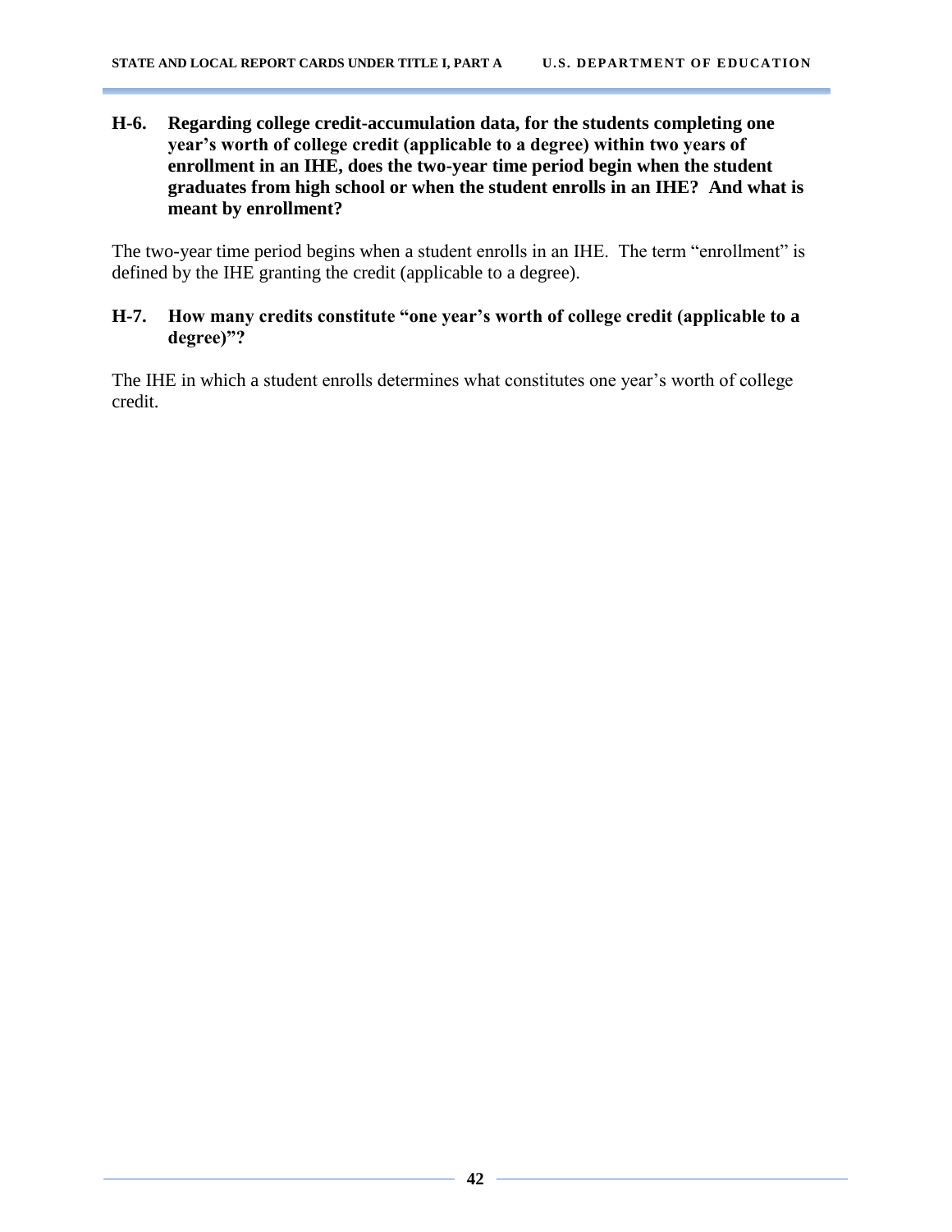**H-6. Regarding college credit-accumulation data, for the students completing one year's worth of college credit (applicable to a degree) within two years of enrollment in an IHE, does the two-year time period begin when the student graduates from high school or when the student enrolls in an IHE? And what is meant by enrollment?**

The two-year time period begins when a student enrolls in an IHE. The term "enrollment" is defined by the IHE granting the credit (applicable to a degree).

**H-7. How many credits constitute "one year's worth of college credit (applicable to a degree)"?**

The IHE in which a student enrolls determines what constitutes one year's worth of college credit.